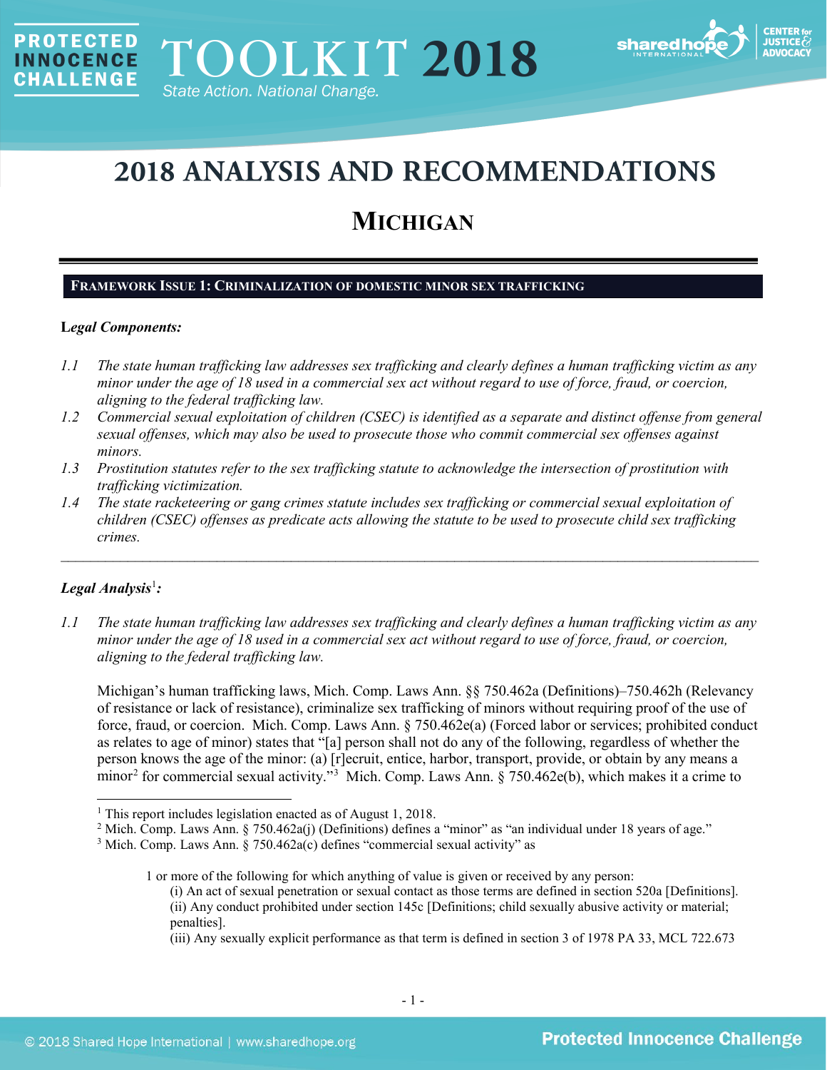PROTECTED INNOCENCE CHALLENGE

# TOOLKIT 2018

*State Action. National Change.*

# 2018 ANALYSIS AND RECOMMENDATIONS

## MICHIGAN

### FRAMEWORK ISSUE 1: CRIMINALIZATION OF DOMESTIC MINOR SEX TRAFFICKING

***Legal Components:***

*1.1 The state human trafficking law addresses sex trafficking and clearly defines a human trafficking victim as any minor under the age of 18 used in a commercial sex act without regard to use of force, fraud, or coercion, aligning to the federal trafficking law.*

*1.2 Commercial sexual exploitation of children (CSEC) is identified as a separate and distinct offense from general sexual offenses, which may also be used to prosecute those who commit commercial sex offenses against minors.*

*1.3 Prostitution statutes refer to the sex trafficking statute to acknowledge the intersection of prostitution with trafficking victimization.*

*1.4 The state racketeering or gang crimes statute includes sex trafficking or commercial sexual exploitation of children (CSEC) offenses as predicate acts allowing the statute to be used to prosecute child sex trafficking crimes.*

---

***Legal Analysis***[1]***:***

*1.1 The state human trafficking law addresses sex trafficking and clearly defines a human trafficking victim as any minor under the age of 18 used in a commercial sex act without regard to use of force, fraud, or coercion, aligning to the federal trafficking law.*

Michigan's human trafficking laws, Mich. Comp. Laws Ann. §§ 750.462a (Definitions)–750.462h (Relevancy of resistance or lack of resistance), criminalize sex trafficking of minors without requiring proof of the use of force, fraud, or coercion. Mich. Comp. Laws Ann. § 750.462e(a) (Forced labor or services; prohibited conduct as relates to age of minor) states that "[a] person shall not do any of the following, regardless of whether the person knows the age of the minor: (a) [r]ecruit, entice, harbor, transport, provide, or obtain by any means a minor[2] for commercial sexual activity."[3] Mich. Comp. Laws Ann. § 750.462e(b), which makes it a crime to

---

[1] This report includes legislation enacted as of August 1, 2018.

[2] Mich. Comp. Laws Ann. § 750.462a(j) (Definitions) defines a "minor" as "an individual under 18 years of age."

[3] Mich. Comp. Laws Ann. § 750.462a(c) defines "commercial sexual activity" as

> 1 or more of the following for which anything of value is given or received by any person:
> (i) An act of sexual penetration or sexual contact as those terms are defined in section 520a [Definitions].
> (ii) Any conduct prohibited under section 145c [Definitions; child sexually abusive activity or material; penalties].
> (iii) Any sexually explicit performance as that term is defined in section 3 of 1978 PA 33, MCL 722.673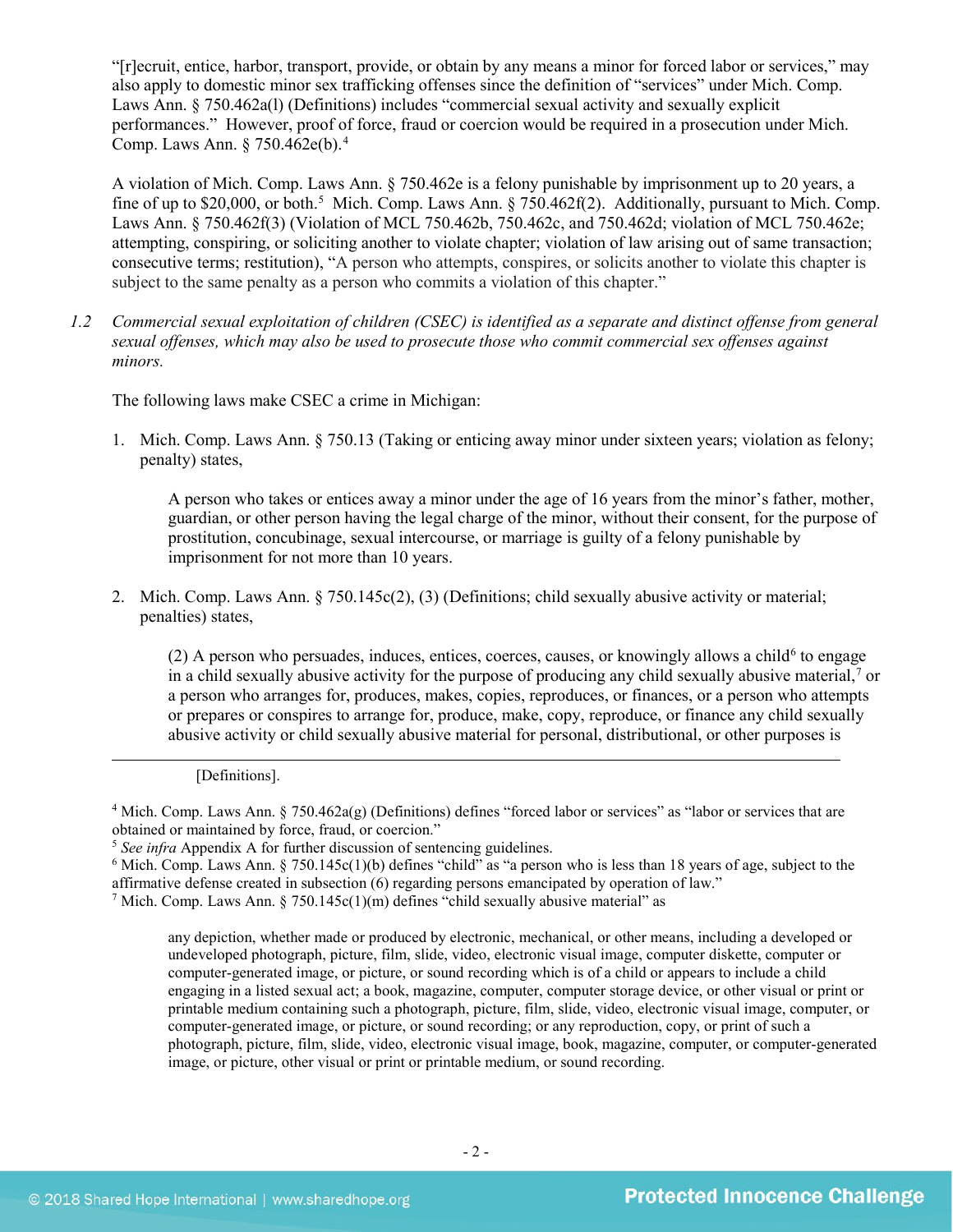"[r]ecruit, entice, harbor, transport, provide, or obtain by any means a minor for forced labor or services," may also apply to domestic minor sex trafficking offenses since the definition of "services" under Mich. Comp. Laws Ann. § 750.462a(l) (Definitions) includes "commercial sexual activity and sexually explicit performances." However, proof of force, fraud or coercion would be required in a prosecution under Mich. Comp. Laws Ann. § 750.462e(b).[4]

A violation of Mich. Comp. Laws Ann. § 750.462e is a felony punishable by imprisonment up to 20 years, a fine of up to $20,000, or both.[5] Mich. Comp. Laws Ann. § 750.462f(2). Additionally, pursuant to Mich. Comp. Laws Ann. § 750.462f(3) (Violation of MCL 750.462b, 750.462c, and 750.462d; violation of MCL 750.462e; attempting, conspiring, or soliciting another to violate chapter; violation of law arising out of same transaction; consecutive terms; restitution), "A person who attempts, conspires, or solicits another to violate this chapter is subject to the same penalty as a person who commits a violation of this chapter."

1.2 *Commercial sexual exploitation of children (CSEC) is identified as a separate and distinct offense from general sexual offenses, which may also be used to prosecute those who commit commercial sex offenses against minors.*

The following laws make CSEC a crime in Michigan:

1. Mich. Comp. Laws Ann. § 750.13 (Taking or enticing away minor under sixteen years; violation as felony; penalty) states,

   > A person who takes or entices away a minor under the age of 16 years from the minor's father, mother, guardian, or other person having the legal charge of the minor, without their consent, for the purpose of prostitution, concubinage, sexual intercourse, or marriage is guilty of a felony punishable by imprisonment for not more than 10 years.

2. Mich. Comp. Laws Ann. § 750.145c(2), (3) (Definitions; child sexually abusive activity or material; penalties) states,

   > (2) A person who persuades, induces, entices, coerces, causes, or knowingly allows a child[6] to engage in a child sexually abusive activity for the purpose of producing any child sexually abusive material,[7] or a person who arranges for, produces, makes, copies, reproduces, or finances, or a person who attempts or prepares or conspires to arrange for, produce, make, copy, reproduce, or finance any child sexually abusive activity or child sexually abusive material for personal, distributional, or other purposes is

---

[Definitions].

[4] Mich. Comp. Laws Ann. § 750.462a(g) (Definitions) defines "forced labor or services" as "labor or services that are obtained or maintained by force, fraud, or coercion."

[5] *See infra* Appendix A for further discussion of sentencing guidelines.

[6] Mich. Comp. Laws Ann. § 750.145c(1)(b) defines "child" as "a person who is less than 18 years of age, subject to the affirmative defense created in subsection (6) regarding persons emancipated by operation of law."

[7] Mich. Comp. Laws Ann. § 750.145c(1)(m) defines "child sexually abusive material" as

> any depiction, whether made or produced by electronic, mechanical, or other means, including a developed or undeveloped photograph, picture, film, slide, video, electronic visual image, computer diskette, computer or computer-generated image, or picture, or sound recording which is of a child or appears to include a child engaging in a listed sexual act; a book, magazine, computer, computer storage device, or other visual or print or printable medium containing such a photograph, picture, film, slide, video, electronic visual image, computer, or computer-generated image, or picture, or sound recording; or any reproduction, copy, or print of such a photograph, picture, film, slide, video, electronic visual image, book, magazine, computer, or computer-generated image, or picture, other visual or print or printable medium, or sound recording.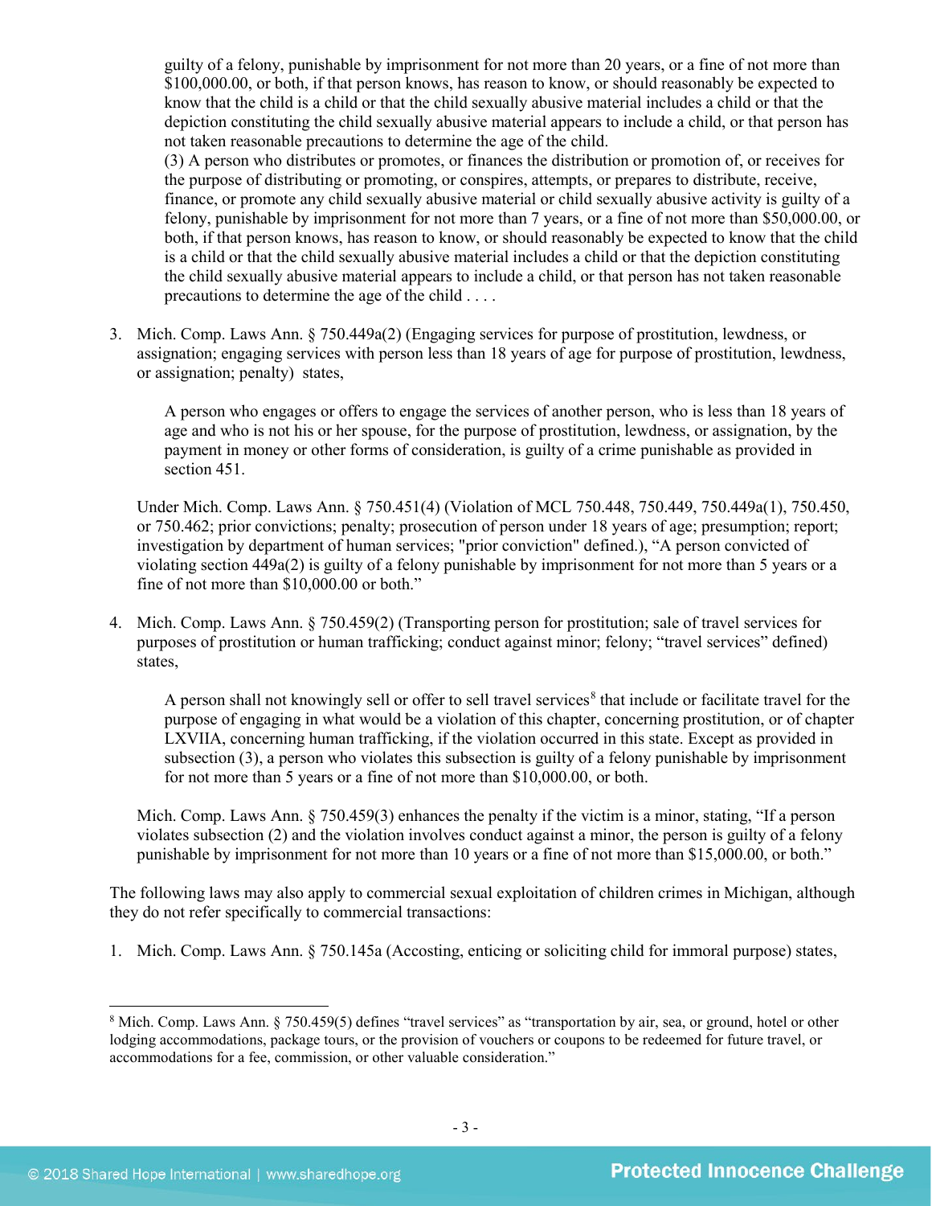guilty of a felony, punishable by imprisonment for not more than 20 years, or a fine of not more than $100,000.00, or both, if that person knows, has reason to know, or should reasonably be expected to know that the child is a child or that the child sexually abusive material includes a child or that the depiction constituting the child sexually abusive material appears to include a child, or that person has not taken reasonable precautions to determine the age of the child.

> (3) A person who distributes or promotes, or finances the distribution or promotion of, or receives for the purpose of distributing or promoting, or conspires, attempts, or prepares to distribute, receive, finance, or promote any child sexually abusive material or child sexually abusive activity is guilty of a felony, punishable by imprisonment for not more than 7 years, or a fine of not more than $50,000.00, or both, if that person knows, has reason to know, or should reasonably be expected to know that the child is a child or that the child sexually abusive material includes a child or that the depiction constituting the child sexually abusive material appears to include a child, or that person has not taken reasonable precautions to determine the age of the child . . . .

3. Mich. Comp. Laws Ann. § 750.449a(2) (Engaging services for purpose of prostitution, lewdness, or assignation; engaging services with person less than 18 years of age for purpose of prostitution, lewdness, or assignation; penalty) states,

   > A person who engages or offers to engage the services of another person, who is less than 18 years of age and who is not his or her spouse, for the purpose of prostitution, lewdness, or assignation, by the payment in money or other forms of consideration, is guilty of a crime punishable as provided in section 451.

   Under Mich. Comp. Laws Ann. § 750.451(4) (Violation of MCL 750.448, 750.449, 750.449a(1), 750.450, or 750.462; prior convictions; penalty; prosecution of person under 18 years of age; presumption; report; investigation by department of human services; "prior conviction" defined.), "A person convicted of violating section 449a(2) is guilty of a felony punishable by imprisonment for not more than 5 years or a fine of not more than $10,000.00 or both."

4. Mich. Comp. Laws Ann. § 750.459(2) (Transporting person for prostitution; sale of travel services for purposes of prostitution or human trafficking; conduct against minor; felony; "travel services" defined) states,

   > A person shall not knowingly sell or offer to sell travel services[8] that include or facilitate travel for the purpose of engaging in what would be a violation of this chapter, concerning prostitution, or of chapter LXVIIA, concerning human trafficking, if the violation occurred in this state. Except as provided in subsection (3), a person who violates this subsection is guilty of a felony punishable by imprisonment for not more than 5 years or a fine of not more than $10,000.00, or both.

   Mich. Comp. Laws Ann. § 750.459(3) enhances the penalty if the victim is a minor, stating, "If a person violates subsection (2) and the violation involves conduct against a minor, the person is guilty of a felony punishable by imprisonment for not more than 10 years or a fine of not more than $15,000.00, or both."

The following laws may also apply to commercial sexual exploitation of children crimes in Michigan, although they do not refer specifically to commercial transactions:

1. Mich. Comp. Laws Ann. § 750.145a (Accosting, enticing or soliciting child for immoral purpose) states,

---

[8] Mich. Comp. Laws Ann. § 750.459(5) defines "travel services" as "transportation by air, sea, or ground, hotel or other lodging accommodations, package tours, or the provision of vouchers or coupons to be redeemed for future travel, or accommodations for a fee, commission, or other valuable consideration."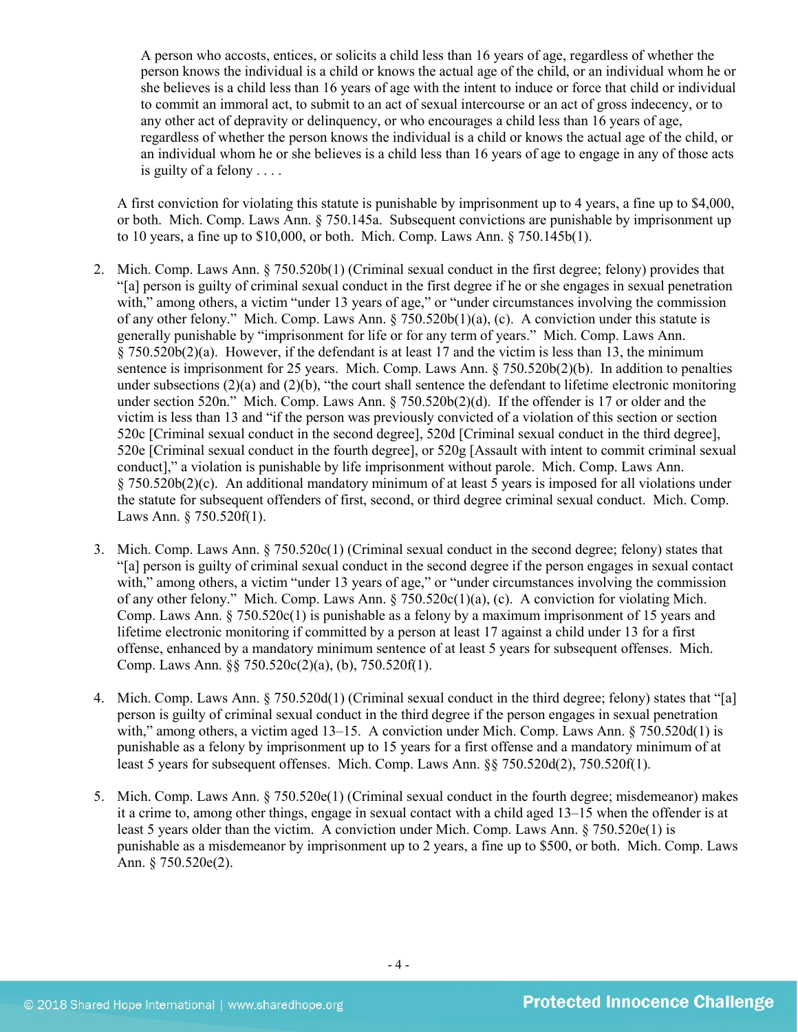> A person who accosts, entices, or solicits a child less than 16 years of age, regardless of whether the person knows the individual is a child or knows the actual age of the child, or an individual whom he or she believes is a child less than 16 years of age with the intent to induce or force that child or individual to commit an immoral act, to submit to an act of sexual intercourse or an act of gross indecency, or to any other act of depravity or delinquency, or who encourages a child less than 16 years of age, regardless of whether the person knows the individual is a child or knows the actual age of the child, or an individual whom he or she believes is a child less than 16 years of age to engage in any of those acts is guilty of a felony . . . .

A first conviction for violating this statute is punishable by imprisonment up to 4 years, a fine up to $4,000, or both. Mich. Comp. Laws Ann. § 750.145a. Subsequent convictions are punishable by imprisonment up to 10 years, a fine up to $10,000, or both. Mich. Comp. Laws Ann. § 750.145b(1).

2. Mich. Comp. Laws Ann. § 750.520b(1) (Criminal sexual conduct in the first degree; felony) provides that "[a] person is guilty of criminal sexual conduct in the first degree if he or she engages in sexual penetration with," among others, a victim "under 13 years of age," or "under circumstances involving the commission of any other felony." Mich. Comp. Laws Ann. § 750.520b(1)(a), (c). A conviction under this statute is generally punishable by "imprisonment for life or for any term of years." Mich. Comp. Laws Ann. § 750.520b(2)(a). However, if the defendant is at least 17 and the victim is less than 13, the minimum sentence is imprisonment for 25 years. Mich. Comp. Laws Ann. § 750.520b(2)(b). In addition to penalties under subsections (2)(a) and (2)(b), "the court shall sentence the defendant to lifetime electronic monitoring under section 520n." Mich. Comp. Laws Ann. § 750.520b(2)(d). If the offender is 17 or older and the victim is less than 13 and "if the person was previously convicted of a violation of this section or section 520c [Criminal sexual conduct in the second degree], 520d [Criminal sexual conduct in the third degree], 520e [Criminal sexual conduct in the fourth degree], or 520g [Assault with intent to commit criminal sexual conduct]," a violation is punishable by life imprisonment without parole. Mich. Comp. Laws Ann. § 750.520b(2)(c). An additional mandatory minimum of at least 5 years is imposed for all violations under the statute for subsequent offenders of first, second, or third degree criminal sexual conduct. Mich. Comp. Laws Ann. § 750.520f(1).

3. Mich. Comp. Laws Ann. § 750.520c(1) (Criminal sexual conduct in the second degree; felony) states that "[a] person is guilty of criminal sexual conduct in the second degree if the person engages in sexual contact with," among others, a victim "under 13 years of age," or "under circumstances involving the commission of any other felony." Mich. Comp. Laws Ann. § 750.520c(1)(a), (c). A conviction for violating Mich. Comp. Laws Ann. § 750.520c(1) is punishable as a felony by a maximum imprisonment of 15 years and lifetime electronic monitoring if committed by a person at least 17 against a child under 13 for a first offense, enhanced by a mandatory minimum sentence of at least 5 years for subsequent offenses. Mich. Comp. Laws Ann. §§ 750.520c(2)(a), (b), 750.520f(1).

4. Mich. Comp. Laws Ann. § 750.520d(1) (Criminal sexual conduct in the third degree; felony) states that "[a] person is guilty of criminal sexual conduct in the third degree if the person engages in sexual penetration with," among others, a victim aged 13–15. A conviction under Mich. Comp. Laws Ann. § 750.520d(1) is punishable as a felony by imprisonment up to 15 years for a first offense and a mandatory minimum of at least 5 years for subsequent offenses. Mich. Comp. Laws Ann. §§ 750.520d(2), 750.520f(1).

5. Mich. Comp. Laws Ann. § 750.520e(1) (Criminal sexual conduct in the fourth degree; misdemeanor) makes it a crime to, among other things, engage in sexual contact with a child aged 13–15 when the offender is at least 5 years older than the victim. A conviction under Mich. Comp. Laws Ann. § 750.520e(1) is punishable as a misdemeanor by imprisonment up to 2 years, a fine up to $500, or both. Mich. Comp. Laws Ann. § 750.520e(2).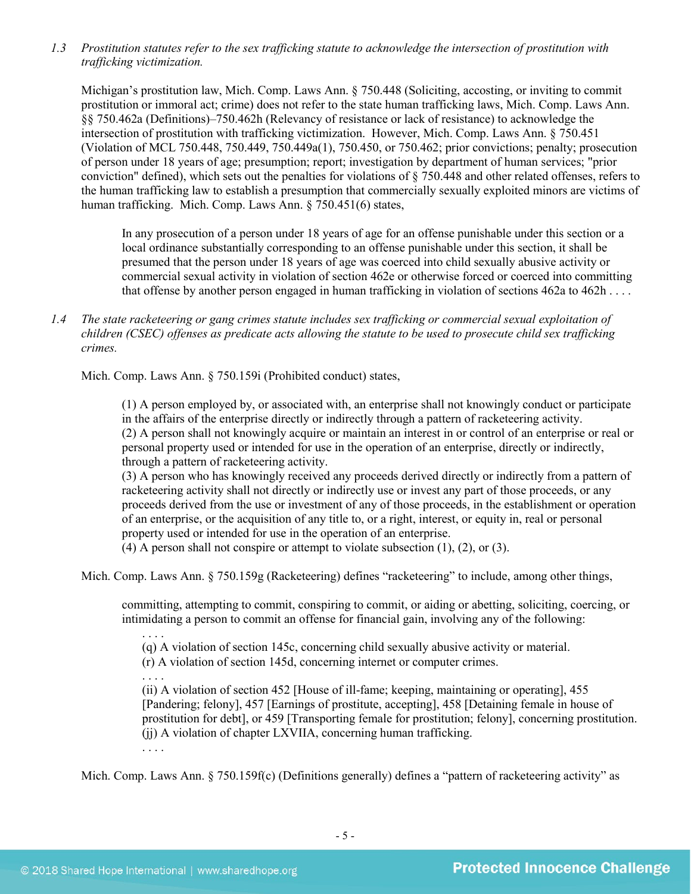*1.3 Prostitution statutes refer to the sex trafficking statute to acknowledge the intersection of prostitution with trafficking victimization.*

Michigan's prostitution law, Mich. Comp. Laws Ann. § 750.448 (Soliciting, accosting, or inviting to commit prostitution or immoral act; crime) does not refer to the state human trafficking laws, Mich. Comp. Laws Ann. §§ 750.462a (Definitions)–750.462h (Relevancy of resistance or lack of resistance) to acknowledge the intersection of prostitution with trafficking victimization. However, Mich. Comp. Laws Ann. § 750.451 (Violation of MCL 750.448, 750.449, 750.449a(1), 750.450, or 750.462; prior convictions; penalty; prosecution of person under 18 years of age; presumption; report; investigation by department of human services; "prior conviction" defined), which sets out the penalties for violations of § 750.448 and other related offenses, refers to the human trafficking law to establish a presumption that commercially sexually exploited minors are victims of human trafficking. Mich. Comp. Laws Ann. § 750.451(6) states,

> In any prosecution of a person under 18 years of age for an offense punishable under this section or a local ordinance substantially corresponding to an offense punishable under this section, it shall be presumed that the person under 18 years of age was coerced into child sexually abusive activity or commercial sexual activity in violation of section 462e or otherwise forced or coerced into committing that offense by another person engaged in human trafficking in violation of sections 462a to 462h . . . .

*1.4 The state racketeering or gang crimes statute includes sex trafficking or commercial sexual exploitation of children (CSEC) offenses as predicate acts allowing the statute to be used to prosecute child sex trafficking crimes.*

Mich. Comp. Laws Ann. § 750.159i (Prohibited conduct) states,

> (1) A person employed by, or associated with, an enterprise shall not knowingly conduct or participate in the affairs of the enterprise directly or indirectly through a pattern of racketeering activity.
> (2) A person shall not knowingly acquire or maintain an interest in or control of an enterprise or real or personal property used or intended for use in the operation of an enterprise, directly or indirectly, through a pattern of racketeering activity.
> (3) A person who has knowingly received any proceeds derived directly or indirectly from a pattern of racketeering activity shall not directly or indirectly use or invest any part of those proceeds, or any proceeds derived from the use or investment of any of those proceeds, in the establishment or operation of an enterprise, or the acquisition of any title to, or a right, interest, or equity in, real or personal property used or intended for use in the operation of an enterprise.
> (4) A person shall not conspire or attempt to violate subsection (1), (2), or (3).

Mich. Comp. Laws Ann. § 750.159g (Racketeering) defines "racketeering" to include, among other things,

> committing, attempting to commit, conspiring to commit, or aiding or abetting, soliciting, coercing, or intimidating a person to commit an offense for financial gain, involving any of the following:
>
> . . . .
> (q) A violation of section 145c, concerning child sexually abusive activity or material.
> (r) A violation of section 145d, concerning internet or computer crimes.
> . . . .
> (ii) A violation of section 452 [House of ill-fame; keeping, maintaining or operating], 455 [Pandering; felony], 457 [Earnings of prostitute, accepting], 458 [Detaining female in house of prostitution for debt], or 459 [Transporting female for prostitution; felony], concerning prostitution.
> (jj) A violation of chapter LXVIIA, concerning human trafficking.
> . . . .

Mich. Comp. Laws Ann. § 750.159f(c) (Definitions generally) defines a "pattern of racketeering activity" as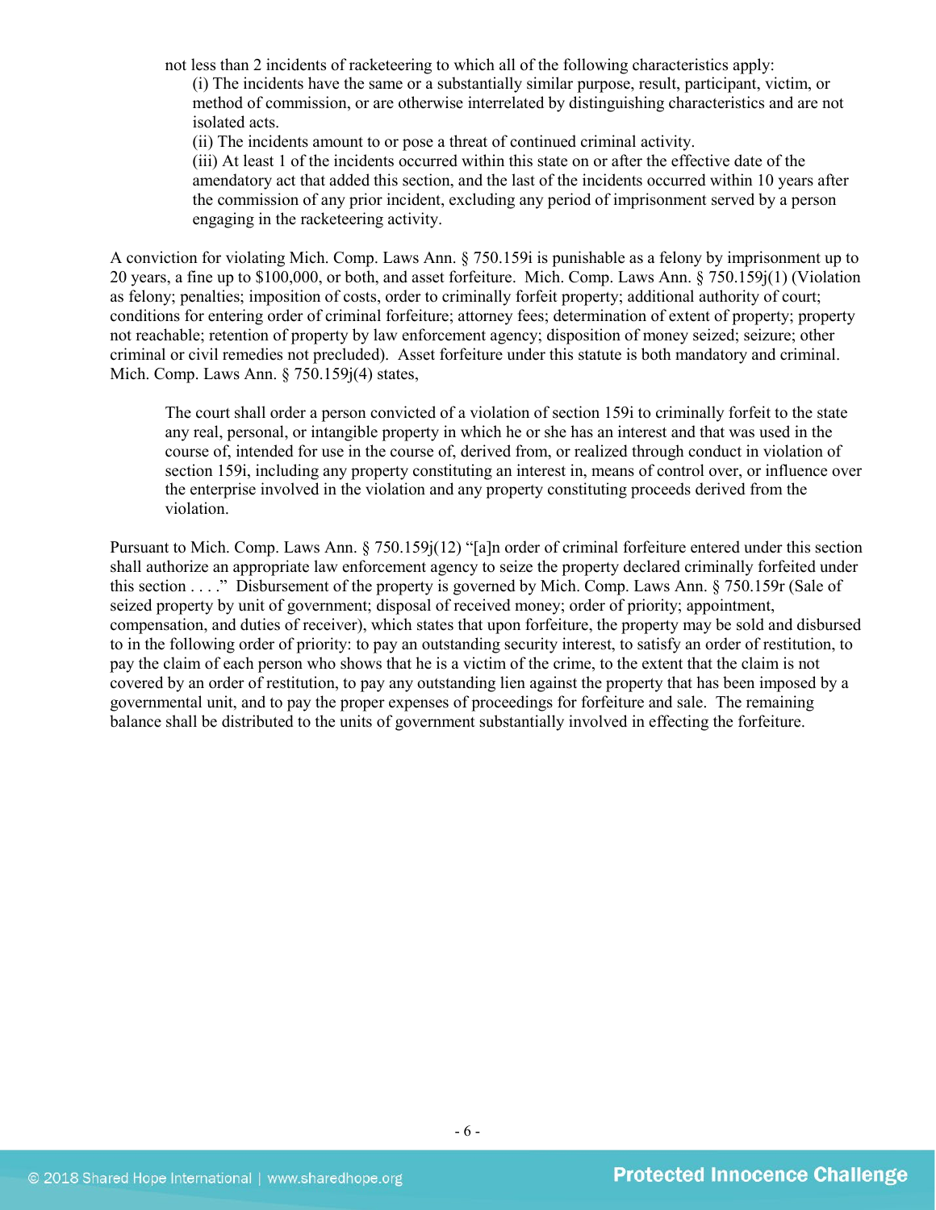not less than 2 incidents of racketeering to which all of the following characteristics apply:

(i) The incidents have the same or a substantially similar purpose, result, participant, victim, or method of commission, or are otherwise interrelated by distinguishing characteristics and are not isolated acts.

(ii) The incidents amount to or pose a threat of continued criminal activity.

(iii) At least 1 of the incidents occurred within this state on or after the effective date of the amendatory act that added this section, and the last of the incidents occurred within 10 years after the commission of any prior incident, excluding any period of imprisonment served by a person engaging in the racketeering activity.

A conviction for violating Mich. Comp. Laws Ann. § 750.159i is punishable as a felony by imprisonment up to 20 years, a fine up to $100,000, or both, and asset forfeiture. Mich. Comp. Laws Ann. § 750.159j(1) (Violation as felony; penalties; imposition of costs, order to criminally forfeit property; additional authority of court; conditions for entering order of criminal forfeiture; attorney fees; determination of extent of property; property not reachable; retention of property by law enforcement agency; disposition of money seized; seizure; other criminal or civil remedies not precluded). Asset forfeiture under this statute is both mandatory and criminal. Mich. Comp. Laws Ann. § 750.159j(4) states,

> The court shall order a person convicted of a violation of section 159i to criminally forfeit to the state any real, personal, or intangible property in which he or she has an interest and that was used in the course of, intended for use in the course of, derived from, or realized through conduct in violation of section 159i, including any property constituting an interest in, means of control over, or influence over the enterprise involved in the violation and any property constituting proceeds derived from the violation.

Pursuant to Mich. Comp. Laws Ann. § 750.159j(12) "[a]n order of criminal forfeiture entered under this section shall authorize an appropriate law enforcement agency to seize the property declared criminally forfeited under this section . . . ." Disbursement of the property is governed by Mich. Comp. Laws Ann. § 750.159r (Sale of seized property by unit of government; disposal of received money; order of priority; appointment, compensation, and duties of receiver), which states that upon forfeiture, the property may be sold and disbursed to in the following order of priority: to pay an outstanding security interest, to satisfy an order of restitution, to pay the claim of each person who shows that he is a victim of the crime, to the extent that the claim is not covered by an order of restitution, to pay any outstanding lien against the property that has been imposed by a governmental unit, and to pay the proper expenses of proceedings for forfeiture and sale. The remaining balance shall be distributed to the units of government substantially involved in effecting the forfeiture.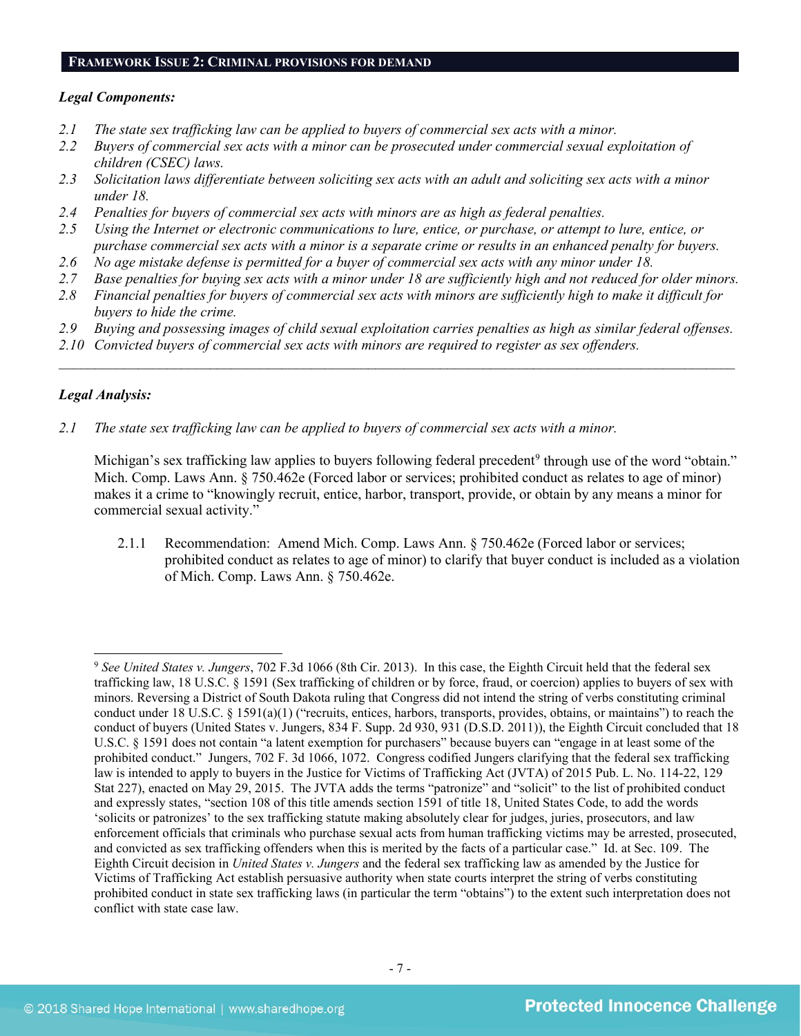## FRAMEWORK ISSUE 2: CRIMINAL PROVISIONS FOR DEMAND

***Legal Components:***

*2.1 The state sex trafficking law can be applied to buyers of commercial sex acts with a minor.*
*2.2 Buyers of commercial sex acts with a minor can be prosecuted under commercial sexual exploitation of children (CSEC) laws.*
*2.3 Solicitation laws differentiate between soliciting sex acts with an adult and soliciting sex acts with a minor under 18.*
*2.4 Penalties for buyers of commercial sex acts with minors are as high as federal penalties.*
*2.5 Using the Internet or electronic communications to lure, entice, or purchase, or attempt to lure, entice, or purchase commercial sex acts with a minor is a separate crime or results in an enhanced penalty for buyers.*
*2.6 No age mistake defense is permitted for a buyer of commercial sex acts with any minor under 18.*
*2.7 Base penalties for buying sex acts with a minor under 18 are sufficiently high and not reduced for older minors.*
*2.8 Financial penalties for buyers of commercial sex acts with minors are sufficiently high to make it difficult for buyers to hide the crime.*
*2.9 Buying and possessing images of child sexual exploitation carries penalties as high as similar federal offenses.*
*2.10 Convicted buyers of commercial sex acts with minors are required to register as sex offenders.*

---

***Legal Analysis:***

*2.1 The state sex trafficking law can be applied to buyers of commercial sex acts with a minor.*

Michigan's sex trafficking law applies to buyers following federal precedent[9] through use of the word "obtain." Mich. Comp. Laws Ann. § 750.462e (Forced labor or services; prohibited conduct as relates to age of minor) makes it a crime to "knowingly recruit, entice, harbor, transport, provide, or obtain by any means a minor for commercial sexual activity."

2.1.1 Recommendation: Amend Mich. Comp. Laws Ann. § 750.462e (Forced labor or services; prohibited conduct as relates to age of minor) to clarify that buyer conduct is included as a violation of Mich. Comp. Laws Ann. § 750.462e.

---

[9] *See United States v. Jungers*, 702 F.3d 1066 (8th Cir. 2013). In this case, the Eighth Circuit held that the federal sex trafficking law, 18 U.S.C. § 1591 (Sex trafficking of children or by force, fraud, or coercion) applies to buyers of sex with minors. Reversing a District of South Dakota ruling that Congress did not intend the string of verbs constituting criminal conduct under 18 U.S.C. § 1591(a)(1) ("recruits, entices, harbors, transports, provides, obtains, or maintains") to reach the conduct of buyers (United States v. Jungers, 834 F. Supp. 2d 930, 931 (D.S.D. 2011)), the Eighth Circuit concluded that 18 U.S.C. § 1591 does not contain "a latent exemption for purchasers" because buyers can "engage in at least some of the prohibited conduct." Jungers, 702 F. 3d 1066, 1072. Congress codified Jungers clarifying that the federal sex trafficking law is intended to apply to buyers in the Justice for Victims of Trafficking Act (JVTA) of 2015 Pub. L. No. 114-22, 129 Stat 227), enacted on May 29, 2015. The JVTA adds the terms "patronize" and "solicit" to the list of prohibited conduct and expressly states, "section 108 of this title amends section 1591 of title 18, United States Code, to add the words 'solicits or patronizes' to the sex trafficking statute making absolutely clear for judges, juries, prosecutors, and law enforcement officials that criminals who purchase sexual acts from human trafficking victims may be arrested, prosecuted, and convicted as sex trafficking offenders when this is merited by the facts of a particular case." Id. at Sec. 109. The Eighth Circuit decision in *United States v. Jungers* and the federal sex trafficking law as amended by the Justice for Victims of Trafficking Act establish persuasive authority when state courts interpret the string of verbs constituting prohibited conduct in state sex trafficking laws (in particular the term "obtains") to the extent such interpretation does not conflict with state case law.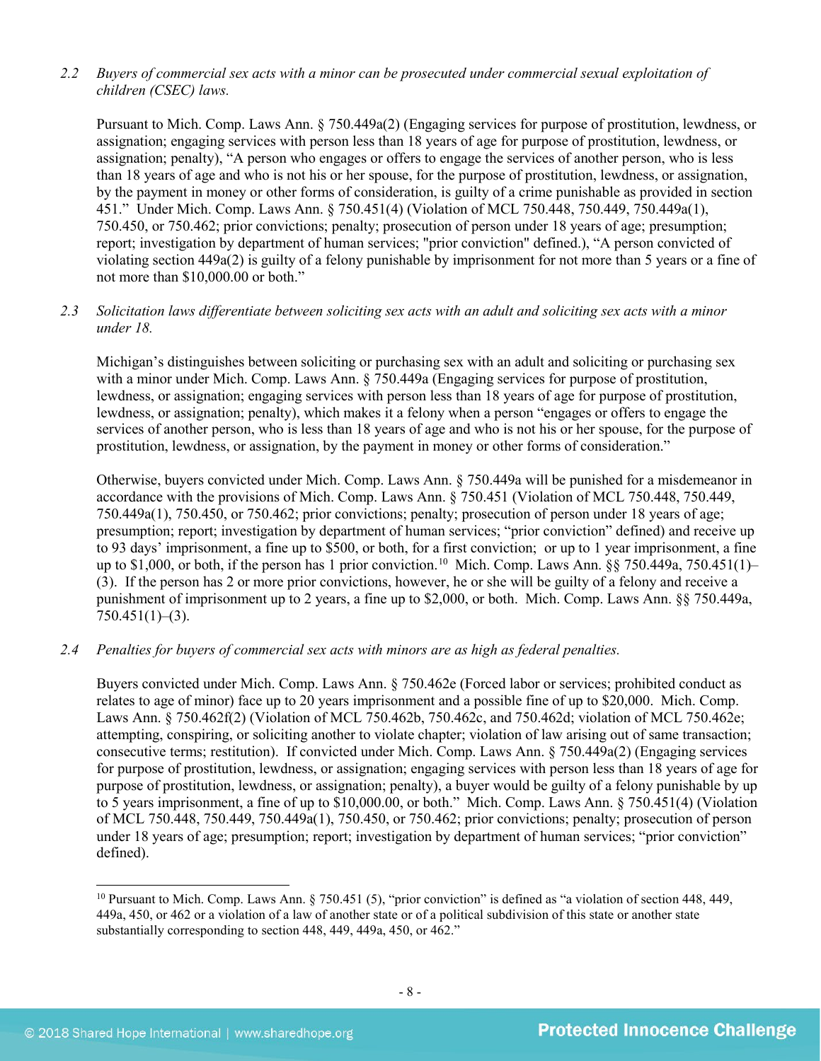*2.2 Buyers of commercial sex acts with a minor can be prosecuted under commercial sexual exploitation of children (CSEC) laws.*

Pursuant to Mich. Comp. Laws Ann. § 750.449a(2) (Engaging services for purpose of prostitution, lewdness, or assignation; engaging services with person less than 18 years of age for purpose of prostitution, lewdness, or assignation; penalty), "A person who engages or offers to engage the services of another person, who is less than 18 years of age and who is not his or her spouse, for the purpose of prostitution, lewdness, or assignation, by the payment in money or other forms of consideration, is guilty of a crime punishable as provided in section 451." Under Mich. Comp. Laws Ann. § 750.451(4) (Violation of MCL 750.448, 750.449, 750.449a(1), 750.450, or 750.462; prior convictions; penalty; prosecution of person under 18 years of age; presumption; report; investigation by department of human services; "prior conviction" defined.), "A person convicted of violating section 449a(2) is guilty of a felony punishable by imprisonment for not more than 5 years or a fine of not more than $10,000.00 or both."

*2.3 Solicitation laws differentiate between soliciting sex acts with an adult and soliciting sex acts with a minor under 18.*

Michigan's distinguishes between soliciting or purchasing sex with an adult and soliciting or purchasing sex with a minor under Mich. Comp. Laws Ann. § 750.449a (Engaging services for purpose of prostitution, lewdness, or assignation; engaging services with person less than 18 years of age for purpose of prostitution, lewdness, or assignation; penalty), which makes it a felony when a person "engages or offers to engage the services of another person, who is less than 18 years of age and who is not his or her spouse, for the purpose of prostitution, lewdness, or assignation, by the payment in money or other forms of consideration."

Otherwise, buyers convicted under Mich. Comp. Laws Ann. § 750.449a will be punished for a misdemeanor in accordance with the provisions of Mich. Comp. Laws Ann. § 750.451 (Violation of MCL 750.448, 750.449, 750.449a(1), 750.450, or 750.462; prior convictions; penalty; prosecution of person under 18 years of age; presumption; report; investigation by department of human services; "prior conviction" defined) and receive up to 93 days' imprisonment, a fine up to $500, or both, for a first conviction; or up to 1 year imprisonment, a fine up to $1,000, or both, if the person has 1 prior conviction.[10] Mich. Comp. Laws Ann. §§ 750.449a, 750.451(1)–(3). If the person has 2 or more prior convictions, however, he or she will be guilty of a felony and receive a punishment of imprisonment up to 2 years, a fine up to $2,000, or both. Mich. Comp. Laws Ann. §§ 750.449a, 750.451(1)–(3).

*2.4 Penalties for buyers of commercial sex acts with minors are as high as federal penalties.*

Buyers convicted under Mich. Comp. Laws Ann. § 750.462e (Forced labor or services; prohibited conduct as relates to age of minor) face up to 20 years imprisonment and a possible fine of up to $20,000. Mich. Comp. Laws Ann. § 750.462f(2) (Violation of MCL 750.462b, 750.462c, and 750.462d; violation of MCL 750.462e; attempting, conspiring, or soliciting another to violate chapter; violation of law arising out of same transaction; consecutive terms; restitution). If convicted under Mich. Comp. Laws Ann. § 750.449a(2) (Engaging services for purpose of prostitution, lewdness, or assignation; engaging services with person less than 18 years of age for purpose of prostitution, lewdness, or assignation; penalty), a buyer would be guilty of a felony punishable by up to 5 years imprisonment, a fine of up to $10,000.00, or both." Mich. Comp. Laws Ann. § 750.451(4) (Violation of MCL 750.448, 750.449, 750.449a(1), 750.450, or 750.462; prior convictions; penalty; prosecution of person under 18 years of age; presumption; report; investigation by department of human services; "prior conviction" defined).

---

[10] Pursuant to Mich. Comp. Laws Ann. § 750.451 (5), "prior conviction" is defined as "a violation of section 448, 449, 449a, 450, or 462 or a violation of a law of another state or of a political subdivision of this state or another state substantially corresponding to section 448, 449, 449a, 450, or 462."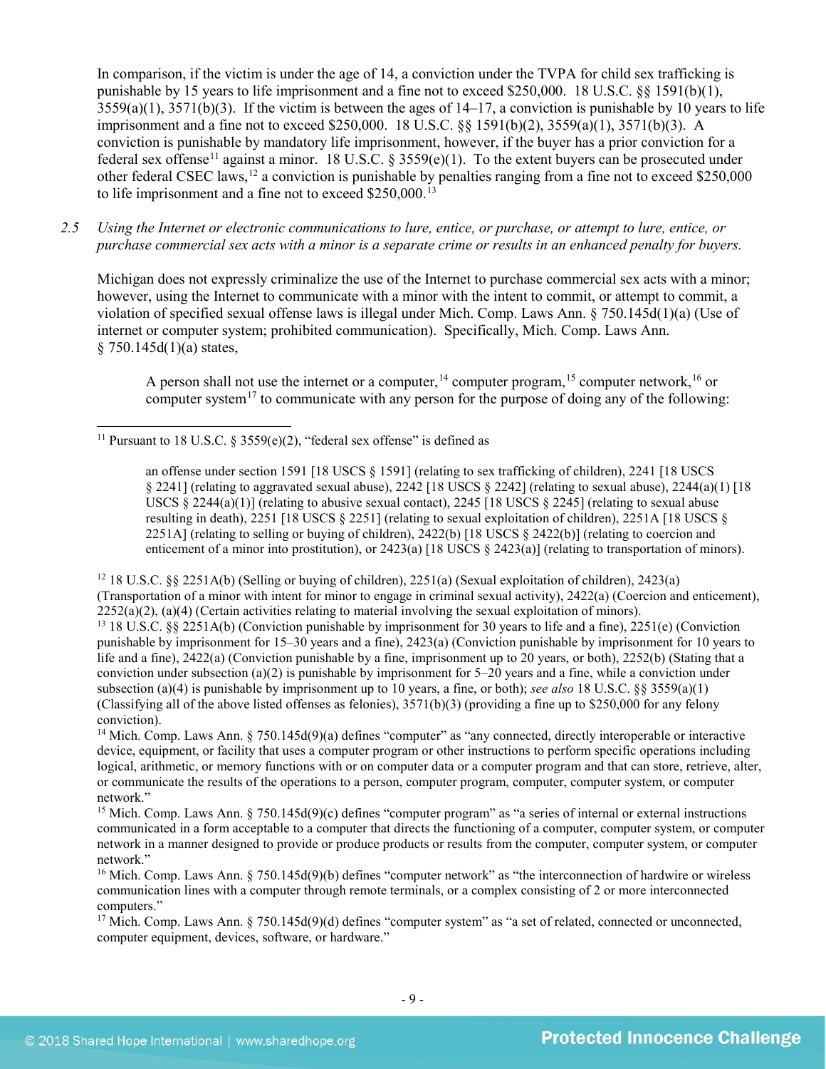In comparison, if the victim is under the age of 14, a conviction under the TVPA for child sex trafficking is punishable by 15 years to life imprisonment and a fine not to exceed $250,000. 18 U.S.C. §§ 1591(b)(1), 3559(a)(1), 3571(b)(3). If the victim is between the ages of 14–17, a conviction is punishable by 10 years to life imprisonment and a fine not to exceed $250,000. 18 U.S.C. §§ 1591(b)(2), 3559(a)(1), 3571(b)(3). A conviction is punishable by mandatory life imprisonment, however, if the buyer has a prior conviction for a federal sex offense[11] against a minor. 18 U.S.C. § 3559(e)(1). To the extent buyers can be prosecuted under other federal CSEC laws,[12] a conviction is punishable by penalties ranging from a fine not to exceed $250,000 to life imprisonment and a fine not to exceed $250,000.[13]

2.5 *Using the Internet or electronic communications to lure, entice, or purchase, or attempt to lure, entice, or purchase commercial sex acts with a minor is a separate crime or results in an enhanced penalty for buyers.*

Michigan does not expressly criminalize the use of the Internet to purchase commercial sex acts with a minor; however, using the Internet to communicate with a minor with the intent to commit, or attempt to commit, a violation of specified sexual offense laws is illegal under Mich. Comp. Laws Ann. § 750.145d(1)(a) (Use of internet or computer system; prohibited communication). Specifically, Mich. Comp. Laws Ann. § 750.145d(1)(a) states,

> A person shall not use the internet or a computer,[14] computer program,[15] computer network,[16] or computer system[17] to communicate with any person for the purpose of doing any of the following:

---

[11] Pursuant to 18 U.S.C. § 3559(e)(2), "federal sex offense" is defined as

> an offense under section 1591 [18 USCS § 1591] (relating to sex trafficking of children), 2241 [18 USCS § 2241] (relating to aggravated sexual abuse), 2242 [18 USCS § 2242] (relating to sexual abuse), 2244(a)(1) [18 USCS § 2244(a)(1)] (relating to abusive sexual contact), 2245 [18 USCS § 2245] (relating to sexual abuse resulting in death), 2251 [18 USCS § 2251] (relating to sexual exploitation of children), 2251A [18 USCS § 2251A] (relating to selling or buying of children), 2422(b) [18 USCS § 2422(b)] (relating to coercion and enticement of a minor into prostitution), or 2423(a) [18 USCS § 2423(a)] (relating to transportation of minors).

[12] 18 U.S.C. §§ 2251A(b) (Selling or buying of children), 2251(a) (Sexual exploitation of children), 2423(a) (Transportation of a minor with intent for minor to engage in criminal sexual activity), 2422(a) (Coercion and enticement), 2252(a)(2), (a)(4) (Certain activities relating to material involving the sexual exploitation of minors).

[13] 18 U.S.C. §§ 2251A(b) (Conviction punishable by imprisonment for 30 years to life and a fine), 2251(e) (Conviction punishable by imprisonment for 15–30 years and a fine), 2423(a) (Conviction punishable by imprisonment for 10 years to life and a fine), 2422(a) (Conviction punishable by a fine, imprisonment up to 20 years, or both), 2252(b) (Stating that a conviction under subsection (a)(2) is punishable by imprisonment for 5–20 years and a fine, while a conviction under subsection (a)(4) is punishable by imprisonment up to 10 years, a fine, or both); *see also* 18 U.S.C. §§ 3559(a)(1) (Classifying all of the above listed offenses as felonies), 3571(b)(3) (providing a fine up to $250,000 for any felony conviction).

[14] Mich. Comp. Laws Ann. § 750.145d(9)(a) defines "computer" as "any connected, directly interoperable or interactive device, equipment, or facility that uses a computer program or other instructions to perform specific operations including logical, arithmetic, or memory functions with or on computer data or a computer program and that can store, retrieve, alter, or communicate the results of the operations to a person, computer program, computer, computer system, or computer network."

[15] Mich. Comp. Laws Ann. § 750.145d(9)(c) defines "computer program" as "a series of internal or external instructions communicated in a form acceptable to a computer that directs the functioning of a computer, computer system, or computer network in a manner designed to provide or produce products or results from the computer, computer system, or computer network."

[16] Mich. Comp. Laws Ann. § 750.145d(9)(b) defines "computer network" as "the interconnection of hardwire or wireless communication lines with a computer through remote terminals, or a complex consisting of 2 or more interconnected computers."

[17] Mich. Comp. Laws Ann. § 750.145d(9)(d) defines "computer system" as "a set of related, connected or unconnected, computer equipment, devices, software, or hardware."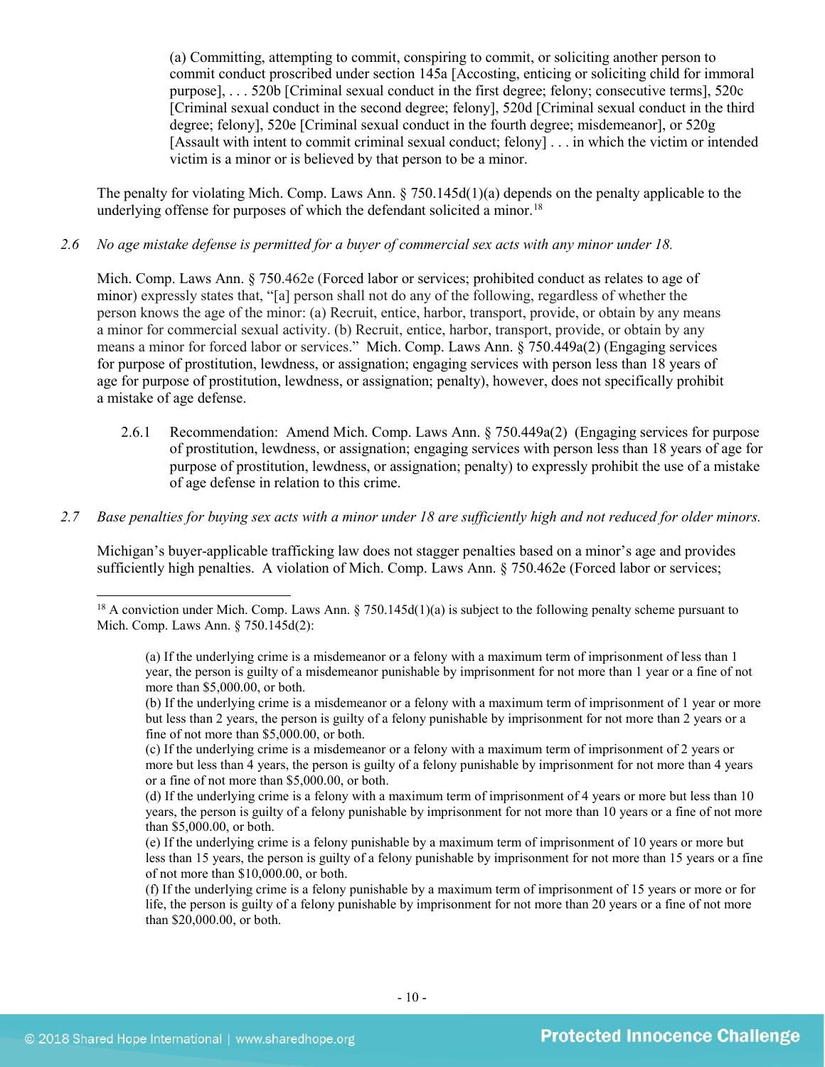> (a) Committing, attempting to commit, conspiring to commit, or soliciting another person to commit conduct proscribed under section 145a [Accosting, enticing or soliciting child for immoral purpose], . . . 520b [Criminal sexual conduct in the first degree; felony; consecutive terms], 520c [Criminal sexual conduct in the second degree; felony], 520d [Criminal sexual conduct in the third degree; felony], 520e [Criminal sexual conduct in the fourth degree; misdemeanor], or 520g [Assault with intent to commit criminal sexual conduct; felony] . . . in which the victim or intended victim is a minor or is believed by that person to be a minor.

The penalty for violating Mich. Comp. Laws Ann. § 750.145d(1)(a) depends on the penalty applicable to the underlying offense for purposes of which the defendant solicited a minor.[18]

*2.6 No age mistake defense is permitted for a buyer of commercial sex acts with any minor under 18.*

Mich. Comp. Laws Ann. § 750.462e (Forced labor or services; prohibited conduct as relates to age of minor) expressly states that, "[a] person shall not do any of the following, regardless of whether the person knows the age of the minor: (a) Recruit, entice, harbor, transport, provide, or obtain by any means a minor for commercial sexual activity. (b) Recruit, entice, harbor, transport, provide, or obtain by any means a minor for forced labor or services." Mich. Comp. Laws Ann. § 750.449a(2) (Engaging services for purpose of prostitution, lewdness, or assignation; engaging services with person less than 18 years of age for purpose of prostitution, lewdness, or assignation; penalty), however, does not specifically prohibit a mistake of age defense.

2.6.1 Recommendation: Amend Mich. Comp. Laws Ann. § 750.449a(2) (Engaging services for purpose of prostitution, lewdness, or assignation; engaging services with person less than 18 years of age for purpose of prostitution, lewdness, or assignation; penalty) to expressly prohibit the use of a mistake of age defense in relation to this crime.

*2.7 Base penalties for buying sex acts with a minor under 18 are sufficiently high and not reduced for older minors.*

Michigan's buyer-applicable trafficking law does not stagger penalties based on a minor's age and provides sufficiently high penalties. A violation of Mich. Comp. Laws Ann. § 750.462e (Forced labor or services;

---

[18] A conviction under Mich. Comp. Laws Ann. § 750.145d(1)(a) is subject to the following penalty scheme pursuant to Mich. Comp. Laws Ann. § 750.145d(2):

> (a) If the underlying crime is a misdemeanor or a felony with a maximum term of imprisonment of less than 1 year, the person is guilty of a misdemeanor punishable by imprisonment for not more than 1 year or a fine of not more than $5,000.00, or both.
>
> (b) If the underlying crime is a misdemeanor or a felony with a maximum term of imprisonment of 1 year or more but less than 2 years, the person is guilty of a felony punishable by imprisonment for not more than 2 years or a fine of not more than $5,000.00, or both.
>
> (c) If the underlying crime is a misdemeanor or a felony with a maximum term of imprisonment of 2 years or more but less than 4 years, the person is guilty of a felony punishable by imprisonment for not more than 4 years or a fine of not more than $5,000.00, or both.
>
> (d) If the underlying crime is a felony with a maximum term of imprisonment of 4 years or more but less than 10 years, the person is guilty of a felony punishable by imprisonment for not more than 10 years or a fine of not more than $5,000.00, or both.
>
> (e) If the underlying crime is a felony punishable by a maximum term of imprisonment of 10 years or more but less than 15 years, the person is guilty of a felony punishable by imprisonment for not more than 15 years or a fine of not more than $10,000.00, or both.
>
> (f) If the underlying crime is a felony punishable by a maximum term of imprisonment of 15 years or more or for life, the person is guilty of a felony punishable by imprisonment for not more than 20 years or a fine of not more than $20,000.00, or both.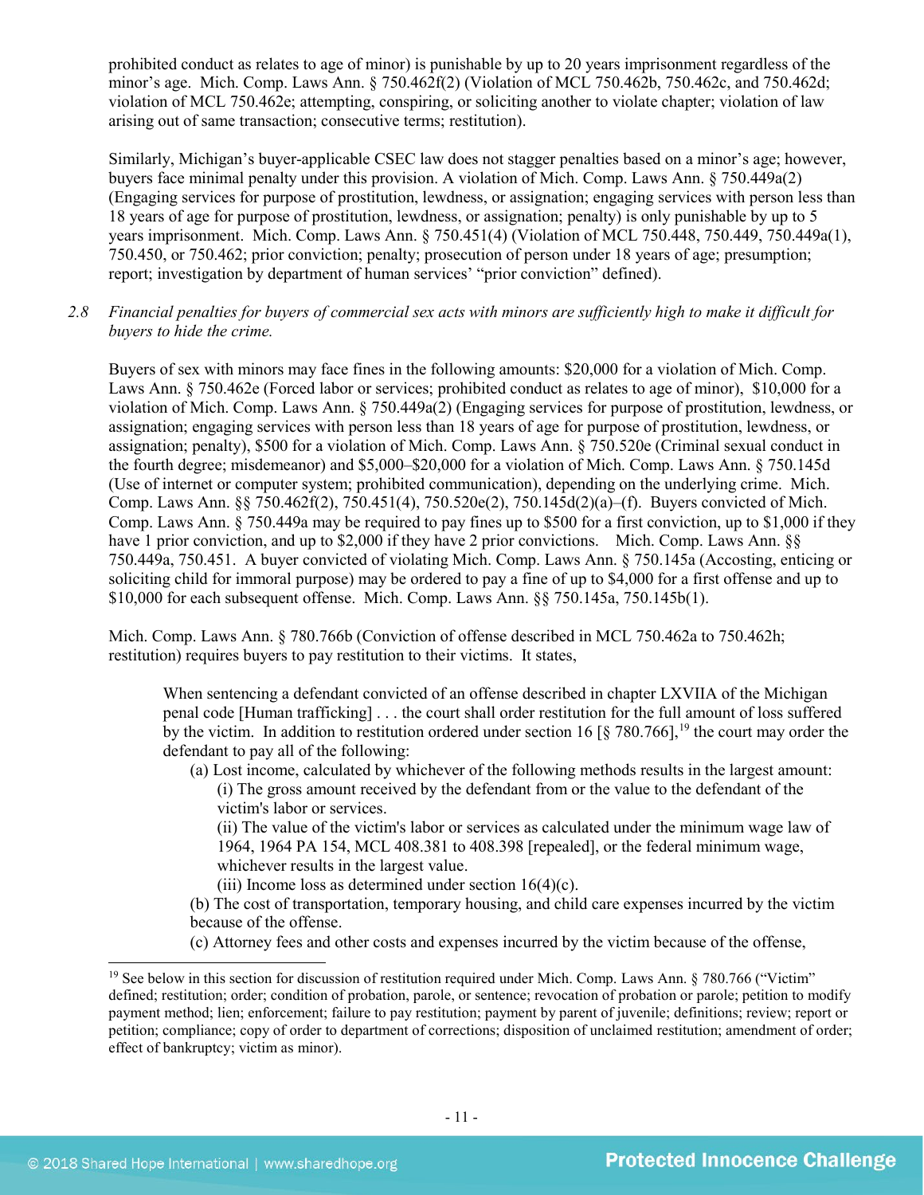prohibited conduct as relates to age of minor) is punishable by up to 20 years imprisonment regardless of the minor's age. Mich. Comp. Laws Ann. § 750.462f(2) (Violation of MCL 750.462b, 750.462c, and 750.462d; violation of MCL 750.462e; attempting, conspiring, or soliciting another to violate chapter; violation of law arising out of same transaction; consecutive terms; restitution).

Similarly, Michigan's buyer-applicable CSEC law does not stagger penalties based on a minor's age; however, buyers face minimal penalty under this provision. A violation of Mich. Comp. Laws Ann. § 750.449a(2) (Engaging services for purpose of prostitution, lewdness, or assignation; engaging services with person less than 18 years of age for purpose of prostitution, lewdness, or assignation; penalty) is only punishable by up to 5 years imprisonment. Mich. Comp. Laws Ann. § 750.451(4) (Violation of MCL 750.448, 750.449, 750.449a(1), 750.450, or 750.462; prior conviction; penalty; prosecution of person under 18 years of age; presumption; report; investigation by department of human services' "prior conviction" defined).

*2.8 Financial penalties for buyers of commercial sex acts with minors are sufficiently high to make it difficult for buyers to hide the crime.*

Buyers of sex with minors may face fines in the following amounts: $20,000 for a violation of Mich. Comp. Laws Ann. § 750.462e (Forced labor or services; prohibited conduct as relates to age of minor), $10,000 for a violation of Mich. Comp. Laws Ann. § 750.449a(2) (Engaging services for purpose of prostitution, lewdness, or assignation; engaging services with person less than 18 years of age for purpose of prostitution, lewdness, or assignation; penalty), $500 for a violation of Mich. Comp. Laws Ann. § 750.520e (Criminal sexual conduct in the fourth degree; misdemeanor) and $5,000–$20,000 for a violation of Mich. Comp. Laws Ann. § 750.145d (Use of internet or computer system; prohibited communication), depending on the underlying crime. Mich. Comp. Laws Ann. §§ 750.462f(2), 750.451(4), 750.520e(2), 750.145d(2)(a)–(f). Buyers convicted of Mich. Comp. Laws Ann. § 750.449a may be required to pay fines up to $500 for a first conviction, up to $1,000 if they have 1 prior conviction, and up to $2,000 if they have 2 prior convictions. Mich. Comp. Laws Ann. §§ 750.449a, 750.451. A buyer convicted of violating Mich. Comp. Laws Ann. § 750.145a (Accosting, enticing or soliciting child for immoral purpose) may be ordered to pay a fine of up to $4,000 for a first offense and up to $10,000 for each subsequent offense. Mich. Comp. Laws Ann. §§ 750.145a, 750.145b(1).

Mich. Comp. Laws Ann. § 780.766b (Conviction of offense described in MCL 750.462a to 750.462h; restitution) requires buyers to pay restitution to their victims. It states,

> When sentencing a defendant convicted of an offense described in chapter LXVIIA of the Michigan penal code [Human trafficking] . . . the court shall order restitution for the full amount of loss suffered by the victim. In addition to restitution ordered under section 16 [§ 780.766],[19] the court may order the defendant to pay all of the following:
>
> (a) Lost income, calculated by whichever of the following methods results in the largest amount:
>
> (i) The gross amount received by the defendant from or the value to the defendant of the victim's labor or services.
>
> (ii) The value of the victim's labor or services as calculated under the minimum wage law of 1964, 1964 PA 154, MCL 408.381 to 408.398 [repealed], or the federal minimum wage, whichever results in the largest value.
>
> (iii) Income loss as determined under section 16(4)(c).
>
> (b) The cost of transportation, temporary housing, and child care expenses incurred by the victim because of the offense.
>
> (c) Attorney fees and other costs and expenses incurred by the victim because of the offense,

[19] See below in this section for discussion of restitution required under Mich. Comp. Laws Ann. § 780.766 ("Victim" defined; restitution; order; condition of probation, parole, or sentence; revocation of probation or parole; petition to modify payment method; lien; enforcement; failure to pay restitution; payment by parent of juvenile; definitions; review; report or petition; compliance; copy of order to department of corrections; disposition of unclaimed restitution; amendment of order; effect of bankruptcy; victim as minor).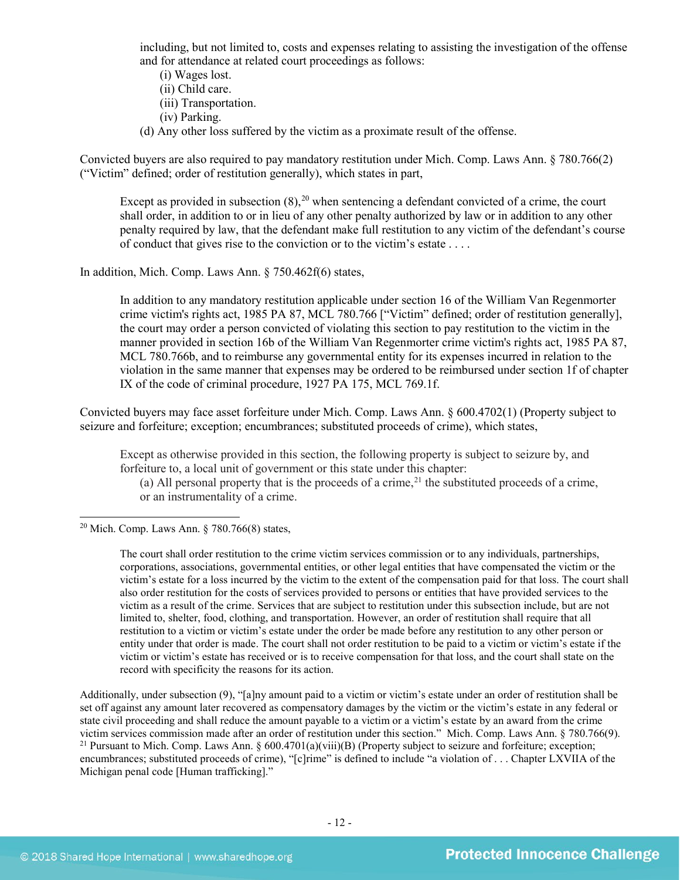including, but not limited to, costs and expenses relating to assisting the investigation of the offense and for attendance at related court proceedings as follows:

(i) Wages lost.
(ii) Child care.
(iii) Transportation.
(iv) Parking.

(d) Any other loss suffered by the victim as a proximate result of the offense.

Convicted buyers are also required to pay mandatory restitution under Mich. Comp. Laws Ann. § 780.766(2) ("Victim" defined; order of restitution generally), which states in part,

> Except as provided in subsection (8),[20] when sentencing a defendant convicted of a crime, the court shall order, in addition to or in lieu of any other penalty authorized by law or in addition to any other penalty required by law, that the defendant make full restitution to any victim of the defendant's course of conduct that gives rise to the conviction or to the victim's estate . . . .

In addition, Mich. Comp. Laws Ann. § 750.462f(6) states,

> In addition to any mandatory restitution applicable under section 16 of the William Van Regenmorter crime victim's rights act, 1985 PA 87, MCL 780.766 ["Victim" defined; order of restitution generally], the court may order a person convicted of violating this section to pay restitution to the victim in the manner provided in section 16b of the William Van Regenmorter crime victim's rights act, 1985 PA 87, MCL 780.766b, and to reimburse any governmental entity for its expenses incurred in relation to the violation in the same manner that expenses may be ordered to be reimbursed under section 1f of chapter IX of the code of criminal procedure, 1927 PA 175, MCL 769.1f.

Convicted buyers may face asset forfeiture under Mich. Comp. Laws Ann. § 600.4702(1) (Property subject to seizure and forfeiture; exception; encumbrances; substituted proceeds of crime), which states,

> Except as otherwise provided in this section, the following property is subject to seizure by, and forfeiture to, a local unit of government or this state under this chapter:
>
> (a) All personal property that is the proceeds of a crime,[21] the substituted proceeds of a crime, or an instrumentality of a crime.

---

[20] Mich. Comp. Laws Ann. § 780.766(8) states,

> The court shall order restitution to the crime victim services commission or to any individuals, partnerships, corporations, associations, governmental entities, or other legal entities that have compensated the victim or the victim's estate for a loss incurred by the victim to the extent of the compensation paid for that loss. The court shall also order restitution for the costs of services provided to persons or entities that have provided services to the victim as a result of the crime. Services that are subject to restitution under this subsection include, but are not limited to, shelter, food, clothing, and transportation. However, an order of restitution shall require that all restitution to a victim or victim's estate under the order be made before any restitution to any other person or entity under that order is made. The court shall not order restitution to be paid to a victim or victim's estate if the victim or victim's estate has received or is to receive compensation for that loss, and the court shall state on the record with specificity the reasons for its action.

Additionally, under subsection (9), "[a]ny amount paid to a victim or victim's estate under an order of restitution shall be set off against any amount later recovered as compensatory damages by the victim or the victim's estate in any federal or state civil proceeding and shall reduce the amount payable to a victim or a victim's estate by an award from the crime victim services commission made after an order of restitution under this section." Mich. Comp. Laws Ann. § 780.766(9).

[21] Pursuant to Mich. Comp. Laws Ann. § 600.4701(a)(viii)(B) (Property subject to seizure and forfeiture; exception; encumbrances; substituted proceeds of crime), "[c]rime" is defined to include "a violation of . . . Chapter LXVIIA of the Michigan penal code [Human trafficking]."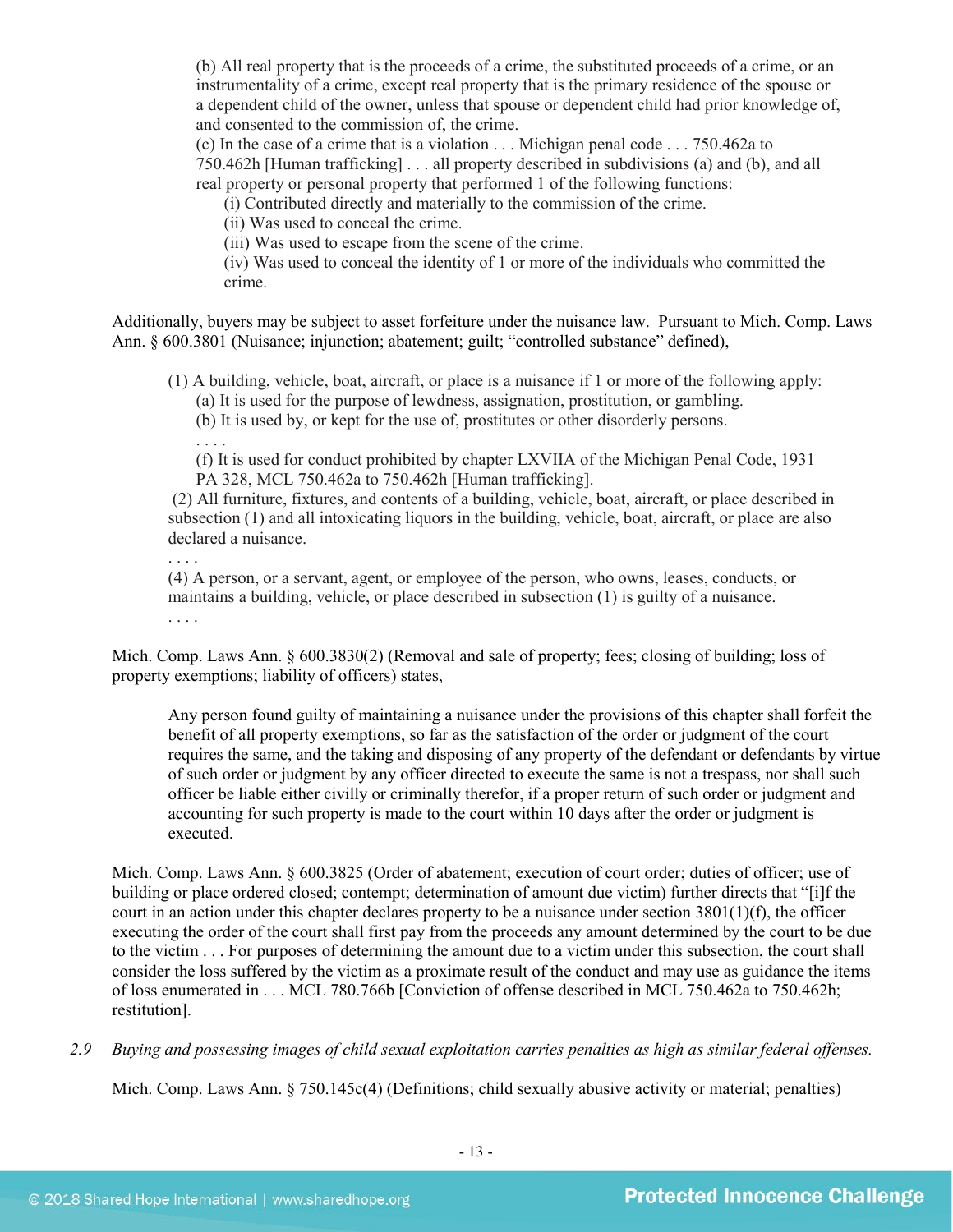> (b) All real property that is the proceeds of a crime, the substituted proceeds of a crime, or an instrumentality of a crime, except real property that is the primary residence of the spouse or a dependent child of the owner, unless that spouse or dependent child had prior knowledge of, and consented to the commission of, the crime.
> (c) In the case of a crime that is a violation . . . Michigan penal code . . . 750.462a to 750.462h [Human trafficking] . . . all property described in subdivisions (a) and (b), and all real property or personal property that performed 1 of the following functions:
>> (i) Contributed directly and materially to the commission of the crime.
>> (ii) Was used to conceal the crime.
>> (iii) Was used to escape from the scene of the crime.
>> (iv) Was used to conceal the identity of 1 or more of the individuals who committed the crime.

Additionally, buyers may be subject to asset forfeiture under the nuisance law. Pursuant to Mich. Comp. Laws Ann. § 600.3801 (Nuisance; injunction; abatement; guilt; "controlled substance" defined),

> (1) A building, vehicle, boat, aircraft, or place is a nuisance if 1 or more of the following apply:
>> (a) It is used for the purpose of lewdness, assignation, prostitution, or gambling.
>> (b) It is used by, or kept for the use of, prostitutes or other disorderly persons.
>> . . . .
>> (f) It is used for conduct prohibited by chapter LXVIIA of the Michigan Penal Code, 1931 PA 328, MCL 750.462a to 750.462h [Human trafficking].
>
> (2) All furniture, fixtures, and contents of a building, vehicle, boat, aircraft, or place described in subsection (1) and all intoxicating liquors in the building, vehicle, boat, aircraft, or place are also declared a nuisance.
> . . . .
> (4) A person, or a servant, agent, or employee of the person, who owns, leases, conducts, or maintains a building, vehicle, or place described in subsection (1) is guilty of a nuisance.
> . . . .

Mich. Comp. Laws Ann. § 600.3830(2) (Removal and sale of property; fees; closing of building; loss of property exemptions; liability of officers) states,

> Any person found guilty of maintaining a nuisance under the provisions of this chapter shall forfeit the benefit of all property exemptions, so far as the satisfaction of the order or judgment of the court requires the same, and the taking and disposing of any property of the defendant or defendants by virtue of such order or judgment by any officer directed to execute the same is not a trespass, nor shall such officer be liable either civilly or criminally therefor, if a proper return of such order or judgment and accounting for such property is made to the court within 10 days after the order or judgment is executed.

Mich. Comp. Laws Ann. § 600.3825 (Order of abatement; execution of court order; duties of officer; use of building or place ordered closed; contempt; determination of amount due victim) further directs that "[i]f the court in an action under this chapter declares property to be a nuisance under section 3801(1)(f), the officer executing the order of the court shall first pay from the proceeds any amount determined by the court to be due to the victim . . . For purposes of determining the amount due to a victim under this subsection, the court shall consider the loss suffered by the victim as a proximate result of the conduct and may use as guidance the items of loss enumerated in . . . MCL 780.766b [Conviction of offense described in MCL 750.462a to 750.462h; restitution].

*2.9 Buying and possessing images of child sexual exploitation carries penalties as high as similar federal offenses.*

Mich. Comp. Laws Ann. § 750.145c(4) (Definitions; child sexually abusive activity or material; penalties)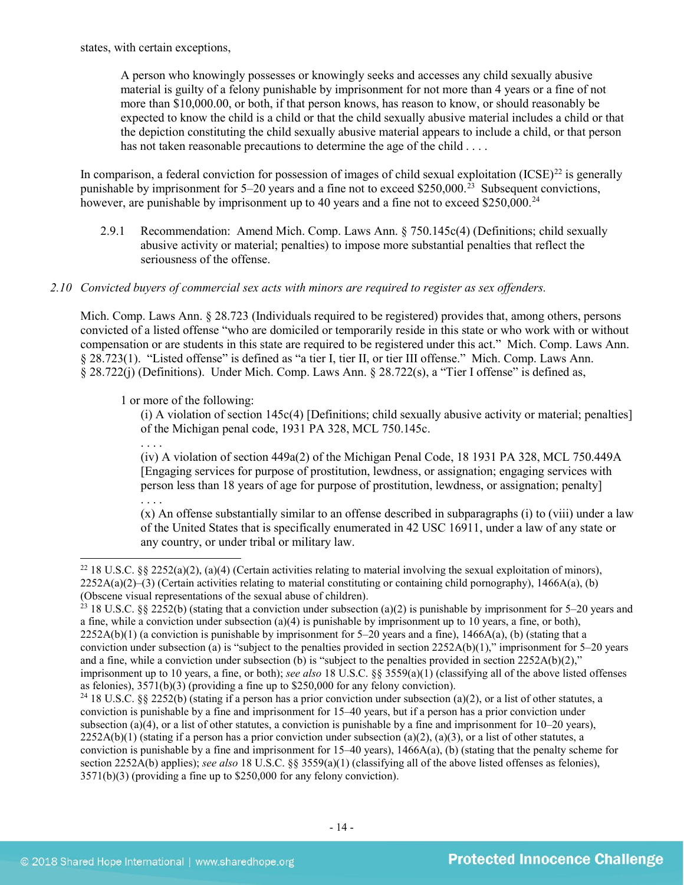states, with certain exceptions,

> A person who knowingly possesses or knowingly seeks and accesses any child sexually abusive material is guilty of a felony punishable by imprisonment for not more than 4 years or a fine of not more than $10,000.00, or both, if that person knows, has reason to know, or should reasonably be expected to know the child is a child or that the child sexually abusive material includes a child or that the depiction constituting the child sexually abusive material appears to include a child, or that person has not taken reasonable precautions to determine the age of the child . . . .

In comparison, a federal conviction for possession of images of child sexual exploitation (ICSE)[22] is generally punishable by imprisonment for 5–20 years and a fine not to exceed $250,000.[23] Subsequent convictions, however, are punishable by imprisonment up to 40 years and a fine not to exceed $250,000.[24]

2.9.1 Recommendation: Amend Mich. Comp. Laws Ann. § 750.145c(4) (Definitions; child sexually abusive activity or material; penalties) to impose more substantial penalties that reflect the seriousness of the offense.

*2.10 Convicted buyers of commercial sex acts with minors are required to register as sex offenders.*

Mich. Comp. Laws Ann. § 28.723 (Individuals required to be registered) provides that, among others, persons convicted of a listed offense "who are domiciled or temporarily reside in this state or who work with or without compensation or are students in this state are required to be registered under this act." Mich. Comp. Laws Ann. § 28.723(1). "Listed offense" is defined as "a tier I, tier II, or tier III offense." Mich. Comp. Laws Ann. § 28.722(j) (Definitions). Under Mich. Comp. Laws Ann. § 28.722(s), a "Tier I offense" is defined as,

> 1 or more of the following:
>
> (i) A violation of section 145c(4) [Definitions; child sexually abusive activity or material; penalties] of the Michigan penal code, 1931 PA 328, MCL 750.145c.
>
> . . . .
>
> (iv) A violation of section 449a(2) of the Michigan Penal Code, 18 1931 PA 328, MCL 750.449A [Engaging services for purpose of prostitution, lewdness, or assignation; engaging services with person less than 18 years of age for purpose of prostitution, lewdness, or assignation; penalty]
>
> . . . .
>
> (x) An offense substantially similar to an offense described in subparagraphs (i) to (viii) under a law of the United States that is specifically enumerated in 42 USC 16911, under a law of any state or any country, or under tribal or military law.

---

[22] 18 U.S.C. §§ 2252(a)(2), (a)(4) (Certain activities relating to material involving the sexual exploitation of minors), 2252A(a)(2)–(3) (Certain activities relating to material constituting or containing child pornography), 1466A(a), (b) (Obscene visual representations of the sexual abuse of children).

[23] 18 U.S.C. §§ 2252(b) (stating that a conviction under subsection (a)(2) is punishable by imprisonment for 5–20 years and a fine, while a conviction under subsection (a)(4) is punishable by imprisonment up to 10 years, a fine, or both), 2252A(b)(1) (a conviction is punishable by imprisonment for 5–20 years and a fine), 1466A(a), (b) (stating that a conviction under subsection (a) is "subject to the penalties provided in section 2252A(b)(1)," imprisonment for 5–20 years and a fine, while a conviction under subsection (b) is "subject to the penalties provided in section 2252A(b)(2)," imprisonment up to 10 years, a fine, or both); *see also* 18 U.S.C. §§ 3559(a)(1) (classifying all of the above listed offenses as felonies), 3571(b)(3) (providing a fine up to $250,000 for any felony conviction).

[24] 18 U.S.C. §§ 2252(b) (stating if a person has a prior conviction under subsection (a)(2), or a list of other statutes, a conviction is punishable by a fine and imprisonment for 15–40 years, but if a person has a prior conviction under subsection (a)(4), or a list of other statutes, a conviction is punishable by a fine and imprisonment for 10–20 years), 2252A(b)(1) (stating if a person has a prior conviction under subsection (a)(2), (a)(3), or a list of other statutes, a conviction is punishable by a fine and imprisonment for 15–40 years), 1466A(a), (b) (stating that the penalty scheme for section 2252A(b) applies); *see also* 18 U.S.C. §§ 3559(a)(1) (classifying all of the above listed offenses as felonies), 3571(b)(3) (providing a fine up to $250,000 for any felony conviction).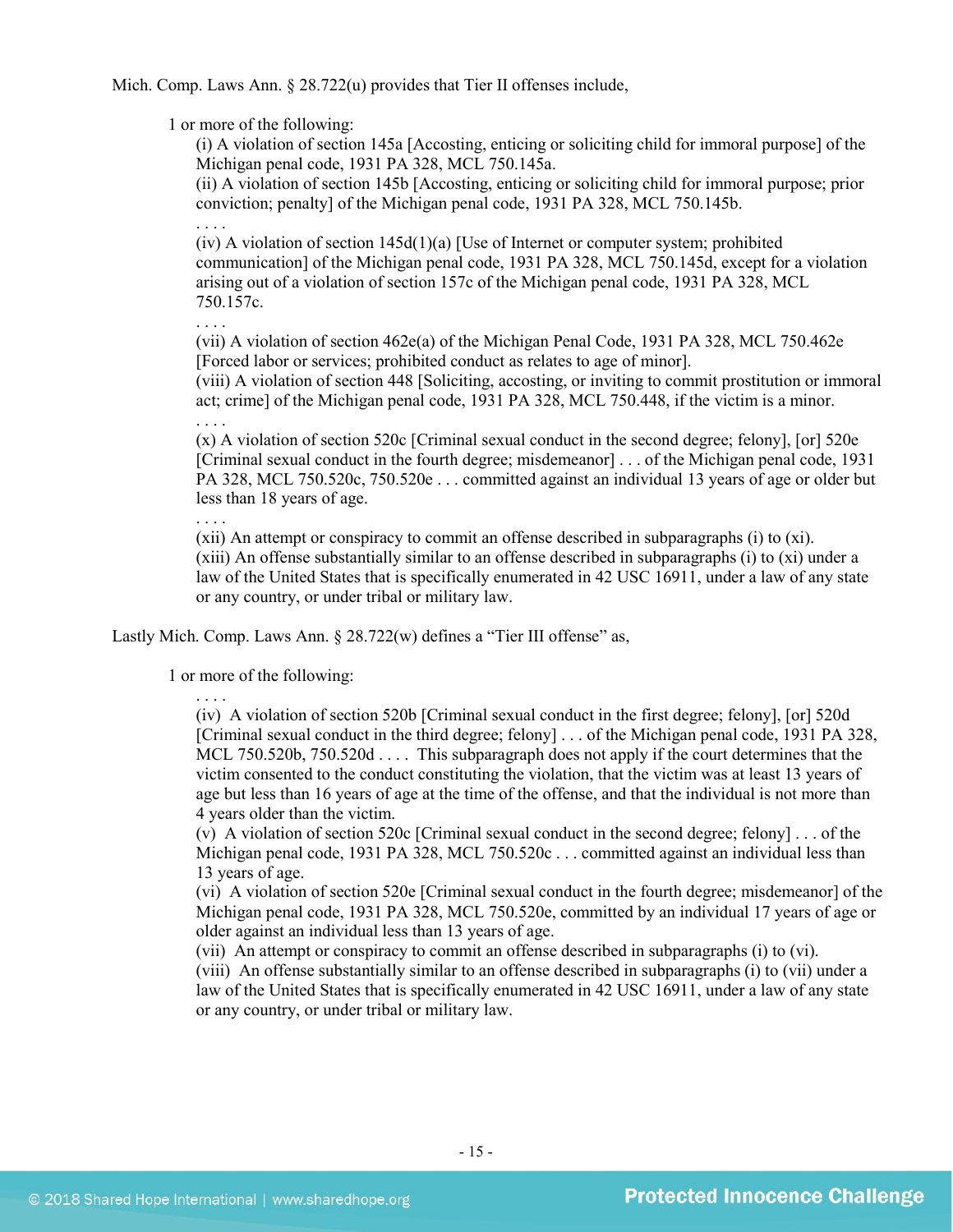Mich. Comp. Laws Ann. § 28.722(u) provides that Tier II offenses include,

> 1 or more of the following:
>
> (i) A violation of section 145a [Accosting, enticing or soliciting child for immoral purpose] of the Michigan penal code, 1931 PA 328, MCL 750.145a.
>
> (ii) A violation of section 145b [Accosting, enticing or soliciting child for immoral purpose; prior conviction; penalty] of the Michigan penal code, 1931 PA 328, MCL 750.145b.
>
> . . . .
>
> (iv) A violation of section 145d(1)(a) [Use of Internet or computer system; prohibited communication] of the Michigan penal code, 1931 PA 328, MCL 750.145d, except for a violation arising out of a violation of section 157c of the Michigan penal code, 1931 PA 328, MCL 750.157c.
>
> . . . .
>
> (vii) A violation of section 462e(a) of the Michigan Penal Code, 1931 PA 328, MCL 750.462e [Forced labor or services; prohibited conduct as relates to age of minor].
>
> (viii) A violation of section 448 [Soliciting, accosting, or inviting to commit prostitution or immoral act; crime] of the Michigan penal code, 1931 PA 328, MCL 750.448, if the victim is a minor.
>
> . . . .
>
> (x) A violation of section 520c [Criminal sexual conduct in the second degree; felony], [or] 520e [Criminal sexual conduct in the fourth degree; misdemeanor] . . . of the Michigan penal code, 1931 PA 328, MCL 750.520c, 750.520e . . . committed against an individual 13 years of age or older but less than 18 years of age.
>
> . . . .
>
> (xii) An attempt or conspiracy to commit an offense described in subparagraphs (i) to (xi).
>
> (xiii) An offense substantially similar to an offense described in subparagraphs (i) to (xi) under a law of the United States that is specifically enumerated in 42 USC 16911, under a law of any state or any country, or under tribal or military law.

Lastly Mich. Comp. Laws Ann. § 28.722(w) defines a "Tier III offense" as,

> 1 or more of the following:
>
> . . . .
>
> (iv) A violation of section 520b [Criminal sexual conduct in the first degree; felony], [or] 520d [Criminal sexual conduct in the third degree; felony] . . . of the Michigan penal code, 1931 PA 328, MCL 750.520b, 750.520d . . . . This subparagraph does not apply if the court determines that the victim consented to the conduct constituting the violation, that the victim was at least 13 years of age but less than 16 years of age at the time of the offense, and that the individual is not more than 4 years older than the victim.
>
> (v) A violation of section 520c [Criminal sexual conduct in the second degree; felony] . . . of the Michigan penal code, 1931 PA 328, MCL 750.520c . . . committed against an individual less than 13 years of age.
>
> (vi) A violation of section 520e [Criminal sexual conduct in the fourth degree; misdemeanor] of the Michigan penal code, 1931 PA 328, MCL 750.520e, committed by an individual 17 years of age or older against an individual less than 13 years of age.
>
> (vii) An attempt or conspiracy to commit an offense described in subparagraphs (i) to (vi).
>
> (viii) An offense substantially similar to an offense described in subparagraphs (i) to (vii) under a law of the United States that is specifically enumerated in 42 USC 16911, under a law of any state or any country, or under tribal or military law.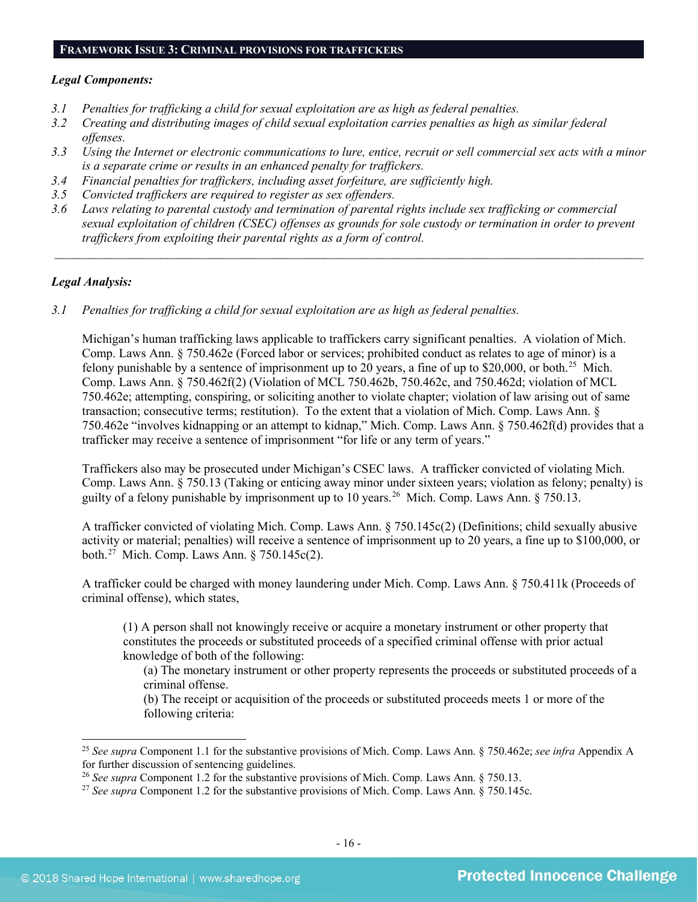## FRAMEWORK ISSUE 3: CRIMINAL PROVISIONS FOR TRAFFICKERS

***Legal Components:***

*3.1 Penalties for trafficking a child for sexual exploitation are as high as federal penalties.*

*3.2 Creating and distributing images of child sexual exploitation carries penalties as high as similar federal offenses.*

*3.3 Using the Internet or electronic communications to lure, entice, recruit or sell commercial sex acts with a minor is a separate crime or results in an enhanced penalty for traffickers.*

*3.4 Financial penalties for traffickers, including asset forfeiture, are sufficiently high.*

*3.5 Convicted traffickers are required to register as sex offenders.*

*3.6 Laws relating to parental custody and termination of parental rights include sex trafficking or commercial sexual exploitation of children (CSEC) offenses as grounds for sole custody or termination in order to prevent traffickers from exploiting their parental rights as a form of control.*

---

***Legal Analysis:***

*3.1 Penalties for trafficking a child for sexual exploitation are as high as federal penalties.*

Michigan's human trafficking laws applicable to traffickers carry significant penalties. A violation of Mich. Comp. Laws Ann. § 750.462e (Forced labor or services; prohibited conduct as relates to age of minor) is a felony punishable by a sentence of imprisonment up to 20 years, a fine of up to $20,000, or both.[25] Mich. Comp. Laws Ann. § 750.462f(2) (Violation of MCL 750.462b, 750.462c, and 750.462d; violation of MCL 750.462e; attempting, conspiring, or soliciting another to violate chapter; violation of law arising out of same transaction; consecutive terms; restitution). To the extent that a violation of Mich. Comp. Laws Ann. § 750.462e "involves kidnapping or an attempt to kidnap," Mich. Comp. Laws Ann. § 750.462f(d) provides that a trafficker may receive a sentence of imprisonment "for life or any term of years."

Traffickers also may be prosecuted under Michigan's CSEC laws. A trafficker convicted of violating Mich. Comp. Laws Ann. § 750.13 (Taking or enticing away minor under sixteen years; violation as felony; penalty) is guilty of a felony punishable by imprisonment up to 10 years.[26] Mich. Comp. Laws Ann. § 750.13.

A trafficker convicted of violating Mich. Comp. Laws Ann. § 750.145c(2) (Definitions; child sexually abusive activity or material; penalties) will receive a sentence of imprisonment up to 20 years, a fine up to $100,000, or both.[27] Mich. Comp. Laws Ann. § 750.145c(2).

A trafficker could be charged with money laundering under Mich. Comp. Laws Ann. § 750.411k (Proceeds of criminal offense), which states,

> (1) A person shall not knowingly receive or acquire a monetary instrument or other property that constitutes the proceeds or substituted proceeds of a specified criminal offense with prior actual knowledge of both of the following:
>
> > (a) The monetary instrument or other property represents the proceeds or substituted proceeds of a criminal offense.
> >
> > (b) The receipt or acquisition of the proceeds or substituted proceeds meets 1 or more of the following criteria:

---

[25] *See supra* Component 1.1 for the substantive provisions of Mich. Comp. Laws Ann. § 750.462e; *see infra* Appendix A for further discussion of sentencing guidelines.

[26] *See supra* Component 1.2 for the substantive provisions of Mich. Comp. Laws Ann. § 750.13.

[27] *See supra* Component 1.2 for the substantive provisions of Mich. Comp. Laws Ann. § 750.145c.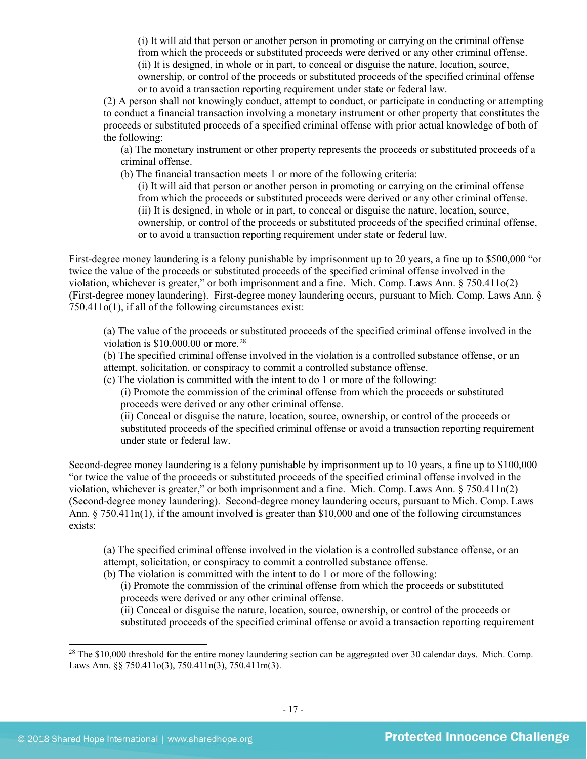(i) It will aid that person or another person in promoting or carrying on the criminal offense from which the proceeds or substituted proceeds were derived or any other criminal offense.
(ii) It is designed, in whole or in part, to conceal or disguise the nature, location, source, ownership, or control of the proceeds or substituted proceeds of the specified criminal offense or to avoid a transaction reporting requirement under state or federal law.

(2) A person shall not knowingly conduct, attempt to conduct, or participate in conducting or attempting to conduct a financial transaction involving a monetary instrument or other property that constitutes the proceeds or substituted proceeds of a specified criminal offense with prior actual knowledge of both of the following:

(a) The monetary instrument or other property represents the proceeds or substituted proceeds of a criminal offense.
(b) The financial transaction meets 1 or more of the following criteria:
(i) It will aid that person or another person in promoting or carrying on the criminal offense from which the proceeds or substituted proceeds were derived or any other criminal offense.
(ii) It is designed, in whole or in part, to conceal or disguise the nature, location, source, ownership, or control of the proceeds or substituted proceeds of the specified criminal offense, or to avoid a transaction reporting requirement under state or federal law.

First-degree money laundering is a felony punishable by imprisonment up to 20 years, a fine up to $500,000 "or twice the value of the proceeds or substituted proceeds of the specified criminal offense involved in the violation, whichever is greater," or both imprisonment and a fine. Mich. Comp. Laws Ann. § 750.411o(2) (First-degree money laundering). First-degree money laundering occurs, pursuant to Mich. Comp. Laws Ann. § 750.411o(1), if all of the following circumstances exist:

(a) The value of the proceeds or substituted proceeds of the specified criminal offense involved in the violation is $10,000.00 or more.[28]
(b) The specified criminal offense involved in the violation is a controlled substance offense, or an attempt, solicitation, or conspiracy to commit a controlled substance offense.
(c) The violation is committed with the intent to do 1 or more of the following:
(i) Promote the commission of the criminal offense from which the proceeds or substituted proceeds were derived or any other criminal offense.
(ii) Conceal or disguise the nature, location, source, ownership, or control of the proceeds or substituted proceeds of the specified criminal offense or avoid a transaction reporting requirement under state or federal law.

Second-degree money laundering is a felony punishable by imprisonment up to 10 years, a fine up to $100,000 "or twice the value of the proceeds or substituted proceeds of the specified criminal offense involved in the violation, whichever is greater," or both imprisonment and a fine. Mich. Comp. Laws Ann. § 750.411n(2) (Second-degree money laundering). Second-degree money laundering occurs, pursuant to Mich. Comp. Laws Ann. § 750.411n(1), if the amount involved is greater than $10,000 and one of the following circumstances exists:

(a) The specified criminal offense involved in the violation is a controlled substance offense, or an attempt, solicitation, or conspiracy to commit a controlled substance offense.
(b) The violation is committed with the intent to do 1 or more of the following:
(i) Promote the commission of the criminal offense from which the proceeds or substituted proceeds were derived or any other criminal offense.
(ii) Conceal or disguise the nature, location, source, ownership, or control of the proceeds or substituted proceeds of the specified criminal offense or avoid a transaction reporting requirement

[28] The $10,000 threshold for the entire money laundering section can be aggregated over 30 calendar days. Mich. Comp. Laws Ann. §§ 750.411o(3), 750.411n(3), 750.411m(3).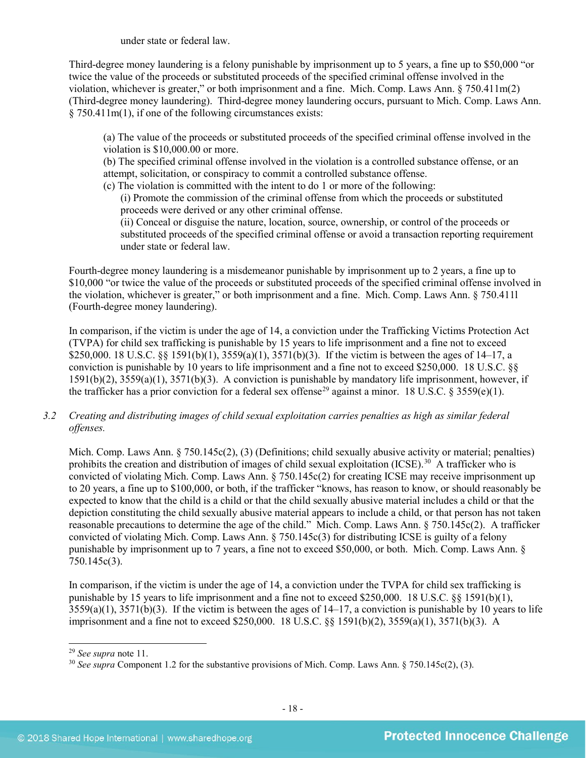under state or federal law.

Third-degree money laundering is a felony punishable by imprisonment up to 5 years, a fine up to $50,000 "or twice the value of the proceeds or substituted proceeds of the specified criminal offense involved in the violation, whichever is greater," or both imprisonment and a fine. Mich. Comp. Laws Ann. § 750.411m(2) (Third-degree money laundering). Third-degree money laundering occurs, pursuant to Mich. Comp. Laws Ann. § 750.411m(1), if one of the following circumstances exists:

> (a) The value of the proceeds or substituted proceeds of the specified criminal offense involved in the violation is $10,000.00 or more.
> (b) The specified criminal offense involved in the violation is a controlled substance offense, or an attempt, solicitation, or conspiracy to commit a controlled substance offense.
> (c) The violation is committed with the intent to do 1 or more of the following:
> (i) Promote the commission of the criminal offense from which the proceeds or substituted proceeds were derived or any other criminal offense.
> (ii) Conceal or disguise the nature, location, source, ownership, or control of the proceeds or substituted proceeds of the specified criminal offense or avoid a transaction reporting requirement under state or federal law.

Fourth-degree money laundering is a misdemeanor punishable by imprisonment up to 2 years, a fine up to $10,000 "or twice the value of the proceeds or substituted proceeds of the specified criminal offense involved in the violation, whichever is greater," or both imprisonment and a fine. Mich. Comp. Laws Ann. § 750.411l (Fourth-degree money laundering).

In comparison, if the victim is under the age of 14, a conviction under the Trafficking Victims Protection Act (TVPA) for child sex trafficking is punishable by 15 years to life imprisonment and a fine not to exceed $250,000. 18 U.S.C. §§ 1591(b)(1), 3559(a)(1), 3571(b)(3). If the victim is between the ages of 14–17, a conviction is punishable by 10 years to life imprisonment and a fine not to exceed $250,000. 18 U.S.C. §§ 1591(b)(2), 3559(a)(1), 3571(b)(3). A conviction is punishable by mandatory life imprisonment, however, if the trafficker has a prior conviction for a federal sex offense[29] against a minor. 18 U.S.C. § 3559(e)(1).

*3.2 Creating and distributing images of child sexual exploitation carries penalties as high as similar federal offenses.*

Mich. Comp. Laws Ann. § 750.145c(2), (3) (Definitions; child sexually abusive activity or material; penalties) prohibits the creation and distribution of images of child sexual exploitation (ICSE).[30] A trafficker who is convicted of violating Mich. Comp. Laws Ann. § 750.145c(2) for creating ICSE may receive imprisonment up to 20 years, a fine up to $100,000, or both, if the trafficker "knows, has reason to know, or should reasonably be expected to know that the child is a child or that the child sexually abusive material includes a child or that the depiction constituting the child sexually abusive material appears to include a child, or that person has not taken reasonable precautions to determine the age of the child." Mich. Comp. Laws Ann. § 750.145c(2). A trafficker convicted of violating Mich. Comp. Laws Ann. § 750.145c(3) for distributing ICSE is guilty of a felony punishable by imprisonment up to 7 years, a fine not to exceed $50,000, or both. Mich. Comp. Laws Ann. § 750.145c(3).

In comparison, if the victim is under the age of 14, a conviction under the TVPA for child sex trafficking is punishable by 15 years to life imprisonment and a fine not to exceed $250,000. 18 U.S.C. §§ 1591(b)(1), 3559(a)(1), 3571(b)(3). If the victim is between the ages of 14–17, a conviction is punishable by 10 years to life imprisonment and a fine not to exceed $250,000. 18 U.S.C. §§ 1591(b)(2), 3559(a)(1), 3571(b)(3). A

[29] *See supra* note 11.
[30] *See supra* Component 1.2 for the substantive provisions of Mich. Comp. Laws Ann. § 750.145c(2), (3).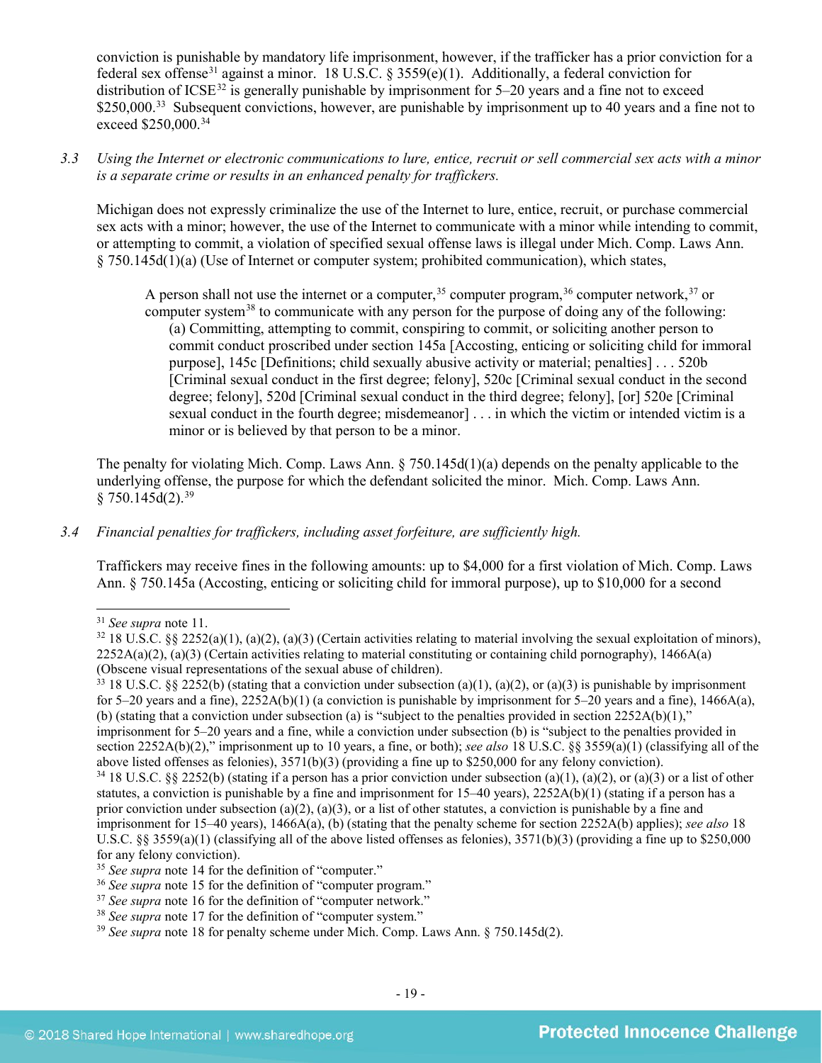conviction is punishable by mandatory life imprisonment, however, if the trafficker has a prior conviction for a federal sex offense[31] against a minor. 18 U.S.C. § 3559(e)(1). Additionally, a federal conviction for distribution of ICSE[32] is generally punishable by imprisonment for 5–20 years and a fine not to exceed $250,000.[33] Subsequent convictions, however, are punishable by imprisonment up to 40 years and a fine not to exceed $250,000.[34]

*3.3 Using the Internet or electronic communications to lure, entice, recruit or sell commercial sex acts with a minor is a separate crime or results in an enhanced penalty for traffickers.*

Michigan does not expressly criminalize the use of the Internet to lure, entice, recruit, or purchase commercial sex acts with a minor; however, the use of the Internet to communicate with a minor while intending to commit, or attempting to commit, a violation of specified sexual offense laws is illegal under Mich. Comp. Laws Ann. § 750.145d(1)(a) (Use of Internet or computer system; prohibited communication), which states,

> A person shall not use the internet or a computer,[35] computer program,[36] computer network,[37] or computer system[38] to communicate with any person for the purpose of doing any of the following:
> 
> (a) Committing, attempting to commit, conspiring to commit, or soliciting another person to commit conduct proscribed under section 145a [Accosting, enticing or soliciting child for immoral purpose], 145c [Definitions; child sexually abusive activity or material; penalties] . . . 520b [Criminal sexual conduct in the first degree; felony], 520c [Criminal sexual conduct in the second degree; felony], 520d [Criminal sexual conduct in the third degree; felony], [or] 520e [Criminal sexual conduct in the fourth degree; misdemeanor] . . . in which the victim or intended victim is a minor or is believed by that person to be a minor.

The penalty for violating Mich. Comp. Laws Ann. § 750.145d(1)(a) depends on the penalty applicable to the underlying offense, the purpose for which the defendant solicited the minor. Mich. Comp. Laws Ann. § 750.145d(2).[39]

*3.4 Financial penalties for traffickers, including asset forfeiture, are sufficiently high.*

Traffickers may receive fines in the following amounts: up to $4,000 for a first violation of Mich. Comp. Laws Ann. § 750.145a (Accosting, enticing or soliciting child for immoral purpose), up to $10,000 for a second

---

[31] *See supra* note 11.

[32] 18 U.S.C. §§ 2252(a)(1), (a)(2), (a)(3) (Certain activities relating to material involving the sexual exploitation of minors), 2252A(a)(2), (a)(3) (Certain activities relating to material constituting or containing child pornography), 1466A(a) (Obscene visual representations of the sexual abuse of children).

[33] 18 U.S.C. §§ 2252(b) (stating that a conviction under subsection (a)(1), (a)(2), or (a)(3) is punishable by imprisonment for 5–20 years and a fine), 2252A(b)(1) (a conviction is punishable by imprisonment for 5–20 years and a fine), 1466A(a), (b) (stating that a conviction under subsection (a) is "subject to the penalties provided in section 2252A(b)(1)," imprisonment for 5–20 years and a fine, while a conviction under subsection (b) is "subject to the penalties provided in section 2252A(b)(2)," imprisonment up to 10 years, a fine, or both); *see also* 18 U.S.C. §§ 3559(a)(1) (classifying all of the above listed offenses as felonies), 3571(b)(3) (providing a fine up to $250,000 for any felony conviction).

[34] 18 U.S.C. §§ 2252(b) (stating if a person has a prior conviction under subsection (a)(1), (a)(2), or (a)(3) or a list of other statutes, a conviction is punishable by a fine and imprisonment for 15–40 years), 2252A(b)(1) (stating if a person has a prior conviction under subsection (a)(2), (a)(3), or a list of other statutes, a conviction is punishable by a fine and imprisonment for 15–40 years), 1466A(a), (b) (stating that the penalty scheme for section 2252A(b) applies); *see also* 18 U.S.C. §§ 3559(a)(1) (classifying all of the above listed offenses as felonies), 3571(b)(3) (providing a fine up to $250,000 for any felony conviction).

[35] *See supra* note 14 for the definition of "computer."

[36] *See supra* note 15 for the definition of "computer program."

[37] *See supra* note 16 for the definition of "computer network."

[38] *See supra* note 17 for the definition of "computer system."

[39] *See supra* note 18 for penalty scheme under Mich. Comp. Laws Ann. § 750.145d(2).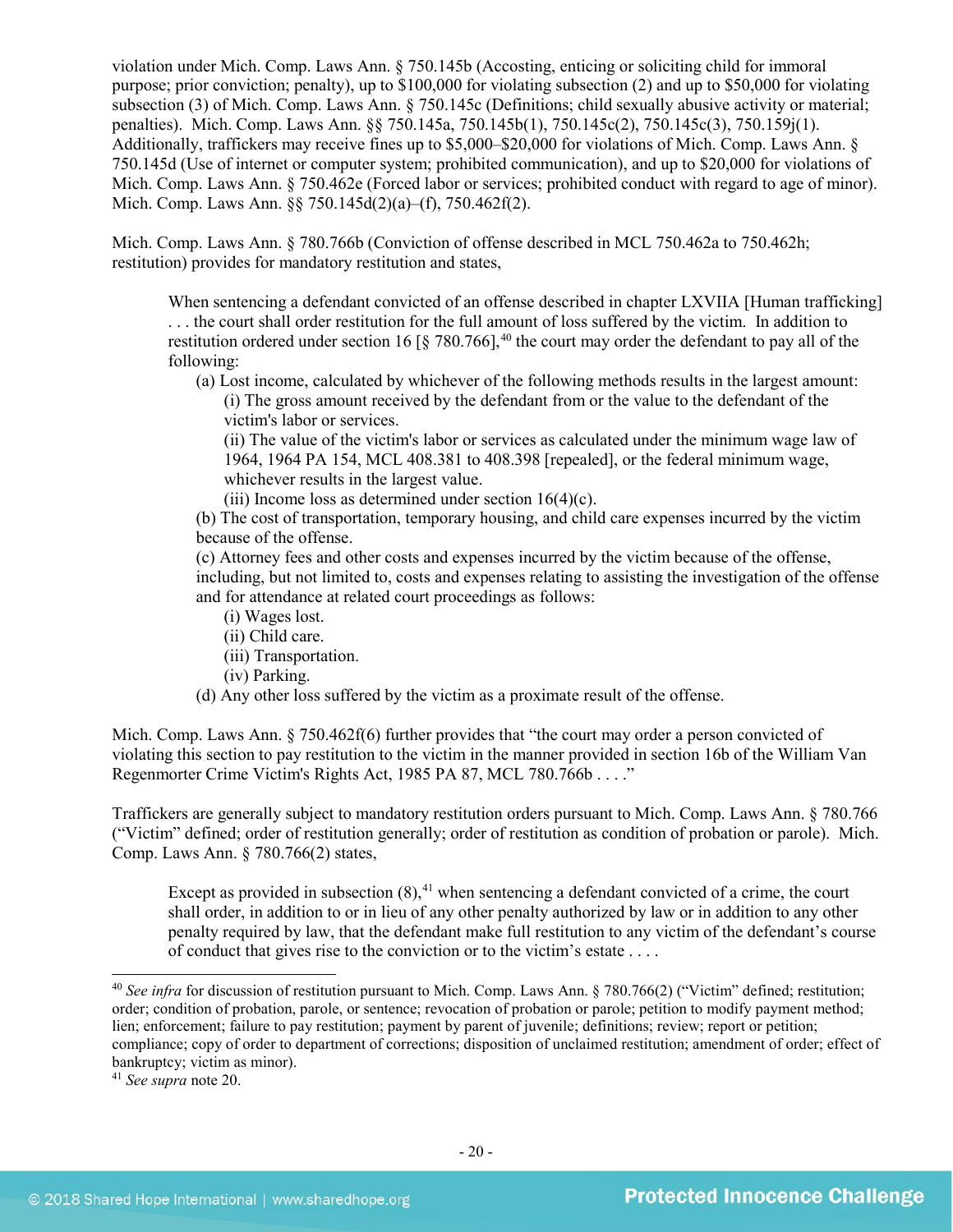violation under Mich. Comp. Laws Ann. § 750.145b (Accosting, enticing or soliciting child for immoral purpose; prior conviction; penalty), up to $100,000 for violating subsection (2) and up to $50,000 for violating subsection (3) of Mich. Comp. Laws Ann. § 750.145c (Definitions; child sexually abusive activity or material; penalties). Mich. Comp. Laws Ann. §§ 750.145a, 750.145b(1), 750.145c(2), 750.145c(3), 750.159j(1). Additionally, traffickers may receive fines up to $5,000–$20,000 for violations of Mich. Comp. Laws Ann. § 750.145d (Use of internet or computer system; prohibited communication), and up to $20,000 for violations of Mich. Comp. Laws Ann. § 750.462e (Forced labor or services; prohibited conduct with regard to age of minor). Mich. Comp. Laws Ann. §§ 750.145d(2)(a)–(f), 750.462f(2).

Mich. Comp. Laws Ann. § 780.766b (Conviction of offense described in MCL 750.462a to 750.462h; restitution) provides for mandatory restitution and states,

> When sentencing a defendant convicted of an offense described in chapter LXVIIA [Human trafficking] . . . the court shall order restitution for the full amount of loss suffered by the victim. In addition to restitution ordered under section 16 [§ 780.766],[40] the court may order the defendant to pay all of the following:
>
> (a) Lost income, calculated by whichever of the following methods results in the largest amount:
>
> (i) The gross amount received by the defendant from or the value to the defendant of the victim's labor or services.
>
> (ii) The value of the victim's labor or services as calculated under the minimum wage law of 1964, 1964 PA 154, MCL 408.381 to 408.398 [repealed], or the federal minimum wage, whichever results in the largest value.
>
> (iii) Income loss as determined under section 16(4)(c).
>
> (b) The cost of transportation, temporary housing, and child care expenses incurred by the victim because of the offense.
>
> (c) Attorney fees and other costs and expenses incurred by the victim because of the offense, including, but not limited to, costs and expenses relating to assisting the investigation of the offense and for attendance at related court proceedings as follows:
>
> (i) Wages lost.
>
> (ii) Child care.
>
> (iii) Transportation.
>
> (iv) Parking.
>
> (d) Any other loss suffered by the victim as a proximate result of the offense.

Mich. Comp. Laws Ann. § 750.462f(6) further provides that "the court may order a person convicted of violating this section to pay restitution to the victim in the manner provided in section 16b of the William Van Regenmorter Crime Victim's Rights Act, 1985 PA 87, MCL 780.766b . . . ."

Traffickers are generally subject to mandatory restitution orders pursuant to Mich. Comp. Laws Ann. § 780.766 ("Victim" defined; order of restitution generally; order of restitution as condition of probation or parole). Mich. Comp. Laws Ann. § 780.766(2) states,

> Except as provided in subsection (8),[41] when sentencing a defendant convicted of a crime, the court shall order, in addition to or in lieu of any other penalty authorized by law or in addition to any other penalty required by law, that the defendant make full restitution to any victim of the defendant's course of conduct that gives rise to the conviction or to the victim's estate . . . .

---

[40] *See infra* for discussion of restitution pursuant to Mich. Comp. Laws Ann. § 780.766(2) ("Victim" defined; restitution; order; condition of probation, parole, or sentence; revocation of probation or parole; petition to modify payment method; lien; enforcement; failure to pay restitution; payment by parent of juvenile; definitions; review; report or petition; compliance; copy of order to department of corrections; disposition of unclaimed restitution; amendment of order; effect of bankruptcy; victim as minor).

[41] *See supra* note 20.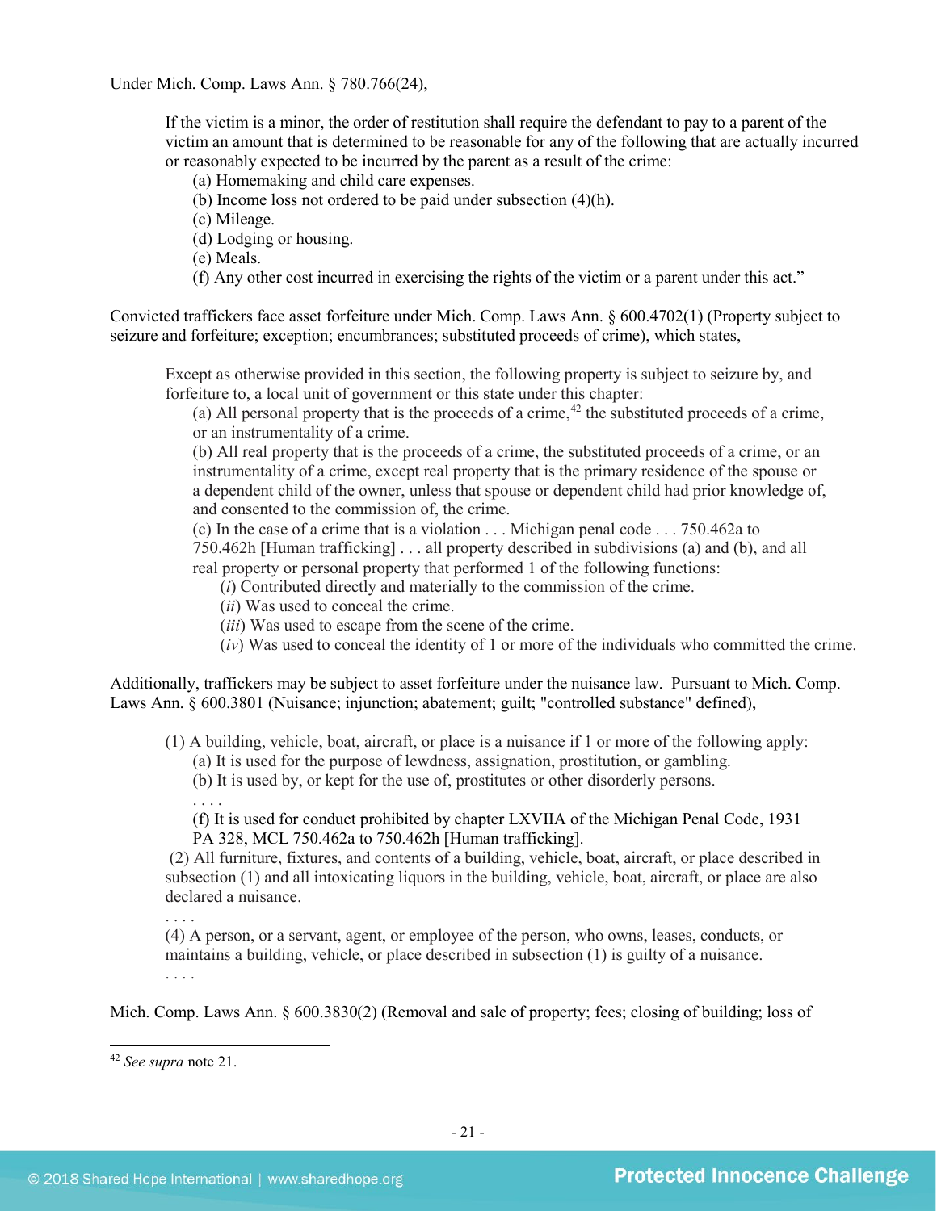Under Mich. Comp. Laws Ann. § 780.766(24),

> If the victim is a minor, the order of restitution shall require the defendant to pay to a parent of the victim an amount that is determined to be reasonable for any of the following that are actually incurred or reasonably expected to be incurred by the parent as a result of the crime:
> (a) Homemaking and child care expenses.
> (b) Income loss not ordered to be paid under subsection (4)(h).
> (c) Mileage.
> (d) Lodging or housing.
> (e) Meals.
> (f) Any other cost incurred in exercising the rights of the victim or a parent under this act."

Convicted traffickers face asset forfeiture under Mich. Comp. Laws Ann. § 600.4702(1) (Property subject to seizure and forfeiture; exception; encumbrances; substituted proceeds of crime), which states,

> Except as otherwise provided in this section, the following property is subject to seizure by, and forfeiture to, a local unit of government or this state under this chapter:
> (a) All personal property that is the proceeds of a crime,[42] the substituted proceeds of a crime, or an instrumentality of a crime.
> (b) All real property that is the proceeds of a crime, the substituted proceeds of a crime, or an instrumentality of a crime, except real property that is the primary residence of the spouse or a dependent child of the owner, unless that spouse or dependent child had prior knowledge of, and consented to the commission of, the crime.
> (c) In the case of a crime that is a violation . . . Michigan penal code . . . 750.462a to 750.462h [Human trafficking] . . . all property described in subdivisions (a) and (b), and all real property or personal property that performed 1 of the following functions:
> (*i*) Contributed directly and materially to the commission of the crime.
> (*ii*) Was used to conceal the crime.
> (*iii*) Was used to escape from the scene of the crime.
> (*iv*) Was used to conceal the identity of 1 or more of the individuals who committed the crime.

Additionally, traffickers may be subject to asset forfeiture under the nuisance law. Pursuant to Mich. Comp. Laws Ann. § 600.3801 (Nuisance; injunction; abatement; guilt; "controlled substance" defined),

> (1) A building, vehicle, boat, aircraft, or place is a nuisance if 1 or more of the following apply:
> (a) It is used for the purpose of lewdness, assignation, prostitution, or gambling.
> (b) It is used by, or kept for the use of, prostitutes or other disorderly persons.
> . . . .
> (f) It is used for conduct prohibited by chapter LXVIIA of the Michigan Penal Code, 1931 PA 328, MCL 750.462a to 750.462h [Human trafficking].
> (2) All furniture, fixtures, and contents of a building, vehicle, boat, aircraft, or place described in subsection (1) and all intoxicating liquors in the building, vehicle, boat, aircraft, or place are also declared a nuisance.
> . . . .
> (4) A person, or a servant, agent, or employee of the person, who owns, leases, conducts, or maintains a building, vehicle, or place described in subsection (1) is guilty of a nuisance.
> . . . .

Mich. Comp. Laws Ann. § 600.3830(2) (Removal and sale of property; fees; closing of building; loss of

---

[42] *See supra* note 21.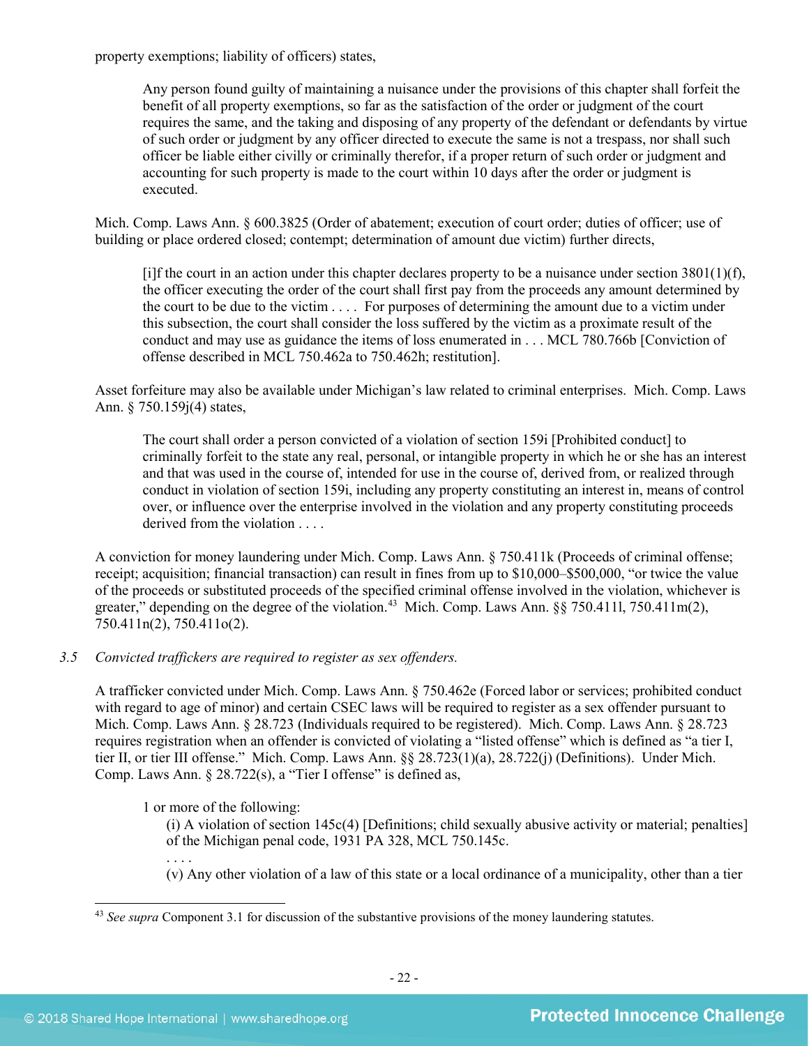property exemptions; liability of officers) states,

> Any person found guilty of maintaining a nuisance under the provisions of this chapter shall forfeit the benefit of all property exemptions, so far as the satisfaction of the order or judgment of the court requires the same, and the taking and disposing of any property of the defendant or defendants by virtue of such order or judgment by any officer directed to execute the same is not a trespass, nor shall such officer be liable either civilly or criminally therefor, if a proper return of such order or judgment and accounting for such property is made to the court within 10 days after the order or judgment is executed.

Mich. Comp. Laws Ann. § 600.3825 (Order of abatement; execution of court order; duties of officer; use of building or place ordered closed; contempt; determination of amount due victim) further directs,

> [i]f the court in an action under this chapter declares property to be a nuisance under section 3801(1)(f), the officer executing the order of the court shall first pay from the proceeds any amount determined by the court to be due to the victim . . . . For purposes of determining the amount due to a victim under this subsection, the court shall consider the loss suffered by the victim as a proximate result of the conduct and may use as guidance the items of loss enumerated in . . . MCL 780.766b [Conviction of offense described in MCL 750.462a to 750.462h; restitution].

Asset forfeiture may also be available under Michigan's law related to criminal enterprises. Mich. Comp. Laws Ann. § 750.159j(4) states,

> The court shall order a person convicted of a violation of section 159i [Prohibited conduct] to criminally forfeit to the state any real, personal, or intangible property in which he or she has an interest and that was used in the course of, intended for use in the course of, derived from, or realized through conduct in violation of section 159i, including any property constituting an interest in, means of control over, or influence over the enterprise involved in the violation and any property constituting proceeds derived from the violation . . . .

A conviction for money laundering under Mich. Comp. Laws Ann. § 750.411k (Proceeds of criminal offense; receipt; acquisition; financial transaction) can result in fines from up to $10,000–$500,000, "or twice the value of the proceeds or substituted proceeds of the specified criminal offense involved in the violation, whichever is greater," depending on the degree of the violation.[43] Mich. Comp. Laws Ann. §§ 750.411l, 750.411m(2), 750.411n(2), 750.411o(2).

*3.5 Convicted traffickers are required to register as sex offenders.*

A trafficker convicted under Mich. Comp. Laws Ann. § 750.462e (Forced labor or services; prohibited conduct with regard to age of minor) and certain CSEC laws will be required to register as a sex offender pursuant to Mich. Comp. Laws Ann. § 28.723 (Individuals required to be registered). Mich. Comp. Laws Ann. § 28.723 requires registration when an offender is convicted of violating a "listed offense" which is defined as "a tier I, tier II, or tier III offense." Mich. Comp. Laws Ann. §§ 28.723(1)(a), 28.722(j) (Definitions). Under Mich. Comp. Laws Ann. § 28.722(s), a "Tier I offense" is defined as,

> 1 or more of the following:
>
> (i) A violation of section 145c(4) [Definitions; child sexually abusive activity or material; penalties] of the Michigan penal code, 1931 PA 328, MCL 750.145c.
>
> . . . .
>
> (v) Any other violation of a law of this state or a local ordinance of a municipality, other than a tier

[43] *See supra* Component 3.1 for discussion of the substantive provisions of the money laundering statutes.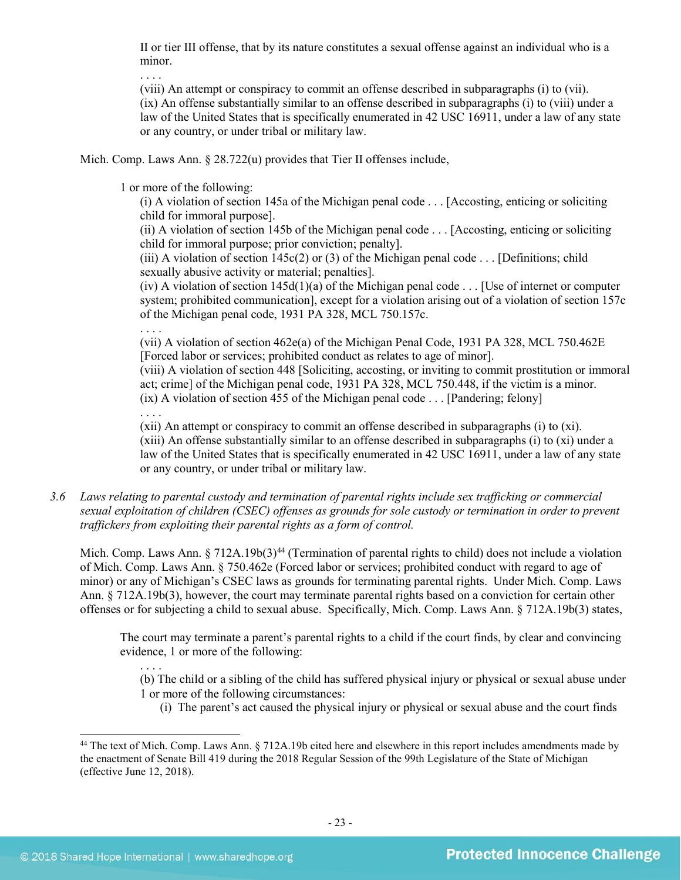II or tier III offense, that by its nature constitutes a sexual offense against an individual who is a minor.

> . . . .
>
> (viii) An attempt or conspiracy to commit an offense described in subparagraphs (i) to (vii).
>
> (ix) An offense substantially similar to an offense described in subparagraphs (i) to (viii) under a law of the United States that is specifically enumerated in 42 USC 16911, under a law of any state or any country, or under tribal or military law.

Mich. Comp. Laws Ann. § 28.722(u) provides that Tier II offenses include,

> 1 or more of the following:
>
> (i) A violation of section 145a of the Michigan penal code . . . [Accosting, enticing or soliciting child for immoral purpose].
>
> (ii) A violation of section 145b of the Michigan penal code . . . [Accosting, enticing or soliciting child for immoral purpose; prior conviction; penalty].
>
> (iii) A violation of section 145c(2) or (3) of the Michigan penal code . . . [Definitions; child sexually abusive activity or material; penalties].
>
> (iv) A violation of section 145d(1)(a) of the Michigan penal code . . . [Use of internet or computer system; prohibited communication], except for a violation arising out of a violation of section 157c of the Michigan penal code, 1931 PA 328, MCL 750.157c.
>
> . . . .
>
> (vii) A violation of section 462e(a) of the Michigan Penal Code, 1931 PA 328, MCL 750.462E [Forced labor or services; prohibited conduct as relates to age of minor].
>
> (viii) A violation of section 448 [Soliciting, accosting, or inviting to commit prostitution or immoral act; crime] of the Michigan penal code, 1931 PA 328, MCL 750.448, if the victim is a minor.
>
> (ix) A violation of section 455 of the Michigan penal code . . . [Pandering; felony]
>
> . . . .
>
> (xii) An attempt or conspiracy to commit an offense described in subparagraphs (i) to (xi).
>
> (xiii) An offense substantially similar to an offense described in subparagraphs (i) to (xi) under a law of the United States that is specifically enumerated in 42 USC 16911, under a law of any state or any country, or under tribal or military law.

3.6 *Laws relating to parental custody and termination of parental rights include sex trafficking or commercial sexual exploitation of children (CSEC) offenses as grounds for sole custody or termination in order to prevent traffickers from exploiting their parental rights as a form of control.*

Mich. Comp. Laws Ann. § 712A.19b(3)[44] (Termination of parental rights to child) does not include a violation of Mich. Comp. Laws Ann. § 750.462e (Forced labor or services; prohibited conduct with regard to age of minor) or any of Michigan's CSEC laws as grounds for terminating parental rights. Under Mich. Comp. Laws Ann. § 712A.19b(3), however, the court may terminate parental rights based on a conviction for certain other offenses or for subjecting a child to sexual abuse. Specifically, Mich. Comp. Laws Ann. § 712A.19b(3) states,

> The court may terminate a parent's parental rights to a child if the court finds, by clear and convincing evidence, 1 or more of the following:
>
> . . . .
>
> (b) The child or a sibling of the child has suffered physical injury or physical or sexual abuse under 1 or more of the following circumstances:
>
> (i) The parent's act caused the physical injury or physical or sexual abuse and the court finds

[44] The text of Mich. Comp. Laws Ann. § 712A.19b cited here and elsewhere in this report includes amendments made by the enactment of Senate Bill 419 during the 2018 Regular Session of the 99th Legislature of the State of Michigan (effective June 12, 2018).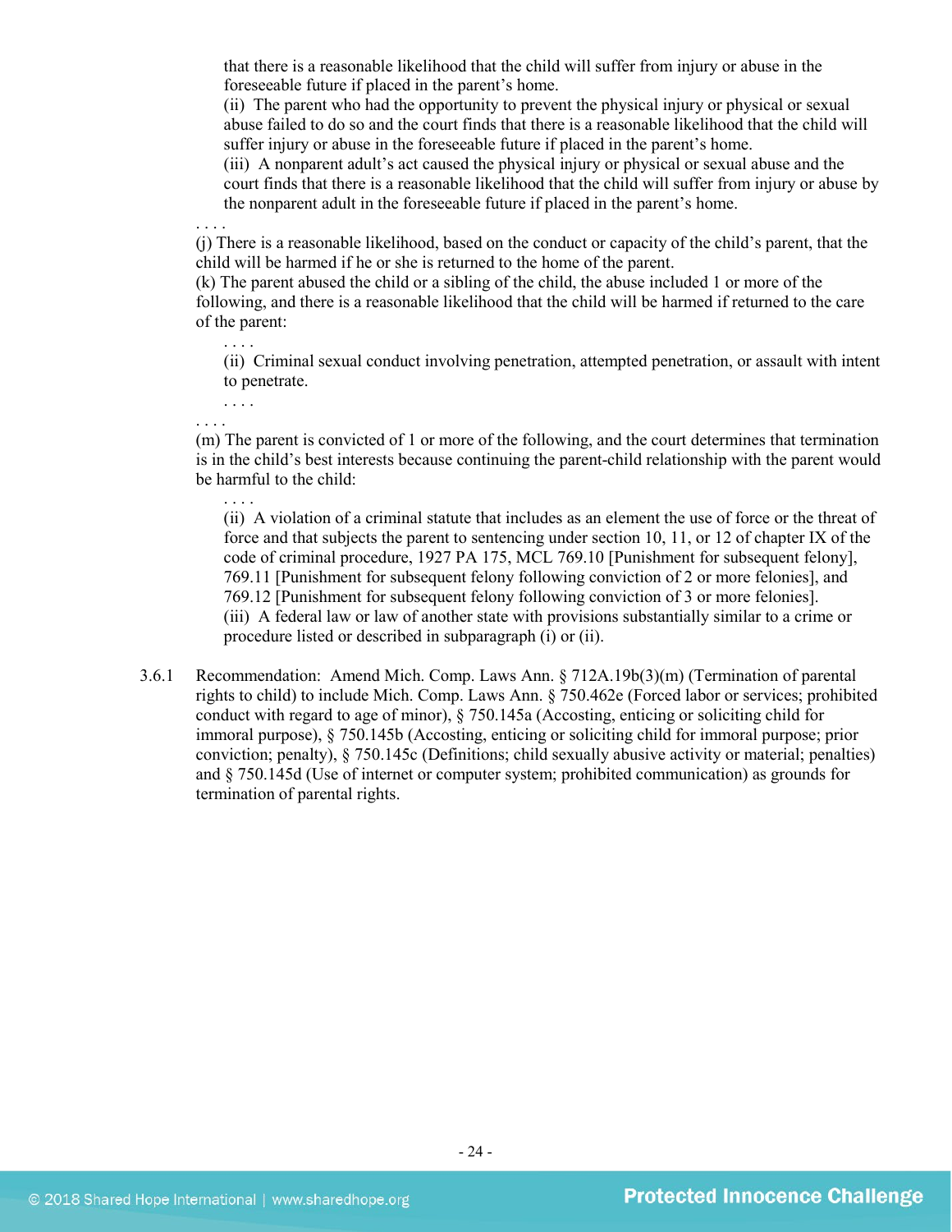that there is a reasonable likelihood that the child will suffer from injury or abuse in the foreseeable future if placed in the parent's home.

(ii) The parent who had the opportunity to prevent the physical injury or physical or sexual abuse failed to do so and the court finds that there is a reasonable likelihood that the child will suffer injury or abuse in the foreseeable future if placed in the parent's home.

(iii) A nonparent adult's act caused the physical injury or physical or sexual abuse and the court finds that there is a reasonable likelihood that the child will suffer from injury or abuse by the nonparent adult in the foreseeable future if placed in the parent's home.

. . . .

(j) There is a reasonable likelihood, based on the conduct or capacity of the child's parent, that the child will be harmed if he or she is returned to the home of the parent.

(k) The parent abused the child or a sibling of the child, the abuse included 1 or more of the following, and there is a reasonable likelihood that the child will be harmed if returned to the care of the parent:

. . . .

(ii) Criminal sexual conduct involving penetration, attempted penetration, or assault with intent to penetrate.

. . . .

. . . .

(m) The parent is convicted of 1 or more of the following, and the court determines that termination is in the child's best interests because continuing the parent-child relationship with the parent would be harmful to the child:

. . . .

(ii) A violation of a criminal statute that includes as an element the use of force or the threat of force and that subjects the parent to sentencing under section 10, 11, or 12 of chapter IX of the code of criminal procedure, 1927 PA 175, MCL 769.10 [Punishment for subsequent felony], 769.11 [Punishment for subsequent felony following conviction of 2 or more felonies], and 769.12 [Punishment for subsequent felony following conviction of 3 or more felonies].

(iii) A federal law or law of another state with provisions substantially similar to a crime or procedure listed or described in subparagraph (i) or (ii).

3.6.1 Recommendation: Amend Mich. Comp. Laws Ann. § 712A.19b(3)(m) (Termination of parental rights to child) to include Mich. Comp. Laws Ann. § 750.462e (Forced labor or services; prohibited conduct with regard to age of minor), § 750.145a (Accosting, enticing or soliciting child for immoral purpose), § 750.145b (Accosting, enticing or soliciting child for immoral purpose; prior conviction; penalty), § 750.145c (Definitions; child sexually abusive activity or material; penalties) and § 750.145d (Use of internet or computer system; prohibited communication) as grounds for termination of parental rights.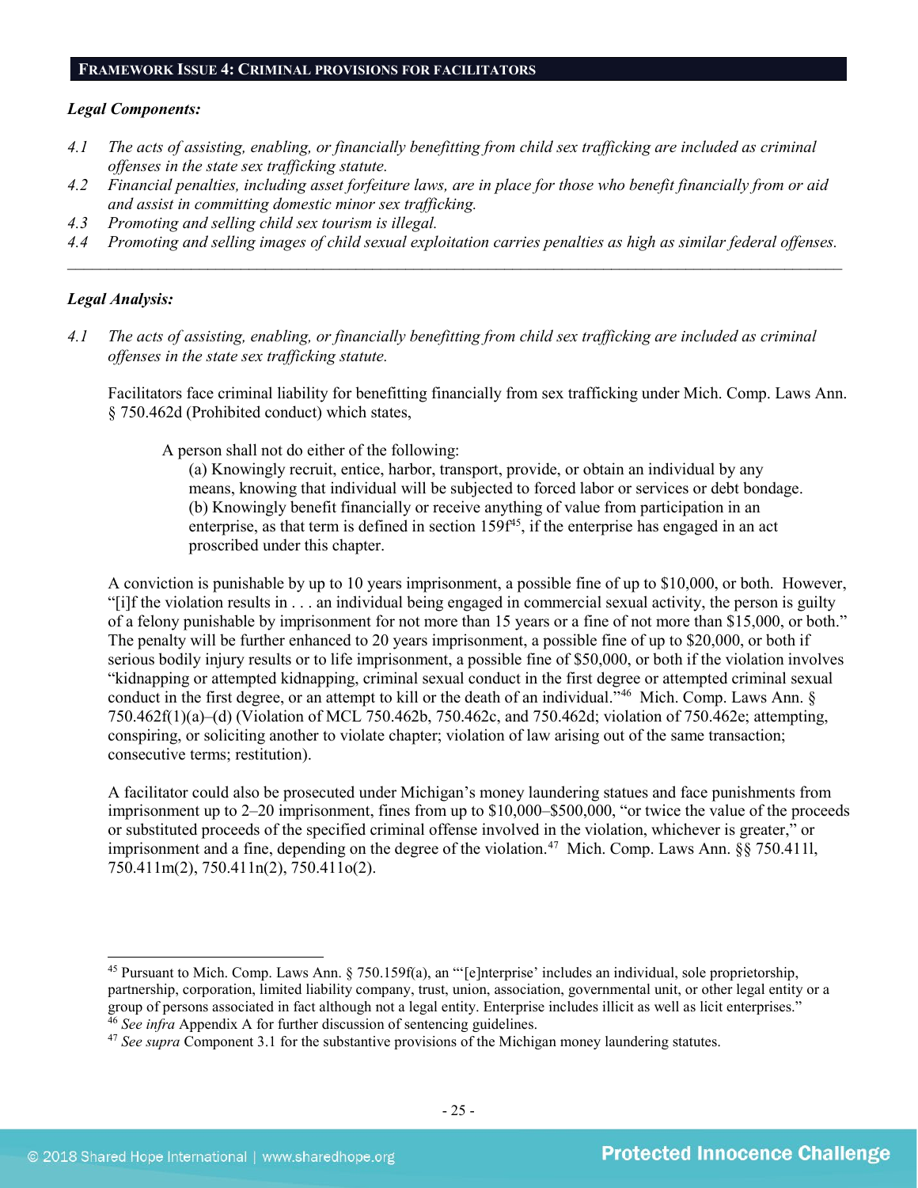## FRAMEWORK ISSUE 4: CRIMINAL PROVISIONS FOR FACILITATORS

***Legal Components:***

*4.1 The acts of assisting, enabling, or financially benefitting from child sex trafficking are included as criminal offenses in the state sex trafficking statute.*

*4.2 Financial penalties, including asset forfeiture laws, are in place for those who benefit financially from or aid and assist in committing domestic minor sex trafficking.*

*4.3 Promoting and selling child sex tourism is illegal.*

*4.4 Promoting and selling images of child sexual exploitation carries penalties as high as similar federal offenses.*

---

***Legal Analysis:***

*4.1 The acts of assisting, enabling, or financially benefitting from child sex trafficking are included as criminal offenses in the state sex trafficking statute.*

Facilitators face criminal liability for benefitting financially from sex trafficking under Mich. Comp. Laws Ann. § 750.462d (Prohibited conduct) which states,

> A person shall not do either of the following:
>
> (a) Knowingly recruit, entice, harbor, transport, provide, or obtain an individual by any means, knowing that individual will be subjected to forced labor or services or debt bondage.
>
> (b) Knowingly benefit financially or receive anything of value from participation in an enterprise, as that term is defined in section 159f[45], if the enterprise has engaged in an act proscribed under this chapter.

A conviction is punishable by up to 10 years imprisonment, a possible fine of up to $10,000, or both. However, "[i]f the violation results in . . . an individual being engaged in commercial sexual activity, the person is guilty of a felony punishable by imprisonment for not more than 15 years or a fine of not more than $15,000, or both." The penalty will be further enhanced to 20 years imprisonment, a possible fine of up to $20,000, or both if serious bodily injury results or to life imprisonment, a possible fine of $50,000, or both if the violation involves "kidnapping or attempted kidnapping, criminal sexual conduct in the first degree or attempted criminal sexual conduct in the first degree, or an attempt to kill or the death of an individual."[46] Mich. Comp. Laws Ann. § 750.462f(1)(a)–(d) (Violation of MCL 750.462b, 750.462c, and 750.462d; violation of 750.462e; attempting, conspiring, or soliciting another to violate chapter; violation of law arising out of the same transaction; consecutive terms; restitution).

A facilitator could also be prosecuted under Michigan's money laundering statues and face punishments from imprisonment up to 2–20 imprisonment, fines from up to $10,000–$500,000, "or twice the value of the proceeds or substituted proceeds of the specified criminal offense involved in the violation, whichever is greater," or imprisonment and a fine, depending on the degree of the violation.[47] Mich. Comp. Laws Ann. §§ 750.411l, 750.411m(2), 750.411n(2), 750.411o(2).

---

[45] Pursuant to Mich. Comp. Laws Ann. § 750.159f(a), an "'[e]nterprise' includes an individual, sole proprietorship, partnership, corporation, limited liability company, trust, union, association, governmental unit, or other legal entity or a group of persons associated in fact although not a legal entity. Enterprise includes illicit as well as licit enterprises."

[46] *See infra* Appendix A for further discussion of sentencing guidelines.

[47] *See supra* Component 3.1 for the substantive provisions of the Michigan money laundering statutes.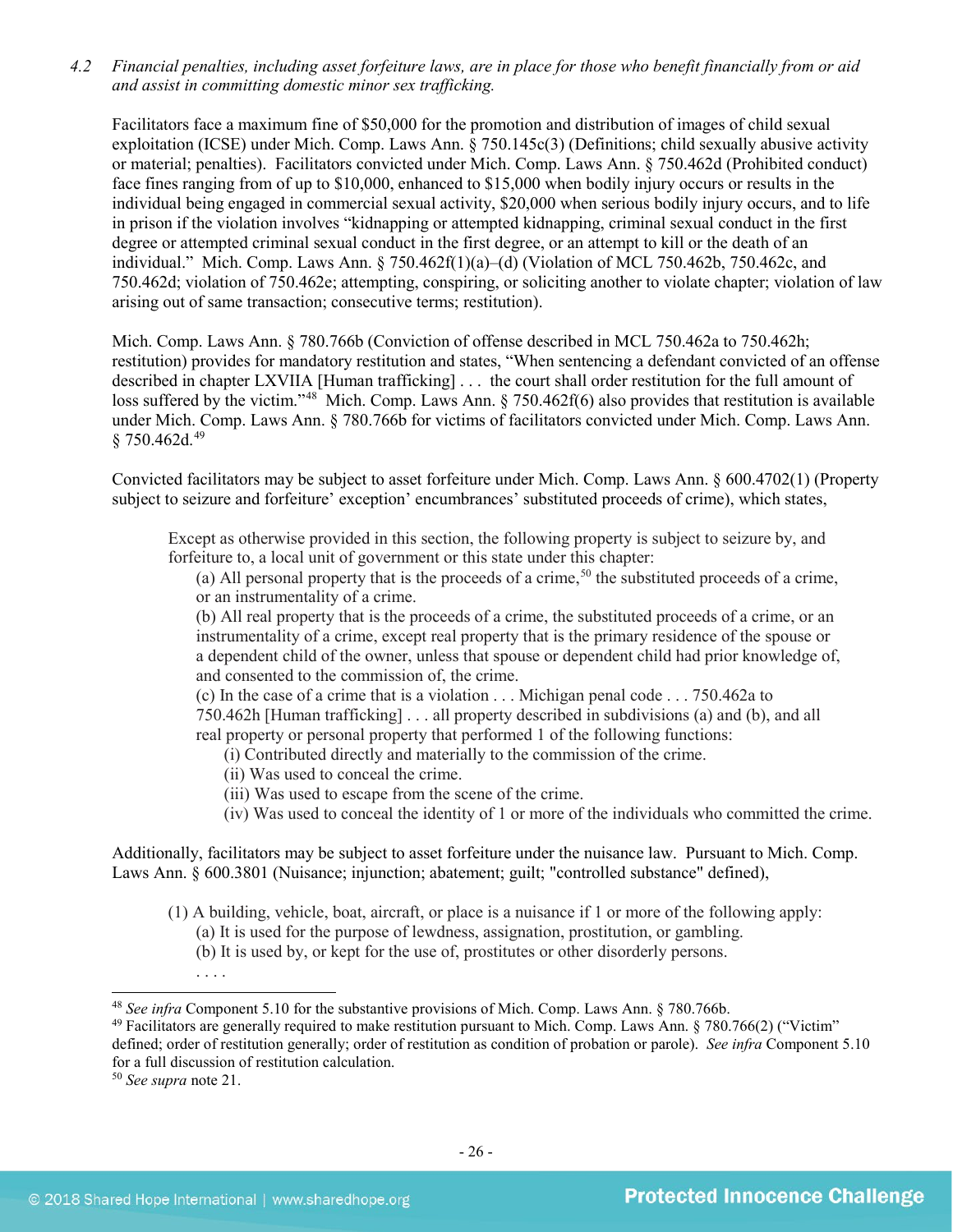*4.2 Financial penalties, including asset forfeiture laws, are in place for those who benefit financially from or aid and assist in committing domestic minor sex trafficking.*

Facilitators face a maximum fine of $50,000 for the promotion and distribution of images of child sexual exploitation (ICSE) under Mich. Comp. Laws Ann. § 750.145c(3) (Definitions; child sexually abusive activity or material; penalties). Facilitators convicted under Mich. Comp. Laws Ann. § 750.462d (Prohibited conduct) face fines ranging from of up to $10,000, enhanced to $15,000 when bodily injury occurs or results in the individual being engaged in commercial sexual activity, $20,000 when serious bodily injury occurs, and to life in prison if the violation involves "kidnapping or attempted kidnapping, criminal sexual conduct in the first degree or attempted criminal sexual conduct in the first degree, or an attempt to kill or the death of an individual." Mich. Comp. Laws Ann. § 750.462f(1)(a)–(d) (Violation of MCL 750.462b, 750.462c, and 750.462d; violation of 750.462e; attempting, conspiring, or soliciting another to violate chapter; violation of law arising out of same transaction; consecutive terms; restitution).

Mich. Comp. Laws Ann. § 780.766b (Conviction of offense described in MCL 750.462a to 750.462h; restitution) provides for mandatory restitution and states, "When sentencing a defendant convicted of an offense described in chapter LXVIIA [Human trafficking] . . . the court shall order restitution for the full amount of loss suffered by the victim."[48] Mich. Comp. Laws Ann. § 750.462f(6) also provides that restitution is available under Mich. Comp. Laws Ann. § 780.766b for victims of facilitators convicted under Mich. Comp. Laws Ann. § 750.462d.[49]

Convicted facilitators may be subject to asset forfeiture under Mich. Comp. Laws Ann. § 600.4702(1) (Property subject to seizure and forfeiture' exception' encumbrances' substituted proceeds of crime), which states,

> Except as otherwise provided in this section, the following property is subject to seizure by, and forfeiture to, a local unit of government or this state under this chapter:
>
> (a) All personal property that is the proceeds of a crime,[50] the substituted proceeds of a crime, or an instrumentality of a crime.
>
> (b) All real property that is the proceeds of a crime, the substituted proceeds of a crime, or an instrumentality of a crime, except real property that is the primary residence of the spouse or a dependent child of the owner, unless that spouse or dependent child had prior knowledge of, and consented to the commission of, the crime.
>
> (c) In the case of a crime that is a violation . . . Michigan penal code . . . 750.462a to 750.462h [Human trafficking] . . . all property described in subdivisions (a) and (b), and all real property or personal property that performed 1 of the following functions:
>
> (i) Contributed directly and materially to the commission of the crime.
>
> (ii) Was used to conceal the crime.
>
> (iii) Was used to escape from the scene of the crime.
>
> (iv) Was used to conceal the identity of 1 or more of the individuals who committed the crime.

Additionally, facilitators may be subject to asset forfeiture under the nuisance law. Pursuant to Mich. Comp. Laws Ann. § 600.3801 (Nuisance; injunction; abatement; guilt; "controlled substance" defined),

> (1) A building, vehicle, boat, aircraft, or place is a nuisance if 1 or more of the following apply:
>
> (a) It is used for the purpose of lewdness, assignation, prostitution, or gambling.
>
> (b) It is used by, or kept for the use of, prostitutes or other disorderly persons.
>
> . . . .

---

[48] *See infra* Component 5.10 for the substantive provisions of Mich. Comp. Laws Ann. § 780.766b.

[49] Facilitators are generally required to make restitution pursuant to Mich. Comp. Laws Ann. § 780.766(2) ("Victim" defined; order of restitution generally; order of restitution as condition of probation or parole). *See infra* Component 5.10 for a full discussion of restitution calculation.

[50] *See supra* note 21.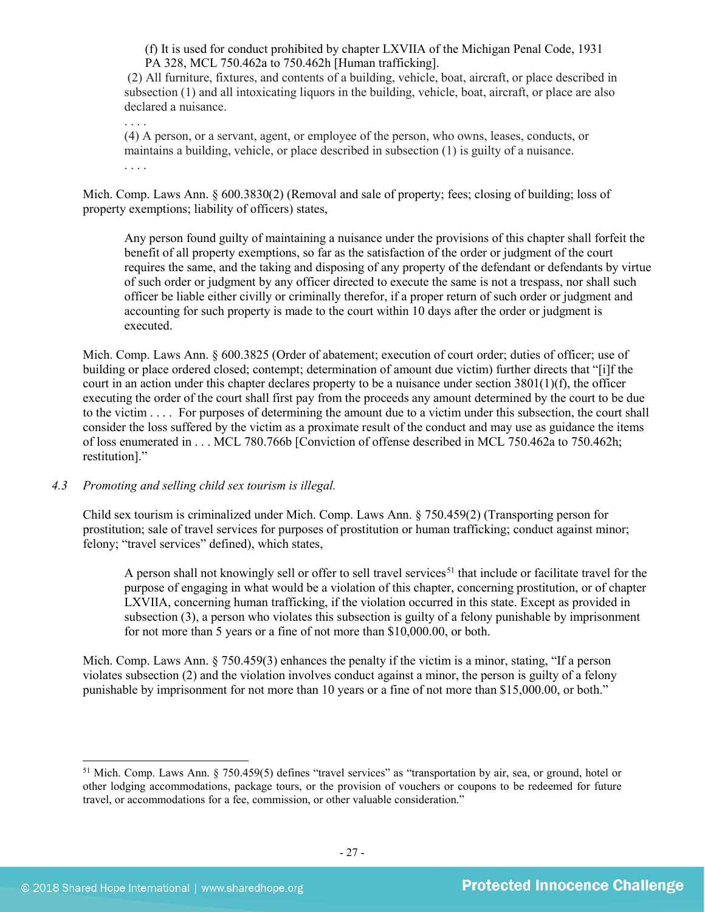(f) It is used for conduct prohibited by chapter LXVIIA of the Michigan Penal Code, 1931 PA 328, MCL 750.462a to 750.462h [Human trafficking].

(2) All furniture, fixtures, and contents of a building, vehicle, boat, aircraft, or place described in subsection (1) and all intoxicating liquors in the building, vehicle, boat, aircraft, or place are also declared a nuisance.

. . . .

(4) A person, or a servant, agent, or employee of the person, who owns, leases, conducts, or maintains a building, vehicle, or place described in subsection (1) is guilty of a nuisance.

. . . .

Mich. Comp. Laws Ann. § 600.3830(2) (Removal and sale of property; fees; closing of building; loss of property exemptions; liability of officers) states,

> Any person found guilty of maintaining a nuisance under the provisions of this chapter shall forfeit the benefit of all property exemptions, so far as the satisfaction of the order or judgment of the court requires the same, and the taking and disposing of any property of the defendant or defendants by virtue of such order or judgment by any officer directed to execute the same is not a trespass, nor shall such officer be liable either civilly or criminally therefor, if a proper return of such order or judgment and accounting for such property is made to the court within 10 days after the order or judgment is executed.

Mich. Comp. Laws Ann. § 600.3825 (Order of abatement; execution of court order; duties of officer; use of building or place ordered closed; contempt; determination of amount due victim) further directs that "[i]f the court in an action under this chapter declares property to be a nuisance under section 3801(1)(f), the officer executing the order of the court shall first pay from the proceeds any amount determined by the court to be due to the victim . . . . For purposes of determining the amount due to a victim under this subsection, the court shall consider the loss suffered by the victim as a proximate result of the conduct and may use as guidance the items of loss enumerated in . . . MCL 780.766b [Conviction of offense described in MCL 750.462a to 750.462h; restitution]."

*4.3 Promoting and selling child sex tourism is illegal.*

Child sex tourism is criminalized under Mich. Comp. Laws Ann. § 750.459(2) (Transporting person for prostitution; sale of travel services for purposes of prostitution or human trafficking; conduct against minor; felony; "travel services" defined), which states,

> A person shall not knowingly sell or offer to sell travel services[51] that include or facilitate travel for the purpose of engaging in what would be a violation of this chapter, concerning prostitution, or of chapter LXVIIA, concerning human trafficking, if the violation occurred in this state. Except as provided in subsection (3), a person who violates this subsection is guilty of a felony punishable by imprisonment for not more than 5 years or a fine of not more than $10,000.00, or both.

Mich. Comp. Laws Ann. § 750.459(3) enhances the penalty if the victim is a minor, stating, "If a person violates subsection (2) and the violation involves conduct against a minor, the person is guilty of a felony punishable by imprisonment for not more than 10 years or a fine of not more than $15,000.00, or both."

---

[51] Mich. Comp. Laws Ann. § 750.459(5) defines "travel services" as "transportation by air, sea, or ground, hotel or other lodging accommodations, package tours, or the provision of vouchers or coupons to be redeemed for future travel, or accommodations for a fee, commission, or other valuable consideration."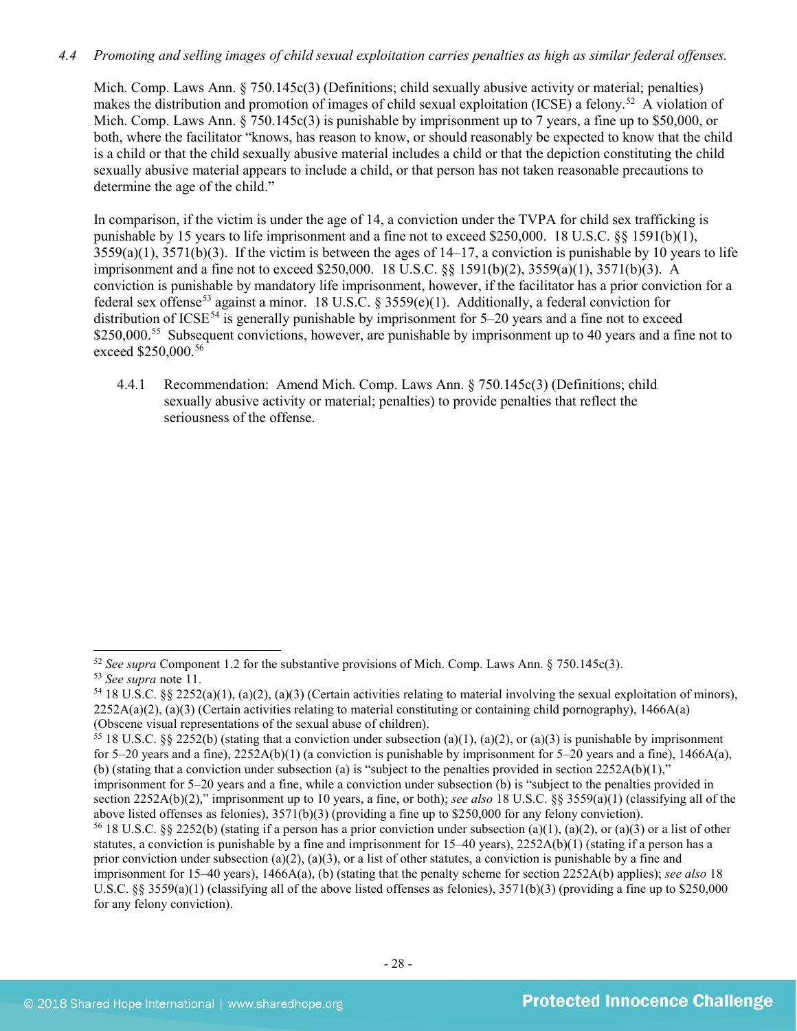*4.4 Promoting and selling images of child sexual exploitation carries penalties as high as similar federal offenses.*

Mich. Comp. Laws Ann. § 750.145c(3) (Definitions; child sexually abusive activity or material; penalties) makes the distribution and promotion of images of child sexual exploitation (ICSE) a felony.[52] A violation of Mich. Comp. Laws Ann. § 750.145c(3) is punishable by imprisonment up to 7 years, a fine up to $50,000, or both, where the facilitator "knows, has reason to know, or should reasonably be expected to know that the child is a child or that the child sexually abusive material includes a child or that the depiction constituting the child sexually abusive material appears to include a child, or that person has not taken reasonable precautions to determine the age of the child."

In comparison, if the victim is under the age of 14, a conviction under the TVPA for child sex trafficking is punishable by 15 years to life imprisonment and a fine not to exceed $250,000. 18 U.S.C. §§ 1591(b)(1), 3559(a)(1), 3571(b)(3). If the victim is between the ages of 14–17, a conviction is punishable by 10 years to life imprisonment and a fine not to exceed $250,000. 18 U.S.C. §§ 1591(b)(2), 3559(a)(1), 3571(b)(3). A conviction is punishable by mandatory life imprisonment, however, if the facilitator has a prior conviction for a federal sex offense[53] against a minor. 18 U.S.C. § 3559(e)(1). Additionally, a federal conviction for distribution of ICSE[54] is generally punishable by imprisonment for 5–20 years and a fine not to exceed $250,000.[55] Subsequent convictions, however, are punishable by imprisonment up to 40 years and a fine not to exceed $250,000.[56]

4.4.1 Recommendation: Amend Mich. Comp. Laws Ann. § 750.145c(3) (Definitions; child sexually abusive activity or material; penalties) to provide penalties that reflect the seriousness of the offense.

---

[52] *See supra* Component 1.2 for the substantive provisions of Mich. Comp. Laws Ann. § 750.145c(3).

[53] *See supra* note 11.

[54] 18 U.S.C. §§ 2252(a)(1), (a)(2), (a)(3) (Certain activities relating to material involving the sexual exploitation of minors), 2252A(a)(2), (a)(3) (Certain activities relating to material constituting or containing child pornography), 1466A(a) (Obscene visual representations of the sexual abuse of children).

[55] 18 U.S.C. §§ 2252(b) (stating that a conviction under subsection (a)(1), (a)(2), or (a)(3) is punishable by imprisonment for 5–20 years and a fine), 2252A(b)(1) (a conviction is punishable by imprisonment for 5–20 years and a fine), 1466A(a), (b) (stating that a conviction under subsection (a) is "subject to the penalties provided in section 2252A(b)(1)," imprisonment for 5–20 years and a fine, while a conviction under subsection (b) is "subject to the penalties provided in section 2252A(b)(2)," imprisonment up to 10 years, a fine, or both); *see also* 18 U.S.C. §§ 3559(a)(1) (classifying all of the above listed offenses as felonies), 3571(b)(3) (providing a fine up to $250,000 for any felony conviction).

[56] 18 U.S.C. §§ 2252(b) (stating if a person has a prior conviction under subsection (a)(1), (a)(2), or (a)(3) or a list of other statutes, a conviction is punishable by a fine and imprisonment for 15–40 years), 2252A(b)(1) (stating if a person has a prior conviction under subsection (a)(2), (a)(3), or a list of other statutes, a conviction is punishable by a fine and imprisonment for 15–40 years), 1466A(a), (b) (stating that the penalty scheme for section 2252A(b) applies); *see also* 18 U.S.C. §§ 3559(a)(1) (classifying all of the above listed offenses as felonies), 3571(b)(3) (providing a fine up to $250,000 for any felony conviction).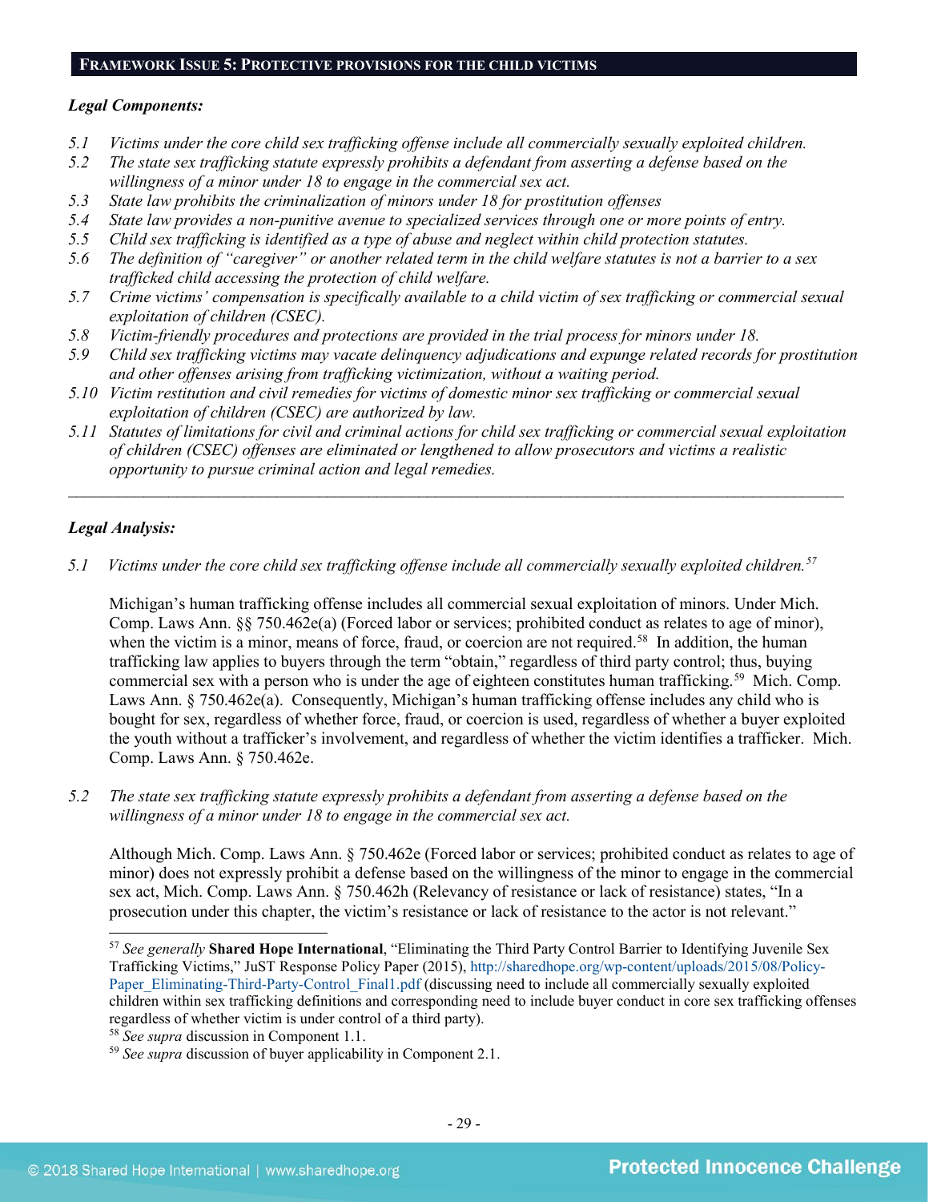## FRAMEWORK ISSUE 5: PROTECTIVE PROVISIONS FOR THE CHILD VICTIMS

***Legal Components:***

*5.1 Victims under the core child sex trafficking offense include all commercially sexually exploited children.*
*5.2 The state sex trafficking statute expressly prohibits a defendant from asserting a defense based on the willingness of a minor under 18 to engage in the commercial sex act.*
*5.3 State law prohibits the criminalization of minors under 18 for prostitution offenses*
*5.4 State law provides a non-punitive avenue to specialized services through one or more points of entry.*
*5.5 Child sex trafficking is identified as a type of abuse and neglect within child protection statutes.*
*5.6 The definition of "caregiver" or another related term in the child welfare statutes is not a barrier to a sex trafficked child accessing the protection of child welfare.*
*5.7 Crime victims' compensation is specifically available to a child victim of sex trafficking or commercial sexual exploitation of children (CSEC).*
*5.8 Victim-friendly procedures and protections are provided in the trial process for minors under 18.*
*5.9 Child sex trafficking victims may vacate delinquency adjudications and expunge related records for prostitution and other offenses arising from trafficking victimization, without a waiting period.*
*5.10 Victim restitution and civil remedies for victims of domestic minor sex trafficking or commercial sexual exploitation of children (CSEC) are authorized by law.*
*5.11 Statutes of limitations for civil and criminal actions for child sex trafficking or commercial sexual exploitation of children (CSEC) offenses are eliminated or lengthened to allow prosecutors and victims a realistic opportunity to pursue criminal action and legal remedies.*

---

***Legal Analysis:***

*5.1 Victims under the core child sex trafficking offense include all commercially sexually exploited children.*[57]

Michigan's human trafficking offense includes all commercial sexual exploitation of minors. Under Mich. Comp. Laws Ann. §§ 750.462e(a) (Forced labor or services; prohibited conduct as relates to age of minor), when the victim is a minor, means of force, fraud, or coercion are not required.[58] In addition, the human trafficking law applies to buyers through the term "obtain," regardless of third party control; thus, buying commercial sex with a person who is under the age of eighteen constitutes human trafficking.[59] Mich. Comp. Laws Ann. § 750.462e(a). Consequently, Michigan's human trafficking offense includes any child who is bought for sex, regardless of whether force, fraud, or coercion is used, regardless of whether a buyer exploited the youth without a trafficker's involvement, and regardless of whether the victim identifies a trafficker. Mich. Comp. Laws Ann. § 750.462e.

*5.2 The state sex trafficking statute expressly prohibits a defendant from asserting a defense based on the willingness of a minor under 18 to engage in the commercial sex act.*

Although Mich. Comp. Laws Ann. § 750.462e (Forced labor or services; prohibited conduct as relates to age of minor) does not expressly prohibit a defense based on the willingness of the minor to engage in the commercial sex act, Mich. Comp. Laws Ann. § 750.462h (Relevancy of resistance or lack of resistance) states, "In a prosecution under this chapter, the victim's resistance or lack of resistance to the actor is not relevant."

---

[57] *See generally* **Shared Hope International**, "Eliminating the Third Party Control Barrier to Identifying Juvenile Sex Trafficking Victims," JuST Response Policy Paper (2015), http://sharedhope.org/wp-content/uploads/2015/08/Policy-Paper_Eliminating-Third-Party-Control_Final1.pdf (discussing need to include all commercially sexually exploited children within sex trafficking definitions and corresponding need to include buyer conduct in core sex trafficking offenses regardless of whether victim is under control of a third party).

[58] *See supra* discussion in Component 1.1.

[59] *See supra* discussion of buyer applicability in Component 2.1.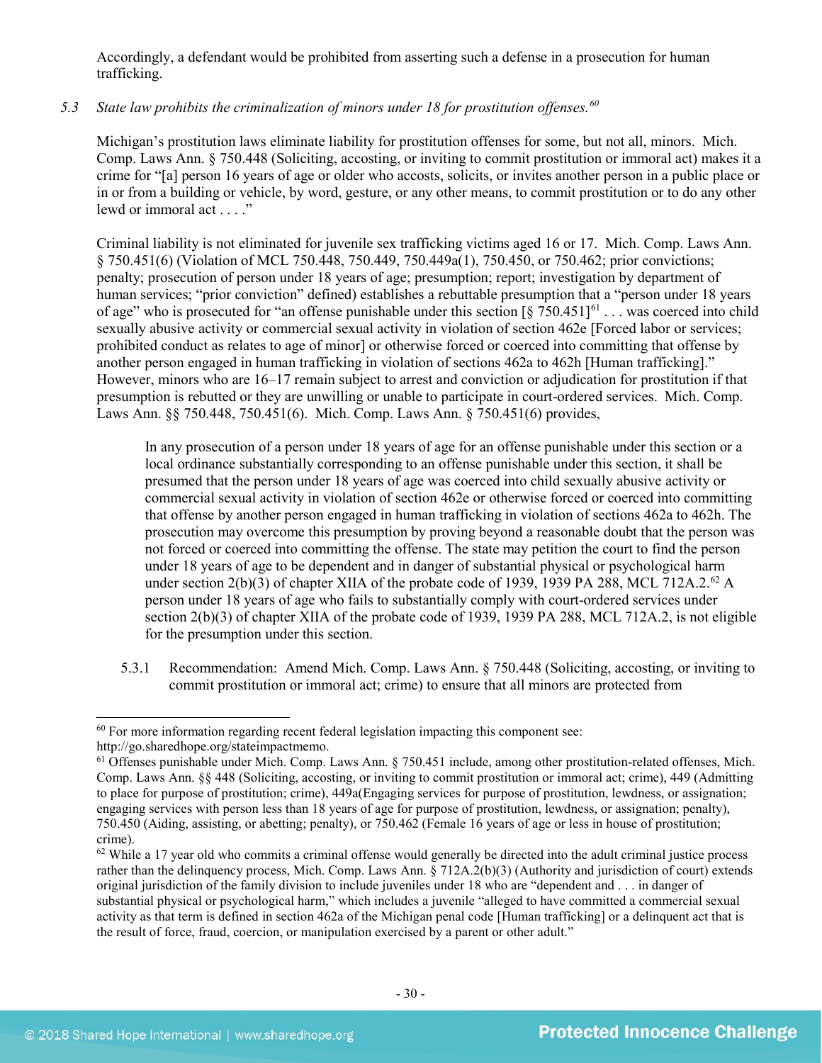Accordingly, a defendant would be prohibited from asserting such a defense in a prosecution for human trafficking.

*5.3 State law prohibits the criminalization of minors under 18 for prostitution offenses.*[60]

Michigan's prostitution laws eliminate liability for prostitution offenses for some, but not all, minors. Mich. Comp. Laws Ann. § 750.448 (Soliciting, accosting, or inviting to commit prostitution or immoral act) makes it a crime for "[a] person 16 years of age or older who accosts, solicits, or invites another person in a public place or in or from a building or vehicle, by word, gesture, or any other means, to commit prostitution or to do any other lewd or immoral act . . . ."

Criminal liability is not eliminated for juvenile sex trafficking victims aged 16 or 17. Mich. Comp. Laws Ann. § 750.451(6) (Violation of MCL 750.448, 750.449, 750.449a(1), 750.450, or 750.462; prior convictions; penalty; prosecution of person under 18 years of age; presumption; report; investigation by department of human services; "prior conviction" defined) establishes a rebuttable presumption that a "person under 18 years of age" who is prosecuted for "an offense punishable under this section [§ 750.451][61] . . . was coerced into child sexually abusive activity or commercial sexual activity in violation of section 462e [Forced labor or services; prohibited conduct as relates to age of minor] or otherwise forced or coerced into committing that offense by another person engaged in human trafficking in violation of sections 462a to 462h [Human trafficking]." However, minors who are 16–17 remain subject to arrest and conviction or adjudication for prostitution if that presumption is rebutted or they are unwilling or unable to participate in court-ordered services. Mich. Comp. Laws Ann. §§ 750.448, 750.451(6). Mich. Comp. Laws Ann. § 750.451(6) provides,

> In any prosecution of a person under 18 years of age for an offense punishable under this section or a local ordinance substantially corresponding to an offense punishable under this section, it shall be presumed that the person under 18 years of age was coerced into child sexually abusive activity or commercial sexual activity in violation of section 462e or otherwise forced or coerced into committing that offense by another person engaged in human trafficking in violation of sections 462a to 462h. The prosecution may overcome this presumption by proving beyond a reasonable doubt that the person was not forced or coerced into committing the offense. The state may petition the court to find the person under 18 years of age to be dependent and in danger of substantial physical or psychological harm under section 2(b)(3) of chapter XIIA of the probate code of 1939, 1939 PA 288, MCL 712A.2.[62] A person under 18 years of age who fails to substantially comply with court-ordered services under section 2(b)(3) of chapter XIIA of the probate code of 1939, 1939 PA 288, MCL 712A.2, is not eligible for the presumption under this section.

5.3.1 Recommendation: Amend Mich. Comp. Laws Ann. § 750.448 (Soliciting, accosting, or inviting to commit prostitution or immoral act; crime) to ensure that all minors are protected from

---

[60] For more information regarding recent federal legislation impacting this component see: http://go.sharedhope.org/stateimpactmemo.

[61] Offenses punishable under Mich. Comp. Laws Ann. § 750.451 include, among other prostitution-related offenses, Mich. Comp. Laws Ann. §§ 448 (Soliciting, accosting, or inviting to commit prostitution or immoral act; crime), 449 (Admitting to place for purpose of prostitution; crime), 449a(Engaging services for purpose of prostitution, lewdness, or assignation; engaging services with person less than 18 years of age for purpose of prostitution, lewdness, or assignation; penalty), 750.450 (Aiding, assisting, or abetting; penalty), or 750.462 (Female 16 years of age or less in house of prostitution; crime).

[62] While a 17 year old who commits a criminal offense would generally be directed into the adult criminal justice process rather than the delinquency process, Mich. Comp. Laws Ann. § 712A.2(b)(3) (Authority and jurisdiction of court) extends original jurisdiction of the family division to include juveniles under 18 who are "dependent and . . . in danger of substantial physical or psychological harm," which includes a juvenile "alleged to have committed a commercial sexual activity as that term is defined in section 462a of the Michigan penal code [Human trafficking] or a delinquent act that is the result of force, fraud, coercion, or manipulation exercised by a parent or other adult."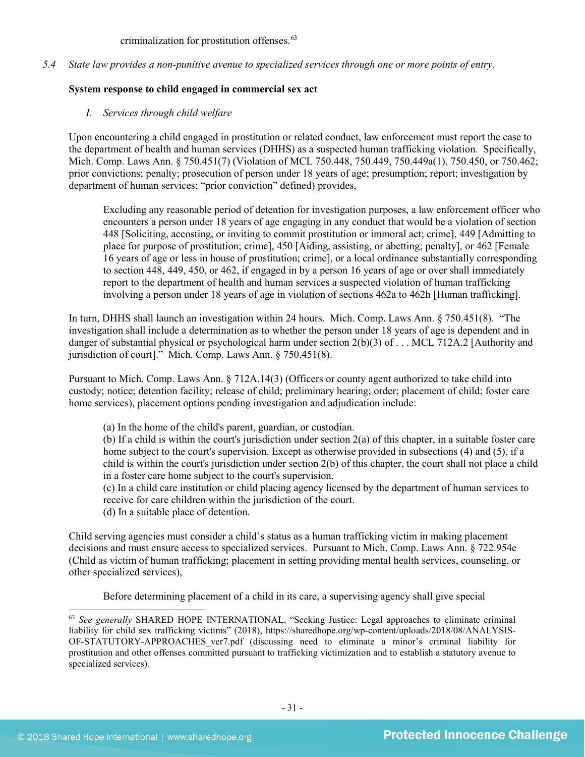criminalization for prostitution offenses.[63]

*5.4 State law provides a non-punitive avenue to specialized services through one or more points of entry.*

**System response to child engaged in commercial sex act**

*I. Services through child welfare*

Upon encountering a child engaged in prostitution or related conduct, law enforcement must report the case to the department of health and human services (DHHS) as a suspected human trafficking violation. Specifically, Mich. Comp. Laws Ann. § 750.451(7) (Violation of MCL 750.448, 750.449, 750.449a(1), 750.450, or 750.462; prior convictions; penalty; prosecution of person under 18 years of age; presumption; report; investigation by department of human services; "prior conviction" defined) provides,

> Excluding any reasonable period of detention for investigation purposes, a law enforcement officer who encounters a person under 18 years of age engaging in any conduct that would be a violation of section 448 [Soliciting, accosting, or inviting to commit prostitution or immoral act; crime], 449 [Admitting to place for purpose of prostitution; crime], 450 [Aiding, assisting, or abetting; penalty], or 462 [Female 16 years of age or less in house of prostitution; crime], or a local ordinance substantially corresponding to section 448, 449, 450, or 462, if engaged in by a person 16 years of age or over shall immediately report to the department of health and human services a suspected violation of human trafficking involving a person under 18 years of age in violation of sections 462a to 462h [Human trafficking].

In turn, DHHS shall launch an investigation within 24 hours. Mich. Comp. Laws Ann. § 750.451(8). "The investigation shall include a determination as to whether the person under 18 years of age is dependent and in danger of substantial physical or psychological harm under section 2(b)(3) of . . . MCL 712A.2 [Authority and jurisdiction of court]." Mich. Comp. Laws Ann. § 750.451(8).

Pursuant to Mich. Comp. Laws Ann. § 712A.14(3) (Officers or county agent authorized to take child into custody; notice; detention facility; release of child; preliminary hearing; order; placement of child; foster care home services), placement options pending investigation and adjudication include:

> (a) In the home of the child's parent, guardian, or custodian.
> (b) If a child is within the court's jurisdiction under section 2(a) of this chapter, in a suitable foster care home subject to the court's supervision. Except as otherwise provided in subsections (4) and (5), if a child is within the court's jurisdiction under section 2(b) of this chapter, the court shall not place a child in a foster care home subject to the court's supervision.
> (c) In a child care institution or child placing agency licensed by the department of human services to receive for care children within the jurisdiction of the court.
> (d) In a suitable place of detention.

Child serving agencies must consider a child's status as a human trafficking victim in making placement decisions and must ensure access to specialized services. Pursuant to Mich. Comp. Laws Ann. § 722.954e (Child as victim of human trafficking; placement in setting providing mental health services, counseling, or other specialized services),

> Before determining placement of a child in its care, a supervising agency shall give special

[63] *See generally* SHARED HOPE INTERNATIONAL, "Seeking Justice: Legal approaches to eliminate criminal liability for child sex trafficking victims" (2018), https://sharedhope.org/wp-content/uploads/2018/08/ANALYSIS-OF-STATUTORY-APPROACHES_ver7.pdf (discussing need to eliminate a minor's criminal liability for prostitution and other offenses committed pursuant to trafficking victimization and to establish a statutory avenue to specialized services).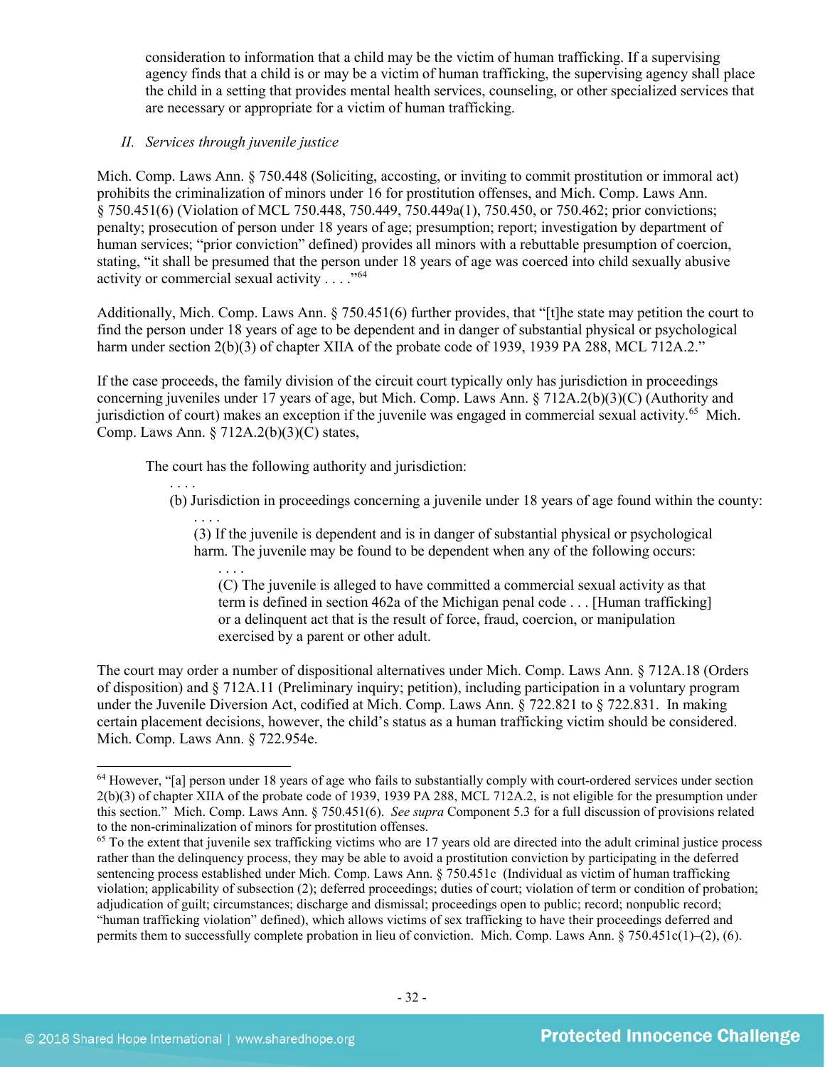consideration to information that a child may be the victim of human trafficking. If a supervising agency finds that a child is or may be a victim of human trafficking, the supervising agency shall place the child in a setting that provides mental health services, counseling, or other specialized services that are necessary or appropriate for a victim of human trafficking.

*II. Services through juvenile justice*

Mich. Comp. Laws Ann. § 750.448 (Soliciting, accosting, or inviting to commit prostitution or immoral act) prohibits the criminalization of minors under 16 for prostitution offenses, and Mich. Comp. Laws Ann. § 750.451(6) (Violation of MCL 750.448, 750.449, 750.449a(1), 750.450, or 750.462; prior convictions; penalty; prosecution of person under 18 years of age; presumption; report; investigation by department of human services; "prior conviction" defined) provides all minors with a rebuttable presumption of coercion, stating, "it shall be presumed that the person under 18 years of age was coerced into child sexually abusive activity or commercial sexual activity . . . ."[64]

Additionally, Mich. Comp. Laws Ann. § 750.451(6) further provides, that "[t]he state may petition the court to find the person under 18 years of age to be dependent and in danger of substantial physical or psychological harm under section 2(b)(3) of chapter XIIA of the probate code of 1939, 1939 PA 288, MCL 712A.2."

If the case proceeds, the family division of the circuit court typically only has jurisdiction in proceedings concerning juveniles under 17 years of age, but Mich. Comp. Laws Ann. § 712A.2(b)(3)(C) (Authority and jurisdiction of court) makes an exception if the juvenile was engaged in commercial sexual activity.[65] Mich. Comp. Laws Ann. § 712A.2(b)(3)(C) states,

> The court has the following authority and jurisdiction:
>
> . . . .
>
> (b) Jurisdiction in proceedings concerning a juvenile under 18 years of age found within the county:
>
> . . . .
>
> (3) If the juvenile is dependent and is in danger of substantial physical or psychological harm. The juvenile may be found to be dependent when any of the following occurs:
>
> . . . .
>
> (C) The juvenile is alleged to have committed a commercial sexual activity as that term is defined in section 462a of the Michigan penal code . . . [Human trafficking] or a delinquent act that is the result of force, fraud, coercion, or manipulation exercised by a parent or other adult.

The court may order a number of dispositional alternatives under Mich. Comp. Laws Ann. § 712A.18 (Orders of disposition) and § 712A.11 (Preliminary inquiry; petition), including participation in a voluntary program under the Juvenile Diversion Act, codified at Mich. Comp. Laws Ann. § 722.821 to § 722.831. In making certain placement decisions, however, the child's status as a human trafficking victim should be considered. Mich. Comp. Laws Ann. § 722.954e.

---

[64] However, "[a] person under 18 years of age who fails to substantially comply with court-ordered services under section 2(b)(3) of chapter XIIA of the probate code of 1939, 1939 PA 288, MCL 712A.2, is not eligible for the presumption under this section." Mich. Comp. Laws Ann. § 750.451(6). *See supra* Component 5.3 for a full discussion of provisions related to the non-criminalization of minors for prostitution offenses.

[65] To the extent that juvenile sex trafficking victims who are 17 years old are directed into the adult criminal justice process rather than the delinquency process, they may be able to avoid a prostitution conviction by participating in the deferred sentencing process established under Mich. Comp. Laws Ann. § 750.451c (Individual as victim of human trafficking violation; applicability of subsection (2); deferred proceedings; duties of court; violation of term or condition of probation; adjudication of guilt; circumstances; discharge and dismissal; proceedings open to public; record; nonpublic record; "human trafficking violation" defined), which allows victims of sex trafficking to have their proceedings deferred and permits them to successfully complete probation in lieu of conviction. Mich. Comp. Laws Ann. § 750.451c(1)–(2), (6).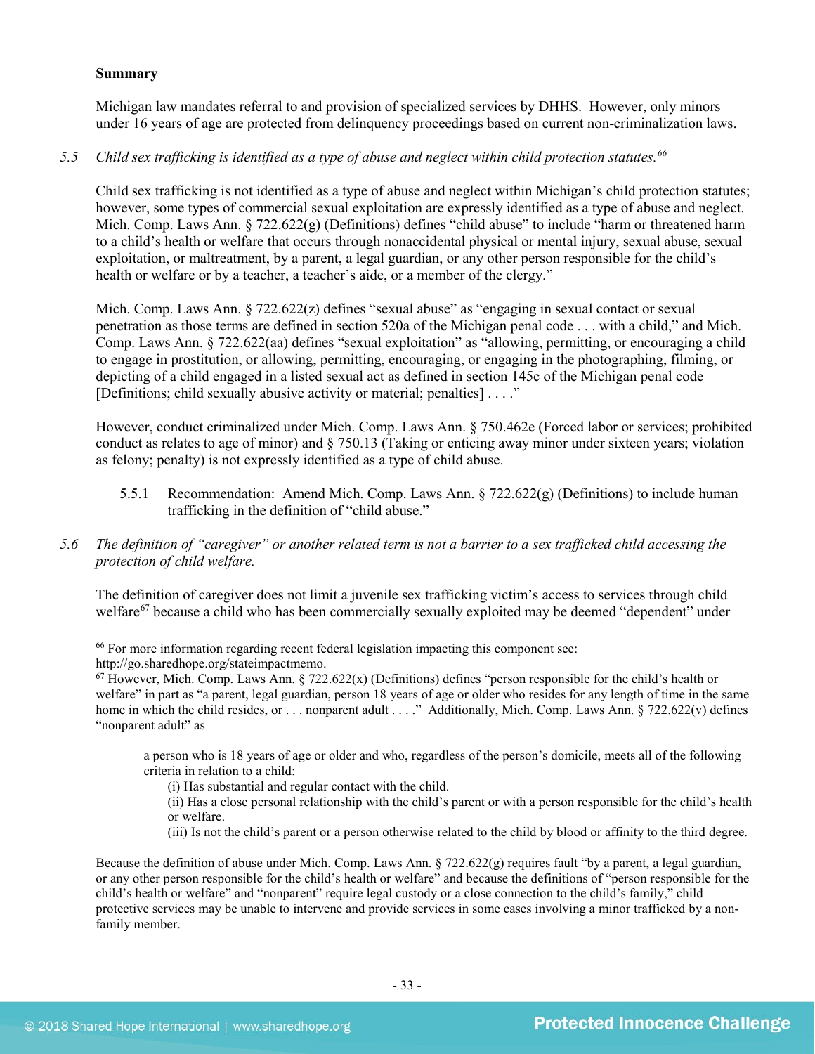**Summary**

Michigan law mandates referral to and provision of specialized services by DHHS. However, only minors under 16 years of age are protected from delinquency proceedings based on current non-criminalization laws.

*5.5 Child sex trafficking is identified as a type of abuse and neglect within child protection statutes.*[66]

Child sex trafficking is not identified as a type of abuse and neglect within Michigan's child protection statutes; however, some types of commercial sexual exploitation are expressly identified as a type of abuse and neglect. Mich. Comp. Laws Ann. § 722.622(g) (Definitions) defines "child abuse" to include "harm or threatened harm to a child's health or welfare that occurs through nonaccidental physical or mental injury, sexual abuse, sexual exploitation, or maltreatment, by a parent, a legal guardian, or any other person responsible for the child's health or welfare or by a teacher, a teacher's aide, or a member of the clergy."

Mich. Comp. Laws Ann. § 722.622(z) defines "sexual abuse" as "engaging in sexual contact or sexual penetration as those terms are defined in section 520a of the Michigan penal code . . . with a child," and Mich. Comp. Laws Ann. § 722.622(aa) defines "sexual exploitation" as "allowing, permitting, or encouraging a child to engage in prostitution, or allowing, permitting, encouraging, or engaging in the photographing, filming, or depicting of a child engaged in a listed sexual act as defined in section 145c of the Michigan penal code [Definitions; child sexually abusive activity or material; penalties] . . . ."

However, conduct criminalized under Mich. Comp. Laws Ann. § 750.462e (Forced labor or services; prohibited conduct as relates to age of minor) and § 750.13 (Taking or enticing away minor under sixteen years; violation as felony; penalty) is not expressly identified as a type of child abuse.

5.5.1 Recommendation: Amend Mich. Comp. Laws Ann. § 722.622(g) (Definitions) to include human trafficking in the definition of "child abuse."

*5.6 The definition of "caregiver" or another related term is not a barrier to a sex trafficked child accessing the protection of child welfare.*

The definition of caregiver does not limit a juvenile sex trafficking victim's access to services through child welfare[67] because a child who has been commercially sexually exploited may be deemed "dependent" under

---

[66] For more information regarding recent federal legislation impacting this component see: http://go.sharedhope.org/stateimpactmemo.

[67] However, Mich. Comp. Laws Ann. § 722.622(x) (Definitions) defines "person responsible for the child's health or welfare" in part as "a parent, legal guardian, person 18 years of age or older who resides for any length of time in the same home in which the child resides, or . . . nonparent adult . . . ." Additionally, Mich. Comp. Laws Ann. § 722.622(v) defines "nonparent adult" as

> a person who is 18 years of age or older and who, regardless of the person's domicile, meets all of the following criteria in relation to a child:
>
> (i) Has substantial and regular contact with the child.
>
> (ii) Has a close personal relationship with the child's parent or with a person responsible for the child's health or welfare.
>
> (iii) Is not the child's parent or a person otherwise related to the child by blood or affinity to the third degree.

Because the definition of abuse under Mich. Comp. Laws Ann. § 722.622(g) requires fault "by a parent, a legal guardian, or any other person responsible for the child's health or welfare" and because the definitions of "person responsible for the child's health or welfare" and "nonparent" require legal custody or a close connection to the child's family," child protective services may be unable to intervene and provide services in some cases involving a minor trafficked by a non-family member.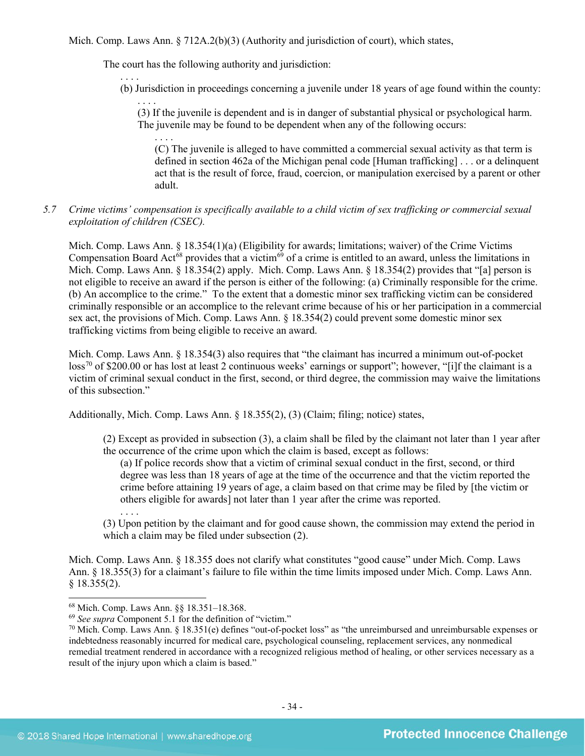Mich. Comp. Laws Ann. § 712A.2(b)(3) (Authority and jurisdiction of court), which states,

> The court has the following authority and jurisdiction:
>
> . . . .
>
> (b) Jurisdiction in proceedings concerning a juvenile under 18 years of age found within the county:
>
> . . . .
>
> (3) If the juvenile is dependent and is in danger of substantial physical or psychological harm. The juvenile may be found to be dependent when any of the following occurs:
>
> . . . .
>
> (C) The juvenile is alleged to have committed a commercial sexual activity as that term is defined in section 462a of the Michigan penal code [Human trafficking] . . . or a delinquent act that is the result of force, fraud, coercion, or manipulation exercised by a parent or other adult.

5.7 *Crime victims' compensation is specifically available to a child victim of sex trafficking or commercial sexual exploitation of children (CSEC).*

Mich. Comp. Laws Ann. § 18.354(1)(a) (Eligibility for awards; limitations; waiver) of the Crime Victims Compensation Board Act[68] provides that a victim[69] of a crime is entitled to an award, unless the limitations in Mich. Comp. Laws Ann. § 18.354(2) apply. Mich. Comp. Laws Ann. § 18.354(2) provides that "[a] person is not eligible to receive an award if the person is either of the following: (a) Criminally responsible for the crime. (b) An accomplice to the crime." To the extent that a domestic minor sex trafficking victim can be considered criminally responsible or an accomplice to the relevant crime because of his or her participation in a commercial sex act, the provisions of Mich. Comp. Laws Ann. § 18.354(2) could prevent some domestic minor sex trafficking victims from being eligible to receive an award.

Mich. Comp. Laws Ann. § 18.354(3) also requires that "the claimant has incurred a minimum out-of-pocket loss[70] of $200.00 or has lost at least 2 continuous weeks' earnings or support"; however, "[i]f the claimant is a victim of criminal sexual conduct in the first, second, or third degree, the commission may waive the limitations of this subsection."

Additionally, Mich. Comp. Laws Ann. § 18.355(2), (3) (Claim; filing; notice) states,

> (2) Except as provided in subsection (3), a claim shall be filed by the claimant not later than 1 year after the occurrence of the crime upon which the claim is based, except as follows:
>
> (a) If police records show that a victim of criminal sexual conduct in the first, second, or third degree was less than 18 years of age at the time of the occurrence and that the victim reported the crime before attaining 19 years of age, a claim based on that crime may be filed by [the victim or others eligible for awards] not later than 1 year after the crime was reported.
>
> . . . .
>
> (3) Upon petition by the claimant and for good cause shown, the commission may extend the period in which a claim may be filed under subsection (2).

Mich. Comp. Laws Ann. § 18.355 does not clarify what constitutes "good cause" under Mich. Comp. Laws Ann. § 18.355(3) for a claimant's failure to file within the time limits imposed under Mich. Comp. Laws Ann. § 18.355(2).

---

[68] Mich. Comp. Laws Ann. §§ 18.351–18.368.

[69] *See supra* Component 5.1 for the definition of "victim."

[70] Mich. Comp. Laws Ann. § 18.351(e) defines "out-of-pocket loss" as "the unreimbursed and unreimbursable expenses or indebtedness reasonably incurred for medical care, psychological counseling, replacement services, any nonmedical remedial treatment rendered in accordance with a recognized religious method of healing, or other services necessary as a result of the injury upon which a claim is based."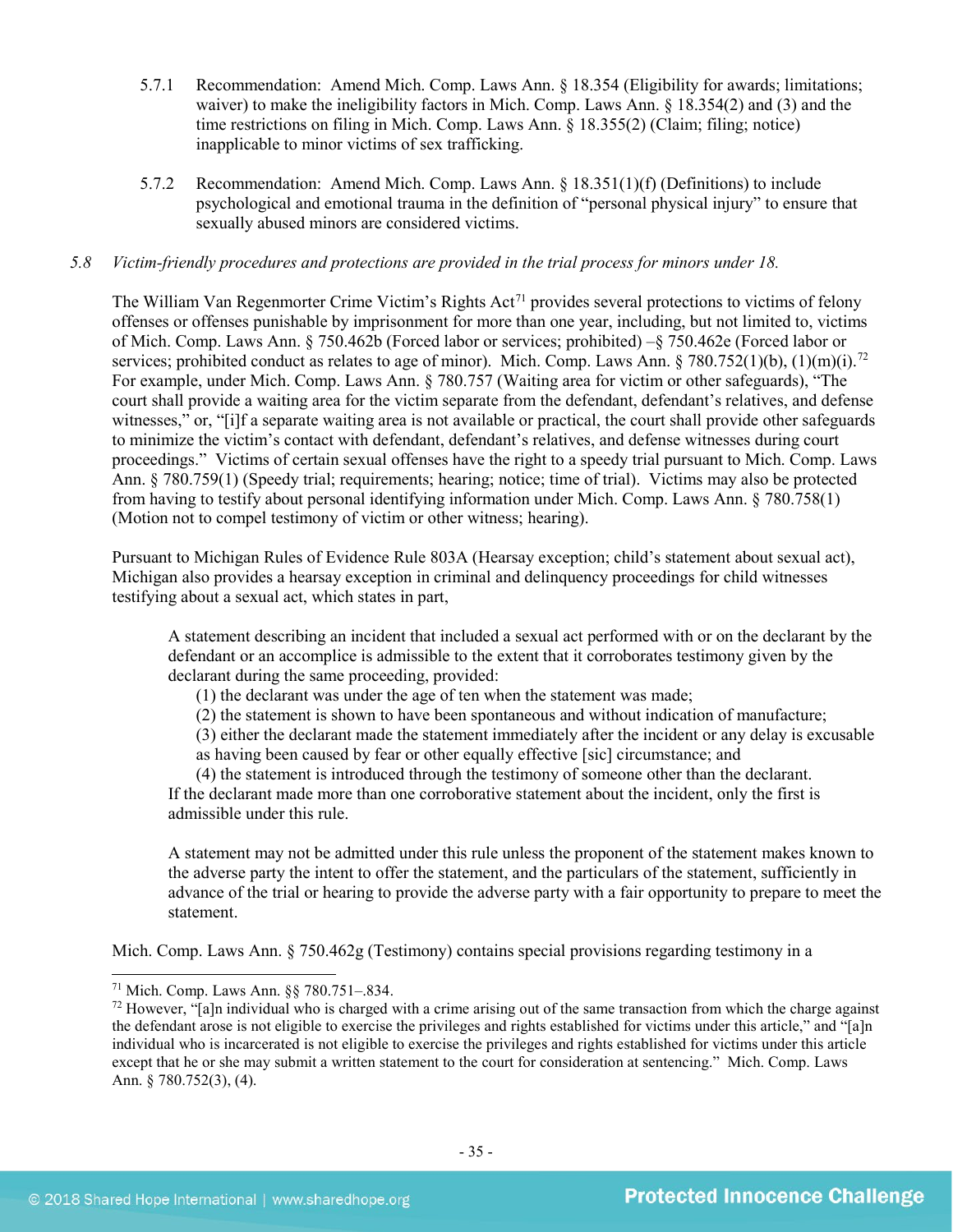5.7.1 Recommendation: Amend Mich. Comp. Laws Ann. § 18.354 (Eligibility for awards; limitations; waiver) to make the ineligibility factors in Mich. Comp. Laws Ann. § 18.354(2) and (3) and the time restrictions on filing in Mich. Comp. Laws Ann. § 18.355(2) (Claim; filing; notice) inapplicable to minor victims of sex trafficking.

5.7.2 Recommendation: Amend Mich. Comp. Laws Ann. § 18.351(1)(f) (Definitions) to include psychological and emotional trauma in the definition of "personal physical injury" to ensure that sexually abused minors are considered victims.

*5.8 Victim-friendly procedures and protections are provided in the trial process for minors under 18.*

The William Van Regenmorter Crime Victim's Rights Act[71] provides several protections to victims of felony offenses or offenses punishable by imprisonment for more than one year, including, but not limited to, victims of Mich. Comp. Laws Ann. § 750.462b (Forced labor or services; prohibited) –§ 750.462e (Forced labor or services; prohibited conduct as relates to age of minor). Mich. Comp. Laws Ann. § 780.752(1)(b), (1)(m)(i).[72] For example, under Mich. Comp. Laws Ann. § 780.757 (Waiting area for victim or other safeguards), "The court shall provide a waiting area for the victim separate from the defendant, defendant's relatives, and defense witnesses," or, "[i]f a separate waiting area is not available or practical, the court shall provide other safeguards to minimize the victim's contact with defendant, defendant's relatives, and defense witnesses during court proceedings." Victims of certain sexual offenses have the right to a speedy trial pursuant to Mich. Comp. Laws Ann. § 780.759(1) (Speedy trial; requirements; hearing; notice; time of trial). Victims may also be protected from having to testify about personal identifying information under Mich. Comp. Laws Ann. § 780.758(1) (Motion not to compel testimony of victim or other witness; hearing).

Pursuant to Michigan Rules of Evidence Rule 803A (Hearsay exception; child's statement about sexual act), Michigan also provides a hearsay exception in criminal and delinquency proceedings for child witnesses testifying about a sexual act, which states in part,

> A statement describing an incident that included a sexual act performed with or on the declarant by the defendant or an accomplice is admissible to the extent that it corroborates testimony given by the declarant during the same proceeding, provided:
>
> (1) the declarant was under the age of ten when the statement was made;
> (2) the statement is shown to have been spontaneous and without indication of manufacture;
> (3) either the declarant made the statement immediately after the incident or any delay is excusable as having been caused by fear or other equally effective [sic] circumstance; and
> (4) the statement is introduced through the testimony of someone other than the declarant.
>
> If the declarant made more than one corroborative statement about the incident, only the first is admissible under this rule.
>
> A statement may not be admitted under this rule unless the proponent of the statement makes known to the adverse party the intent to offer the statement, and the particulars of the statement, sufficiently in advance of the trial or hearing to provide the adverse party with a fair opportunity to prepare to meet the statement.

Mich. Comp. Laws Ann. § 750.462g (Testimony) contains special provisions regarding testimony in a

---

[71] Mich. Comp. Laws Ann. §§ 780.751–.834.

[72] However, "[a]n individual who is charged with a crime arising out of the same transaction from which the charge against the defendant arose is not eligible to exercise the privileges and rights established for victims under this article," and "[a]n individual who is incarcerated is not eligible to exercise the privileges and rights established for victims under this article except that he or she may submit a written statement to the court for consideration at sentencing." Mich. Comp. Laws Ann. § 780.752(3), (4).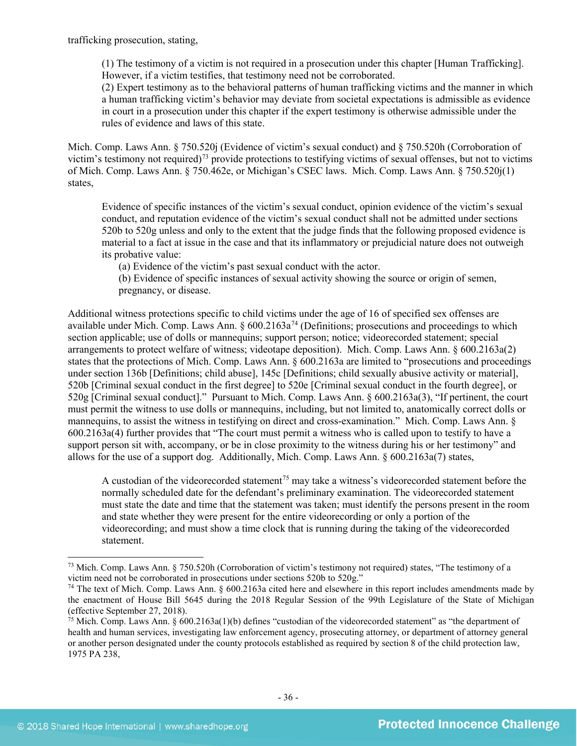trafficking prosecution, stating,

> (1) The testimony of a victim is not required in a prosecution under this chapter [Human Trafficking]. However, if a victim testifies, that testimony need not be corroborated.
> (2) Expert testimony as to the behavioral patterns of human trafficking victims and the manner in which a human trafficking victim's behavior may deviate from societal expectations is admissible as evidence in court in a prosecution under this chapter if the expert testimony is otherwise admissible under the rules of evidence and laws of this state.

Mich. Comp. Laws Ann. § 750.520j (Evidence of victim's sexual conduct) and § 750.520h (Corroboration of victim's testimony not required)[73] provide protections to testifying victims of sexual offenses, but not to victims of Mich. Comp. Laws Ann. § 750.462e, or Michigan's CSEC laws. Mich. Comp. Laws Ann. § 750.520j(1) states,

> Evidence of specific instances of the victim's sexual conduct, opinion evidence of the victim's sexual conduct, and reputation evidence of the victim's sexual conduct shall not be admitted under sections 520b to 520g unless and only to the extent that the judge finds that the following proposed evidence is material to a fact at issue in the case and that its inflammatory or prejudicial nature does not outweigh its probative value:
>
> (a) Evidence of the victim's past sexual conduct with the actor.
> (b) Evidence of specific instances of sexual activity showing the source or origin of semen, pregnancy, or disease.

Additional witness protections specific to child victims under the age of 16 of specified sex offenses are available under Mich. Comp. Laws Ann. § 600.2163a[74] (Definitions; prosecutions and proceedings to which section applicable; use of dolls or mannequins; support person; notice; videorecorded statement; special arrangements to protect welfare of witness; videotape deposition). Mich. Comp. Laws Ann. § 600.2163a(2) states that the protections of Mich. Comp. Laws Ann. § 600.2163a are limited to "prosecutions and proceedings under section 136b [Definitions; child abuse], 145c [Definitions; child sexually abusive activity or material], 520b [Criminal sexual conduct in the first degree] to 520e [Criminal sexual conduct in the fourth degree], or 520g [Criminal sexual conduct]." Pursuant to Mich. Comp. Laws Ann. § 600.2163a(3), "If pertinent, the court must permit the witness to use dolls or mannequins, including, but not limited to, anatomically correct dolls or mannequins, to assist the witness in testifying on direct and cross-examination." Mich. Comp. Laws Ann. § 600.2163a(4) further provides that "The court must permit a witness who is called upon to testify to have a support person sit with, accompany, or be in close proximity to the witness during his or her testimony" and allows for the use of a support dog. Additionally, Mich. Comp. Laws Ann. § 600.2163a(7) states,

> A custodian of the videorecorded statement[75] may take a witness's videorecorded statement before the normally scheduled date for the defendant's preliminary examination. The videorecorded statement must state the date and time that the statement was taken; must identify the persons present in the room and state whether they were present for the entire videorecording or only a portion of the videorecording; and must show a time clock that is running during the taking of the videorecorded statement.

---

[73] Mich. Comp. Laws Ann. § 750.520h (Corroboration of victim's testimony not required) states, "The testimony of a victim need not be corroborated in prosecutions under sections 520b to 520g."

[74] The text of Mich. Comp. Laws Ann. § 600.2163a cited here and elsewhere in this report includes amendments made by the enactment of House Bill 5645 during the 2018 Regular Session of the 99th Legislature of the State of Michigan (effective September 27, 2018).

[75] Mich. Comp. Laws Ann. § 600.2163a(1)(b) defines "custodian of the videorecorded statement" as "the department of health and human services, investigating law enforcement agency, prosecuting attorney, or department of attorney general or another person designated under the county protocols established as required by section 8 of the child protection law, 1975 PA 238,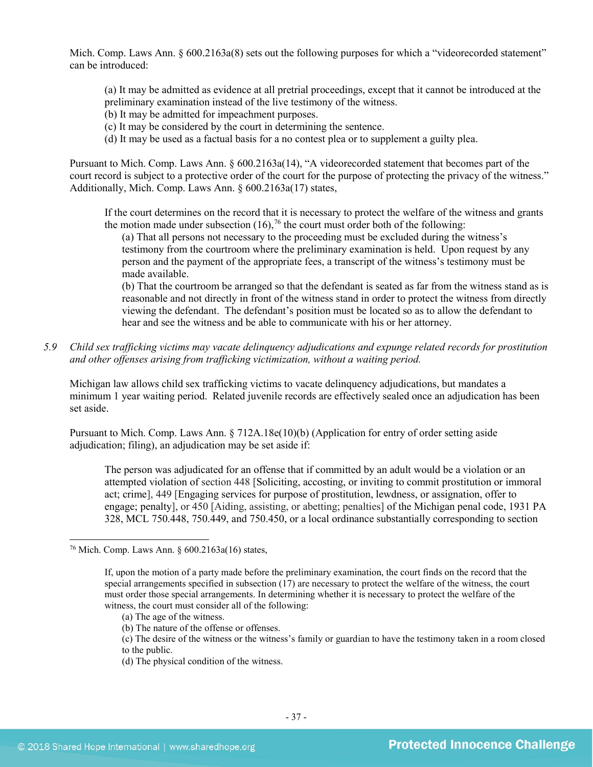Mich. Comp. Laws Ann. § 600.2163a(8) sets out the following purposes for which a "videorecorded statement" can be introduced:

> (a) It may be admitted as evidence at all pretrial proceedings, except that it cannot be introduced at the preliminary examination instead of the live testimony of the witness.
> (b) It may be admitted for impeachment purposes.
> (c) It may be considered by the court in determining the sentence.
> (d) It may be used as a factual basis for a no contest plea or to supplement a guilty plea.

Pursuant to Mich. Comp. Laws Ann. § 600.2163a(14), "A videorecorded statement that becomes part of the court record is subject to a protective order of the court for the purpose of protecting the privacy of the witness." Additionally, Mich. Comp. Laws Ann. § 600.2163a(17) states,

> If the court determines on the record that it is necessary to protect the welfare of the witness and grants the motion made under subsection (16),[76] the court must order both of the following:
>
> (a) That all persons not necessary to the proceeding must be excluded during the witness's testimony from the courtroom where the preliminary examination is held. Upon request by any person and the payment of the appropriate fees, a transcript of the witness's testimony must be made available.
>
> (b) That the courtroom be arranged so that the defendant is seated as far from the witness stand as is reasonable and not directly in front of the witness stand in order to protect the witness from directly viewing the defendant. The defendant's position must be located so as to allow the defendant to hear and see the witness and be able to communicate with his or her attorney.

5.9 *Child sex trafficking victims may vacate delinquency adjudications and expunge related records for prostitution and other offenses arising from trafficking victimization, without a waiting period.*

Michigan law allows child sex trafficking victims to vacate delinquency adjudications, but mandates a minimum 1 year waiting period. Related juvenile records are effectively sealed once an adjudication has been set aside.

Pursuant to Mich. Comp. Laws Ann. § 712A.18e(10)(b) (Application for entry of order setting aside adjudication; filing), an adjudication may be set aside if:

> The person was adjudicated for an offense that if committed by an adult would be a violation or an attempted violation of section 448 [Soliciting, accosting, or inviting to commit prostitution or immoral act; crime], 449 [Engaging services for purpose of prostitution, lewdness, or assignation, offer to engage; penalty], or 450 [Aiding, assisting, or abetting; penalties] of the Michigan penal code, 1931 PA 328, MCL 750.448, 750.449, and 750.450, or a local ordinance substantially corresponding to section

---

[76] Mich. Comp. Laws Ann. § 600.2163a(16) states,

> If, upon the motion of a party made before the preliminary examination, the court finds on the record that the special arrangements specified in subsection (17) are necessary to protect the welfare of the witness, the court must order those special arrangements. In determining whether it is necessary to protect the welfare of the witness, the court must consider all of the following:
>
> (a) The age of the witness.
> (b) The nature of the offense or offenses.
> (c) The desire of the witness or the witness's family or guardian to have the testimony taken in a room closed to the public.
> (d) The physical condition of the witness.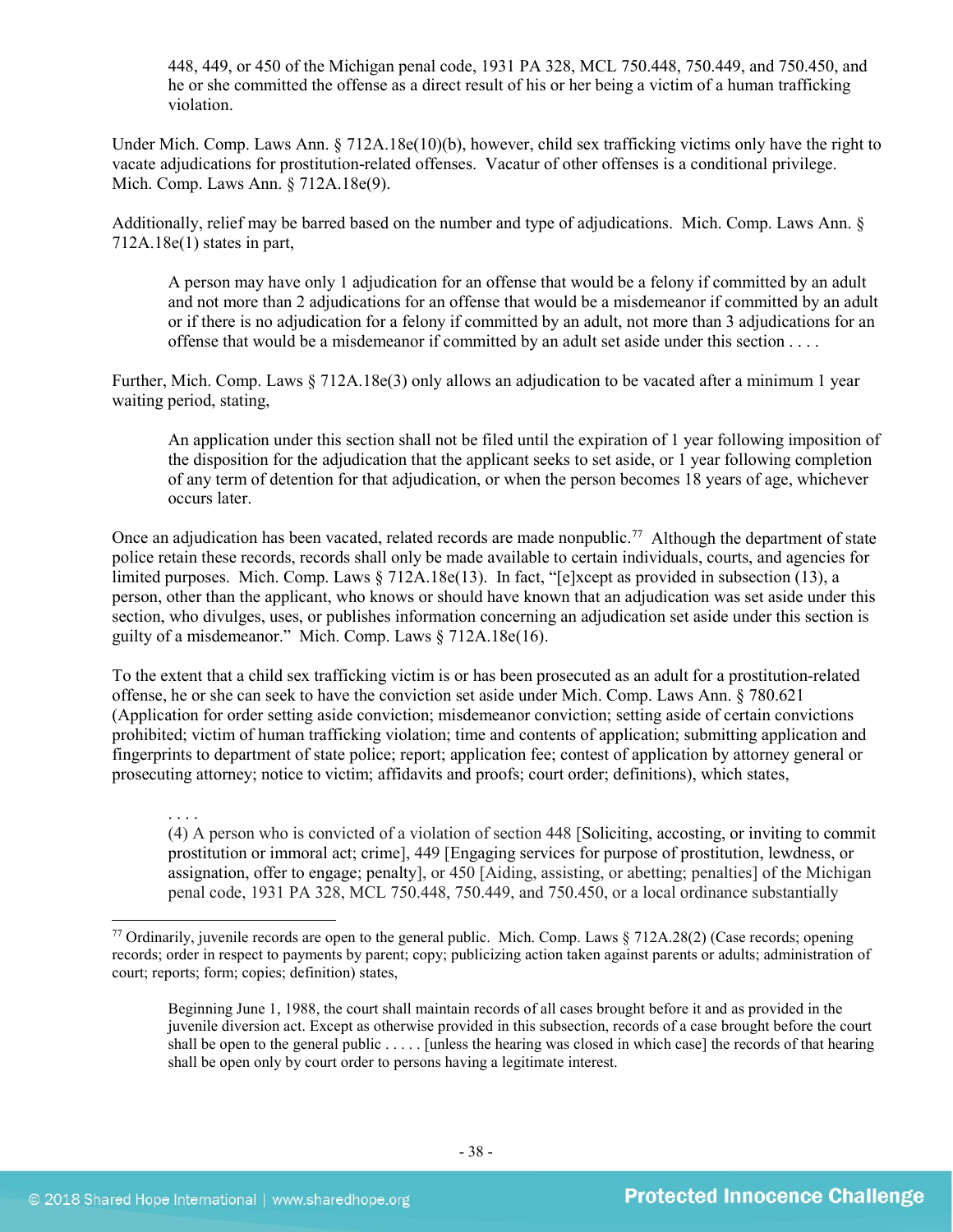> 448, 449, or 450 of the Michigan penal code, 1931 PA 328, MCL 750.448, 750.449, and 750.450, and he or she committed the offense as a direct result of his or her being a victim of a human trafficking violation.

Under Mich. Comp. Laws Ann. § 712A.18e(10)(b), however, child sex trafficking victims only have the right to vacate adjudications for prostitution-related offenses. Vacatur of other offenses is a conditional privilege. Mich. Comp. Laws Ann. § 712A.18e(9).

Additionally, relief may be barred based on the number and type of adjudications. Mich. Comp. Laws Ann. § 712A.18e(1) states in part,

> A person may have only 1 adjudication for an offense that would be a felony if committed by an adult and not more than 2 adjudications for an offense that would be a misdemeanor if committed by an adult or if there is no adjudication for a felony if committed by an adult, not more than 3 adjudications for an offense that would be a misdemeanor if committed by an adult set aside under this section . . . .

Further, Mich. Comp. Laws § 712A.18e(3) only allows an adjudication to be vacated after a minimum 1 year waiting period, stating,

> An application under this section shall not be filed until the expiration of 1 year following imposition of the disposition for the adjudication that the applicant seeks to set aside, or 1 year following completion of any term of detention for that adjudication, or when the person becomes 18 years of age, whichever occurs later.

Once an adjudication has been vacated, related records are made nonpublic.[77] Although the department of state police retain these records, records shall only be made available to certain individuals, courts, and agencies for limited purposes. Mich. Comp. Laws § 712A.18e(13). In fact, "[e]xcept as provided in subsection (13), a person, other than the applicant, who knows or should have known that an adjudication was set aside under this section, who divulges, uses, or publishes information concerning an adjudication set aside under this section is guilty of a misdemeanor." Mich. Comp. Laws § 712A.18e(16).

To the extent that a child sex trafficking victim is or has been prosecuted as an adult for a prostitution-related offense, he or she can seek to have the conviction set aside under Mich. Comp. Laws Ann. § 780.621 (Application for order setting aside conviction; misdemeanor conviction; setting aside of certain convictions prohibited; victim of human trafficking violation; time and contents of application; submitting application and fingerprints to department of state police; report; application fee; contest of application by attorney general or prosecuting attorney; notice to victim; affidavits and proofs; court order; definitions), which states,

> . . . .
> (4) A person who is convicted of a violation of section 448 [Soliciting, accosting, or inviting to commit prostitution or immoral act; crime], 449 [Engaging services for purpose of prostitution, lewdness, or assignation, offer to engage; penalty], or 450 [Aiding, assisting, or abetting; penalties] of the Michigan penal code, 1931 PA 328, MCL 750.448, 750.449, and 750.450, or a local ordinance substantially

---

[77] Ordinarily, juvenile records are open to the general public. Mich. Comp. Laws § 712A.28(2) (Case records; opening records; order in respect to payments by parent; copy; publicizing action taken against parents or adults; administration of court; reports; form; copies; definition) states,

> Beginning June 1, 1988, the court shall maintain records of all cases brought before it and as provided in the juvenile diversion act. Except as otherwise provided in this subsection, records of a case brought before the court shall be open to the general public . . . . . [unless the hearing was closed in which case] the records of that hearing shall be open only by court order to persons having a legitimate interest.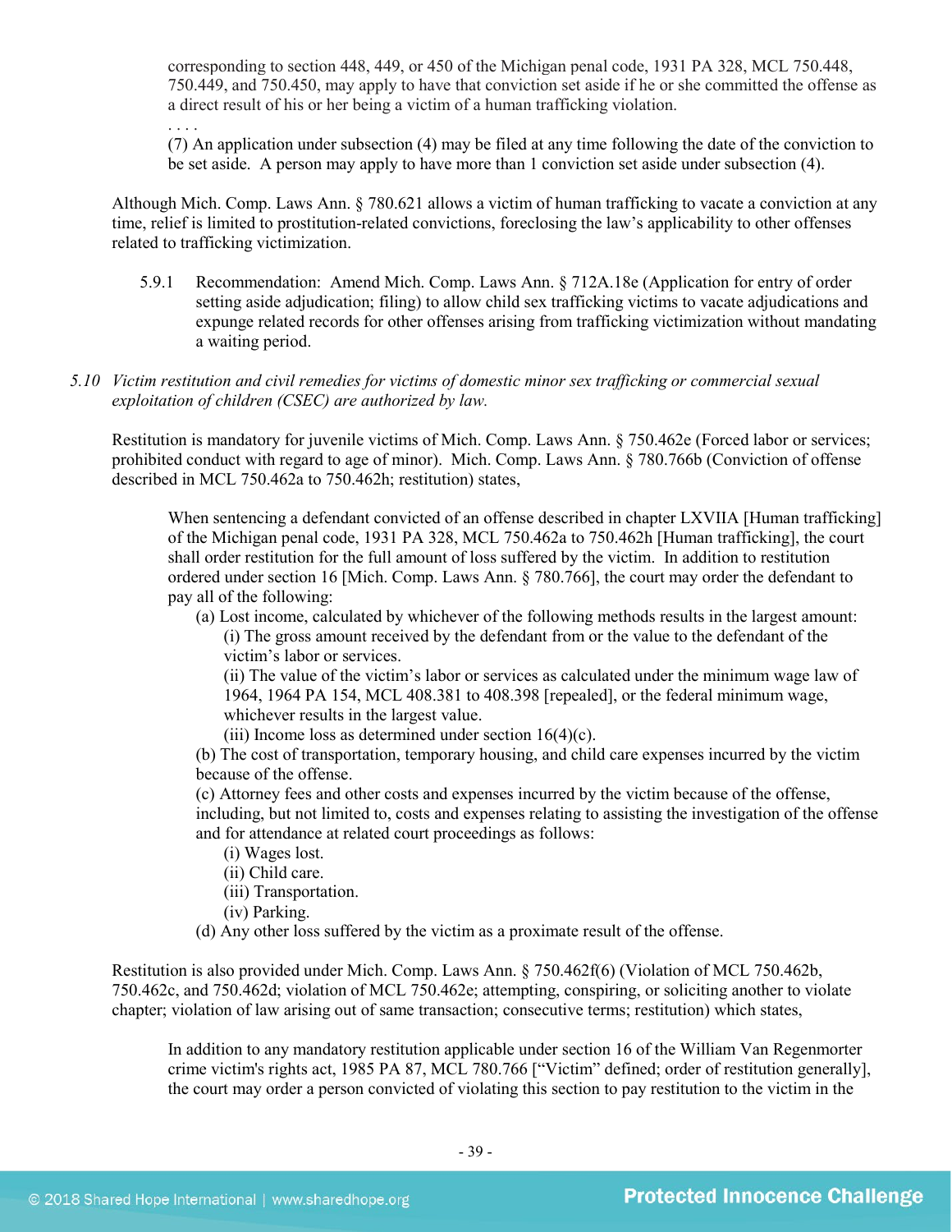> corresponding to section 448, 449, or 450 of the Michigan penal code, 1931 PA 328, MCL 750.448, 750.449, and 750.450, may apply to have that conviction set aside if he or she committed the offense as a direct result of his or her being a victim of a human trafficking violation.
>
> . . . .
>
> (7) An application under subsection (4) may be filed at any time following the date of the conviction to be set aside. A person may apply to have more than 1 conviction set aside under subsection (4).

Although Mich. Comp. Laws Ann. § 780.621 allows a victim of human trafficking to vacate a conviction at any time, relief is limited to prostitution-related convictions, foreclosing the law's applicability to other offenses related to trafficking victimization.

5.9.1 Recommendation: Amend Mich. Comp. Laws Ann. § 712A.18e (Application for entry of order setting aside adjudication; filing) to allow child sex trafficking victims to vacate adjudications and expunge related records for other offenses arising from trafficking victimization without mandating a waiting period.

*5.10 Victim restitution and civil remedies for victims of domestic minor sex trafficking or commercial sexual exploitation of children (CSEC) are authorized by law.*

Restitution is mandatory for juvenile victims of Mich. Comp. Laws Ann. § 750.462e (Forced labor or services; prohibited conduct with regard to age of minor). Mich. Comp. Laws Ann. § 780.766b (Conviction of offense described in MCL 750.462a to 750.462h; restitution) states,

> When sentencing a defendant convicted of an offense described in chapter LXVIIA [Human trafficking] of the Michigan penal code, 1931 PA 328, MCL 750.462a to 750.462h [Human trafficking], the court shall order restitution for the full amount of loss suffered by the victim. In addition to restitution ordered under section 16 [Mich. Comp. Laws Ann. § 780.766], the court may order the defendant to pay all of the following:
>
> (a) Lost income, calculated by whichever of the following methods results in the largest amount:
>
> (i) The gross amount received by the defendant from or the value to the defendant of the victim's labor or services.
>
> (ii) The value of the victim's labor or services as calculated under the minimum wage law of 1964, 1964 PA 154, MCL 408.381 to 408.398 [repealed], or the federal minimum wage, whichever results in the largest value.
>
> (iii) Income loss as determined under section 16(4)(c).
>
> (b) The cost of transportation, temporary housing, and child care expenses incurred by the victim because of the offense.
>
> (c) Attorney fees and other costs and expenses incurred by the victim because of the offense, including, but not limited to, costs and expenses relating to assisting the investigation of the offense and for attendance at related court proceedings as follows:
>
> (i) Wages lost.
>
> (ii) Child care.
>
> (iii) Transportation.
>
> (iv) Parking.
>
> (d) Any other loss suffered by the victim as a proximate result of the offense.

Restitution is also provided under Mich. Comp. Laws Ann. § 750.462f(6) (Violation of MCL 750.462b, 750.462c, and 750.462d; violation of MCL 750.462e; attempting, conspiring, or soliciting another to violate chapter; violation of law arising out of same transaction; consecutive terms; restitution) which states,

> In addition to any mandatory restitution applicable under section 16 of the William Van Regenmorter crime victim's rights act, 1985 PA 87, MCL 780.766 ["Victim" defined; order of restitution generally], the court may order a person convicted of violating this section to pay restitution to the victim in the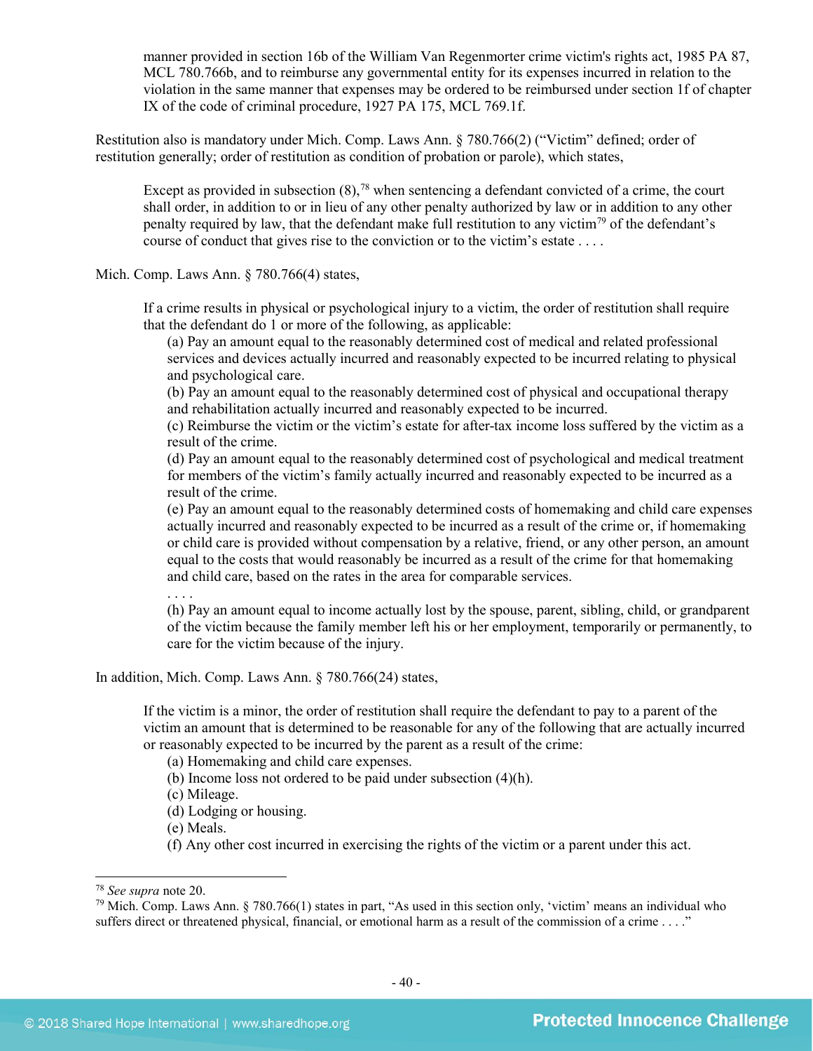> manner provided in section 16b of the William Van Regenmorter crime victim's rights act, 1985 PA 87, MCL 780.766b, and to reimburse any governmental entity for its expenses incurred in relation to the violation in the same manner that expenses may be ordered to be reimbursed under section 1f of chapter IX of the code of criminal procedure, 1927 PA 175, MCL 769.1f.

Restitution also is mandatory under Mich. Comp. Laws Ann. § 780.766(2) ("Victim" defined; order of restitution generally; order of restitution as condition of probation or parole), which states,

> Except as provided in subsection (8),[78] when sentencing a defendant convicted of a crime, the court shall order, in addition to or in lieu of any other penalty authorized by law or in addition to any other penalty required by law, that the defendant make full restitution to any victim[79] of the defendant's course of conduct that gives rise to the conviction or to the victim's estate . . . .

Mich. Comp. Laws Ann. § 780.766(4) states,

> If a crime results in physical or psychological injury to a victim, the order of restitution shall require that the defendant do 1 or more of the following, as applicable:
>
> (a) Pay an amount equal to the reasonably determined cost of medical and related professional services and devices actually incurred and reasonably expected to be incurred relating to physical and psychological care.
>
> (b) Pay an amount equal to the reasonably determined cost of physical and occupational therapy and rehabilitation actually incurred and reasonably expected to be incurred.
>
> (c) Reimburse the victim or the victim's estate for after-tax income loss suffered by the victim as a result of the crime.
>
> (d) Pay an amount equal to the reasonably determined cost of psychological and medical treatment for members of the victim's family actually incurred and reasonably expected to be incurred as a result of the crime.
>
> (e) Pay an amount equal to the reasonably determined costs of homemaking and child care expenses actually incurred and reasonably expected to be incurred as a result of the crime or, if homemaking or child care is provided without compensation by a relative, friend, or any other person, an amount equal to the costs that would reasonably be incurred as a result of the crime for that homemaking and child care, based on the rates in the area for comparable services.
>
> . . . .
>
> (h) Pay an amount equal to income actually lost by the spouse, parent, sibling, child, or grandparent of the victim because the family member left his or her employment, temporarily or permanently, to care for the victim because of the injury.

In addition, Mich. Comp. Laws Ann. § 780.766(24) states,

> If the victim is a minor, the order of restitution shall require the defendant to pay to a parent of the victim an amount that is determined to be reasonable for any of the following that are actually incurred or reasonably expected to be incurred by the parent as a result of the crime:
>
> (a) Homemaking and child care expenses.
>
> (b) Income loss not ordered to be paid under subsection (4)(h).
>
> (c) Mileage.
>
> (d) Lodging or housing.
>
> (e) Meals.
>
> (f) Any other cost incurred in exercising the rights of the victim or a parent under this act.

---

[78] *See supra* note 20.

[79] Mich. Comp. Laws Ann. § 780.766(1) states in part, "As used in this section only, 'victim' means an individual who suffers direct or threatened physical, financial, or emotional harm as a result of the commission of a crime . . . ."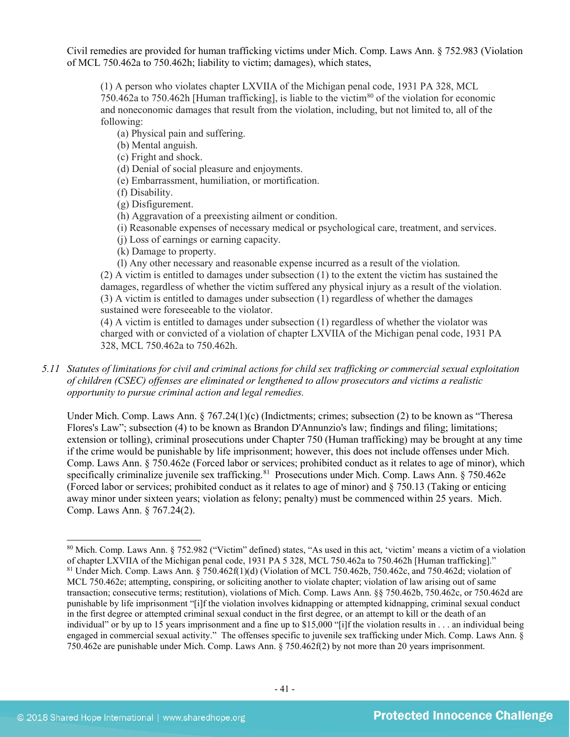Civil remedies are provided for human trafficking victims under Mich. Comp. Laws Ann. § 752.983 (Violation of MCL 750.462a to 750.462h; liability to victim; damages), which states,

> (1) A person who violates chapter LXVIIA of the Michigan penal code, 1931 PA 328, MCL 750.462a to 750.462h [Human trafficking], is liable to the victim[80] of the violation for economic and noneconomic damages that result from the violation, including, but not limited to, all of the following:
>
> (a) Physical pain and suffering.
> (b) Mental anguish.
> (c) Fright and shock.
> (d) Denial of social pleasure and enjoyments.
> (e) Embarrassment, humiliation, or mortification.
> (f) Disability.
> (g) Disfigurement.
> (h) Aggravation of a preexisting ailment or condition.
> (i) Reasonable expenses of necessary medical or psychological care, treatment, and services.
> (j) Loss of earnings or earning capacity.
> (k) Damage to property.
> (l) Any other necessary and reasonable expense incurred as a result of the violation.
>
> (2) A victim is entitled to damages under subsection (1) to the extent the victim has sustained the damages, regardless of whether the victim suffered any physical injury as a result of the violation.
> (3) A victim is entitled to damages under subsection (1) regardless of whether the damages sustained were foreseeable to the violator.
> (4) A victim is entitled to damages under subsection (1) regardless of whether the violator was charged with or convicted of a violation of chapter LXVIIA of the Michigan penal code, 1931 PA 328, MCL 750.462a to 750.462h.

*5.11 Statutes of limitations for civil and criminal actions for child sex trafficking or commercial sexual exploitation of children (CSEC) offenses are eliminated or lengthened to allow prosecutors and victims a realistic opportunity to pursue criminal action and legal remedies.*

Under Mich. Comp. Laws Ann. § 767.24(1)(c) (Indictments; crimes; subsection (2) to be known as "Theresa Flores's Law"; subsection (4) to be known as Brandon D'Annunzio's law; findings and filing; limitations; extension or tolling), criminal prosecutions under Chapter 750 (Human trafficking) may be brought at any time if the crime would be punishable by life imprisonment; however, this does not include offenses under Mich. Comp. Laws Ann. § 750.462e (Forced labor or services; prohibited conduct as it relates to age of minor), which specifically criminalize juvenile sex trafficking.[81] Prosecutions under Mich. Comp. Laws Ann. § 750.462e (Forced labor or services; prohibited conduct as it relates to age of minor) and § 750.13 (Taking or enticing away minor under sixteen years; violation as felony; penalty) must be commenced within 25 years. Mich. Comp. Laws Ann. § 767.24(2).

---

[80] Mich. Comp. Laws Ann. § 752.982 ("Victim" defined) states, "As used in this act, 'victim' means a victim of a violation of chapter LXVIIA of the Michigan penal code, 1931 PA 5 328, MCL 750.462a to 750.462h [Human trafficking]."

[81] Under Mich. Comp. Laws Ann. § 750.462f(1)(d) (Violation of MCL 750.462b, 750.462c, and 750.462d; violation of MCL 750.462e; attempting, conspiring, or soliciting another to violate chapter; violation of law arising out of same transaction; consecutive terms; restitution), violations of Mich. Comp. Laws Ann. §§ 750.462b, 750.462c, or 750.462d are punishable by life imprisonment "[i]f the violation involves kidnapping or attempted kidnapping, criminal sexual conduct in the first degree or attempted criminal sexual conduct in the first degree, or an attempt to kill or the death of an individual" or by up to 15 years imprisonment and a fine up to $15,000 "[i]f the violation results in . . . an individual being engaged in commercial sexual activity." The offenses specific to juvenile sex trafficking under Mich. Comp. Laws Ann. § 750.462e are punishable under Mich. Comp. Laws Ann. § 750.462f(2) by not more than 20 years imprisonment.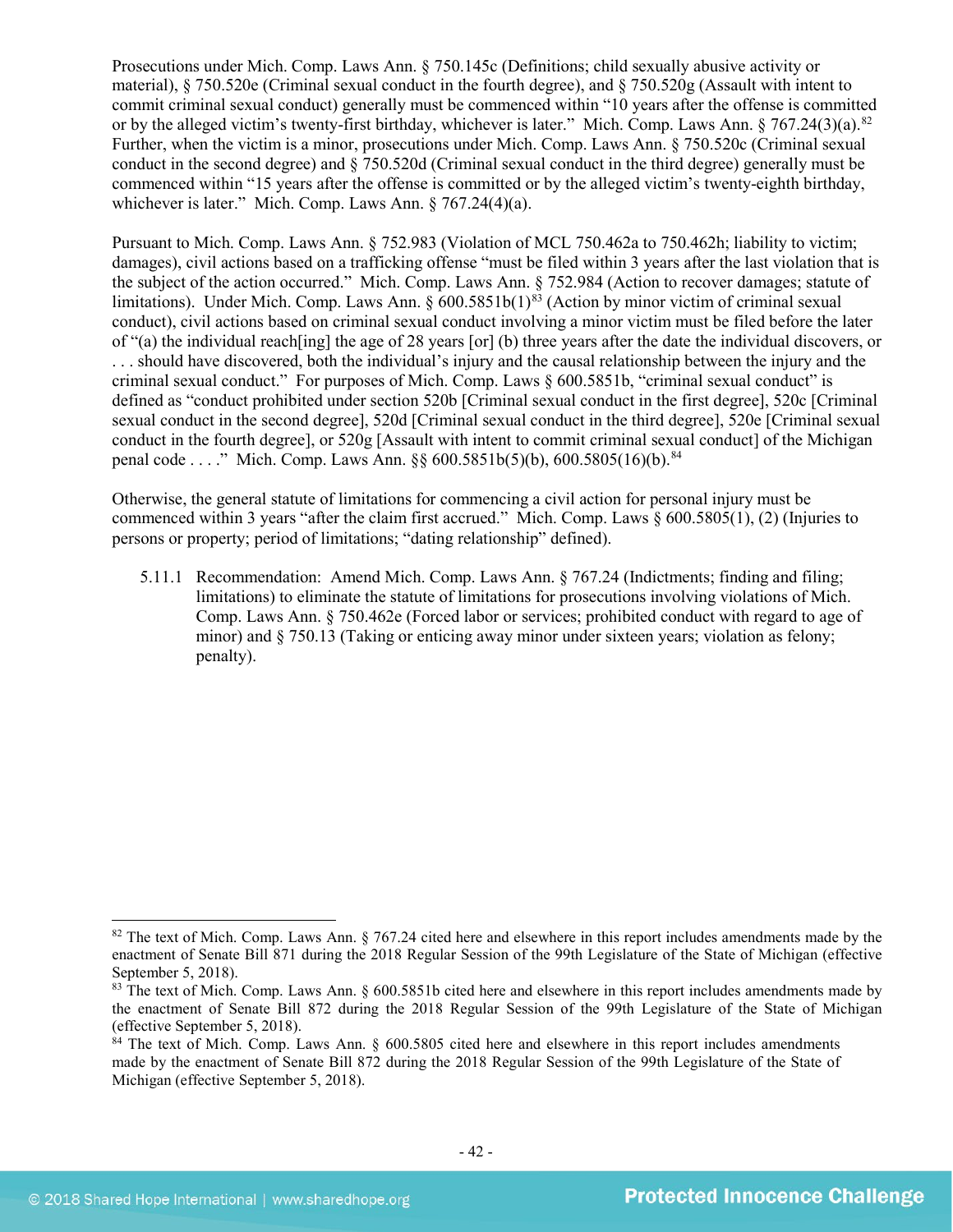Prosecutions under Mich. Comp. Laws Ann. § 750.145c (Definitions; child sexually abusive activity or material), § 750.520e (Criminal sexual conduct in the fourth degree), and § 750.520g (Assault with intent to commit criminal sexual conduct) generally must be commenced within "10 years after the offense is committed or by the alleged victim's twenty-first birthday, whichever is later." Mich. Comp. Laws Ann. § 767.24(3)(a).[82] Further, when the victim is a minor, prosecutions under Mich. Comp. Laws Ann. § 750.520c (Criminal sexual conduct in the second degree) and § 750.520d (Criminal sexual conduct in the third degree) generally must be commenced within "15 years after the offense is committed or by the alleged victim's twenty-eighth birthday, whichever is later." Mich. Comp. Laws Ann. § 767.24(4)(a).

Pursuant to Mich. Comp. Laws Ann. § 752.983 (Violation of MCL 750.462a to 750.462h; liability to victim; damages), civil actions based on a trafficking offense "must be filed within 3 years after the last violation that is the subject of the action occurred." Mich. Comp. Laws Ann. § 752.984 (Action to recover damages; statute of limitations). Under Mich. Comp. Laws Ann. § 600.5851b(1)[83] (Action by minor victim of criminal sexual conduct), civil actions based on criminal sexual conduct involving a minor victim must be filed before the later of "(a) the individual reach[ing] the age of 28 years [or] (b) three years after the date the individual discovers, or . . . should have discovered, both the individual's injury and the causal relationship between the injury and the criminal sexual conduct." For purposes of Mich. Comp. Laws § 600.5851b, "criminal sexual conduct" is defined as "conduct prohibited under section 520b [Criminal sexual conduct in the first degree], 520c [Criminal sexual conduct in the second degree], 520d [Criminal sexual conduct in the third degree], 520e [Criminal sexual conduct in the fourth degree], or 520g [Assault with intent to commit criminal sexual conduct] of the Michigan penal code . . . ." Mich. Comp. Laws Ann. §§ 600.5851b(5)(b), 600.5805(16)(b).[84]

Otherwise, the general statute of limitations for commencing a civil action for personal injury must be commenced within 3 years "after the claim first accrued." Mich. Comp. Laws § 600.5805(1), (2) (Injuries to persons or property; period of limitations; "dating relationship" defined).

5.11.1 Recommendation: Amend Mich. Comp. Laws Ann. § 767.24 (Indictments; finding and filing; limitations) to eliminate the statute of limitations for prosecutions involving violations of Mich. Comp. Laws Ann. § 750.462e (Forced labor or services; prohibited conduct with regard to age of minor) and § 750.13 (Taking or enticing away minor under sixteen years; violation as felony; penalty).

---

[82] The text of Mich. Comp. Laws Ann. § 767.24 cited here and elsewhere in this report includes amendments made by the enactment of Senate Bill 871 during the 2018 Regular Session of the 99th Legislature of the State of Michigan (effective September 5, 2018).

[83] The text of Mich. Comp. Laws Ann. § 600.5851b cited here and elsewhere in this report includes amendments made by the enactment of Senate Bill 872 during the 2018 Regular Session of the 99th Legislature of the State of Michigan (effective September 5, 2018).

[84] The text of Mich. Comp. Laws Ann. § 600.5805 cited here and elsewhere in this report includes amendments made by the enactment of Senate Bill 872 during the 2018 Regular Session of the 99th Legislature of the State of Michigan (effective September 5, 2018).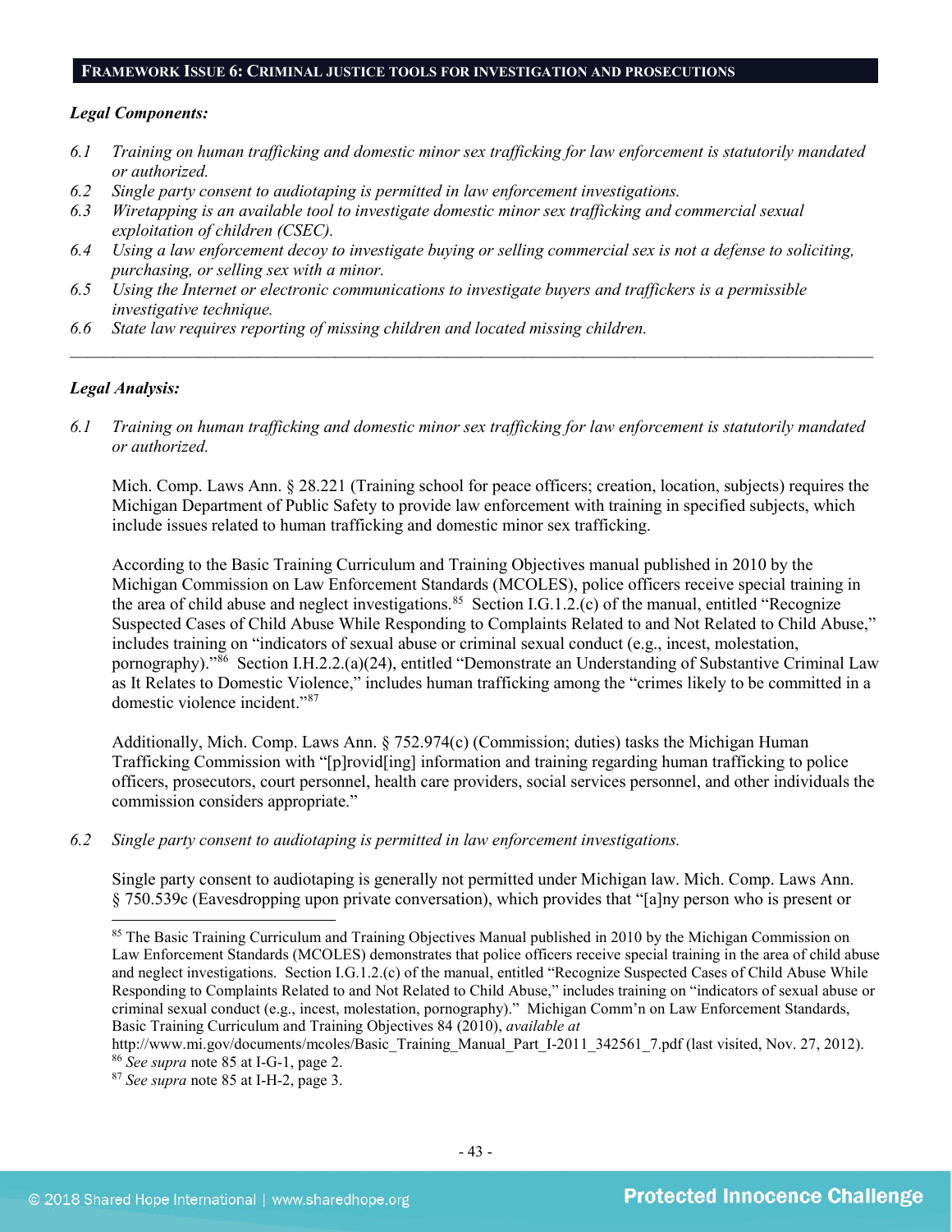## FRAMEWORK ISSUE 6: CRIMINAL JUSTICE TOOLS FOR INVESTIGATION AND PROSECUTIONS

***Legal Components:***

*6.1 Training on human trafficking and domestic minor sex trafficking for law enforcement is statutorily mandated or authorized.*

*6.2 Single party consent to audiotaping is permitted in law enforcement investigations.*

*6.3 Wiretapping is an available tool to investigate domestic minor sex trafficking and commercial sexual exploitation of children (CSEC).*

*6.4 Using a law enforcement decoy to investigate buying or selling commercial sex is not a defense to soliciting, purchasing, or selling sex with a minor.*

*6.5 Using the Internet or electronic communications to investigate buyers and traffickers is a permissible investigative technique.*

*6.6 State law requires reporting of missing children and located missing children.*

---

***Legal Analysis:***

*6.1 Training on human trafficking and domestic minor sex trafficking for law enforcement is statutorily mandated or authorized.*

Mich. Comp. Laws Ann. § 28.221 (Training school for peace officers; creation, location, subjects) requires the Michigan Department of Public Safety to provide law enforcement with training in specified subjects, which include issues related to human trafficking and domestic minor sex trafficking.

According to the Basic Training Curriculum and Training Objectives manual published in 2010 by the Michigan Commission on Law Enforcement Standards (MCOLES), police officers receive special training in the area of child abuse and neglect investigations.[85] Section I.G.1.2.(c) of the manual, entitled "Recognize Suspected Cases of Child Abuse While Responding to Complaints Related to and Not Related to Child Abuse," includes training on "indicators of sexual abuse or criminal sexual conduct (e.g., incest, molestation, pornography)."[86] Section I.H.2.2.(a)(24), entitled "Demonstrate an Understanding of Substantive Criminal Law as It Relates to Domestic Violence," includes human trafficking among the "crimes likely to be committed in a domestic violence incident."[87]

Additionally, Mich. Comp. Laws Ann. § 752.974(c) (Commission; duties) tasks the Michigan Human Trafficking Commission with "[p]rovid[ing] information and training regarding human trafficking to police officers, prosecutors, court personnel, health care providers, social services personnel, and other individuals the commission considers appropriate."

*6.2 Single party consent to audiotaping is permitted in law enforcement investigations.*

Single party consent to audiotaping is generally not permitted under Michigan law. Mich. Comp. Laws Ann. § 750.539c (Eavesdropping upon private conversation), which provides that "[a]ny person who is present or

---

[85] The Basic Training Curriculum and Training Objectives Manual published in 2010 by the Michigan Commission on Law Enforcement Standards (MCOLES) demonstrates that police officers receive special training in the area of child abuse and neglect investigations. Section I.G.1.2.(c) of the manual, entitled "Recognize Suspected Cases of Child Abuse While Responding to Complaints Related to and Not Related to Child Abuse," includes training on "indicators of sexual abuse or criminal sexual conduct (e.g., incest, molestation, pornography)." Michigan Comm'n on Law Enforcement Standards, Basic Training Curriculum and Training Objectives 84 (2010), *available at* http://www.mi.gov/documents/mcoles/Basic_Training_Manual_Part_I-2011_342561_7.pdf (last visited, Nov. 27, 2012).

[86] *See supra* note 85 at I-G-1, page 2.

[87] *See supra* note 85 at I-H-2, page 3.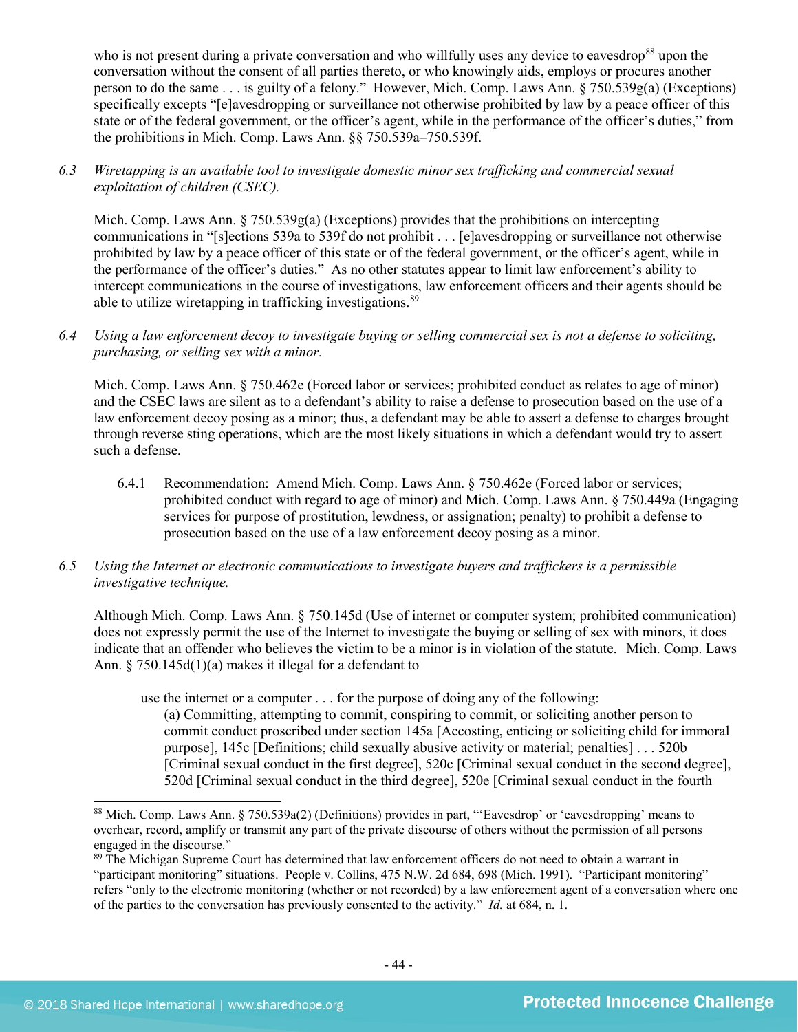who is not present during a private conversation and who willfully uses any device to eavesdrop[88] upon the conversation without the consent of all parties thereto, or who knowingly aids, employs or procures another person to do the same . . . is guilty of a felony." However, Mich. Comp. Laws Ann. § 750.539g(a) (Exceptions) specifically excepts "[e]avesdropping or surveillance not otherwise prohibited by law by a peace officer of this state or of the federal government, or the officer's agent, while in the performance of the officer's duties," from the prohibitions in Mich. Comp. Laws Ann. §§ 750.539a–750.539f.

*6.3 Wiretapping is an available tool to investigate domestic minor sex trafficking and commercial sexual exploitation of children (CSEC).*

Mich. Comp. Laws Ann. § 750.539g(a) (Exceptions) provides that the prohibitions on intercepting communications in "[s]ections 539a to 539f do not prohibit . . . [e]avesdropping or surveillance not otherwise prohibited by law by a peace officer of this state or of the federal government, or the officer's agent, while in the performance of the officer's duties." As no other statutes appear to limit law enforcement's ability to intercept communications in the course of investigations, law enforcement officers and their agents should be able to utilize wiretapping in trafficking investigations.[89]

*6.4 Using a law enforcement decoy to investigate buying or selling commercial sex is not a defense to soliciting, purchasing, or selling sex with a minor.*

Mich. Comp. Laws Ann. § 750.462e (Forced labor or services; prohibited conduct as relates to age of minor) and the CSEC laws are silent as to a defendant's ability to raise a defense to prosecution based on the use of a law enforcement decoy posing as a minor; thus, a defendant may be able to assert a defense to charges brought through reverse sting operations, which are the most likely situations in which a defendant would try to assert such a defense.

6.4.1 Recommendation: Amend Mich. Comp. Laws Ann. § 750.462e (Forced labor or services; prohibited conduct with regard to age of minor) and Mich. Comp. Laws Ann. § 750.449a (Engaging services for purpose of prostitution, lewdness, or assignation; penalty) to prohibit a defense to prosecution based on the use of a law enforcement decoy posing as a minor.

*6.5 Using the Internet or electronic communications to investigate buyers and traffickers is a permissible investigative technique.*

Although Mich. Comp. Laws Ann. § 750.145d (Use of internet or computer system; prohibited communication) does not expressly permit the use of the Internet to investigate the buying or selling of sex with minors, it does indicate that an offender who believes the victim to be a minor is in violation of the statute. Mich. Comp. Laws Ann. § 750.145d(1)(a) makes it illegal for a defendant to

> use the internet or a computer . . . for the purpose of doing any of the following:
> (a) Committing, attempting to commit, conspiring to commit, or soliciting another person to commit conduct proscribed under section 145a [Accosting, enticing or soliciting child for immoral purpose], 145c [Definitions; child sexually abusive activity or material; penalties] . . . 520b [Criminal sexual conduct in the first degree], 520c [Criminal sexual conduct in the second degree], 520d [Criminal sexual conduct in the third degree], 520e [Criminal sexual conduct in the fourth

---

[88] Mich. Comp. Laws Ann. § 750.539a(2) (Definitions) provides in part, "'Eavesdrop' or 'eavesdropping' means to overhear, record, amplify or transmit any part of the private discourse of others without the permission of all persons engaged in the discourse."

[89] The Michigan Supreme Court has determined that law enforcement officers do not need to obtain a warrant in "participant monitoring" situations. People v. Collins, 475 N.W. 2d 684, 698 (Mich. 1991). "Participant monitoring" refers "only to the electronic monitoring (whether or not recorded) by a law enforcement agent of a conversation where one of the parties to the conversation has previously consented to the activity." *Id.* at 684, n. 1.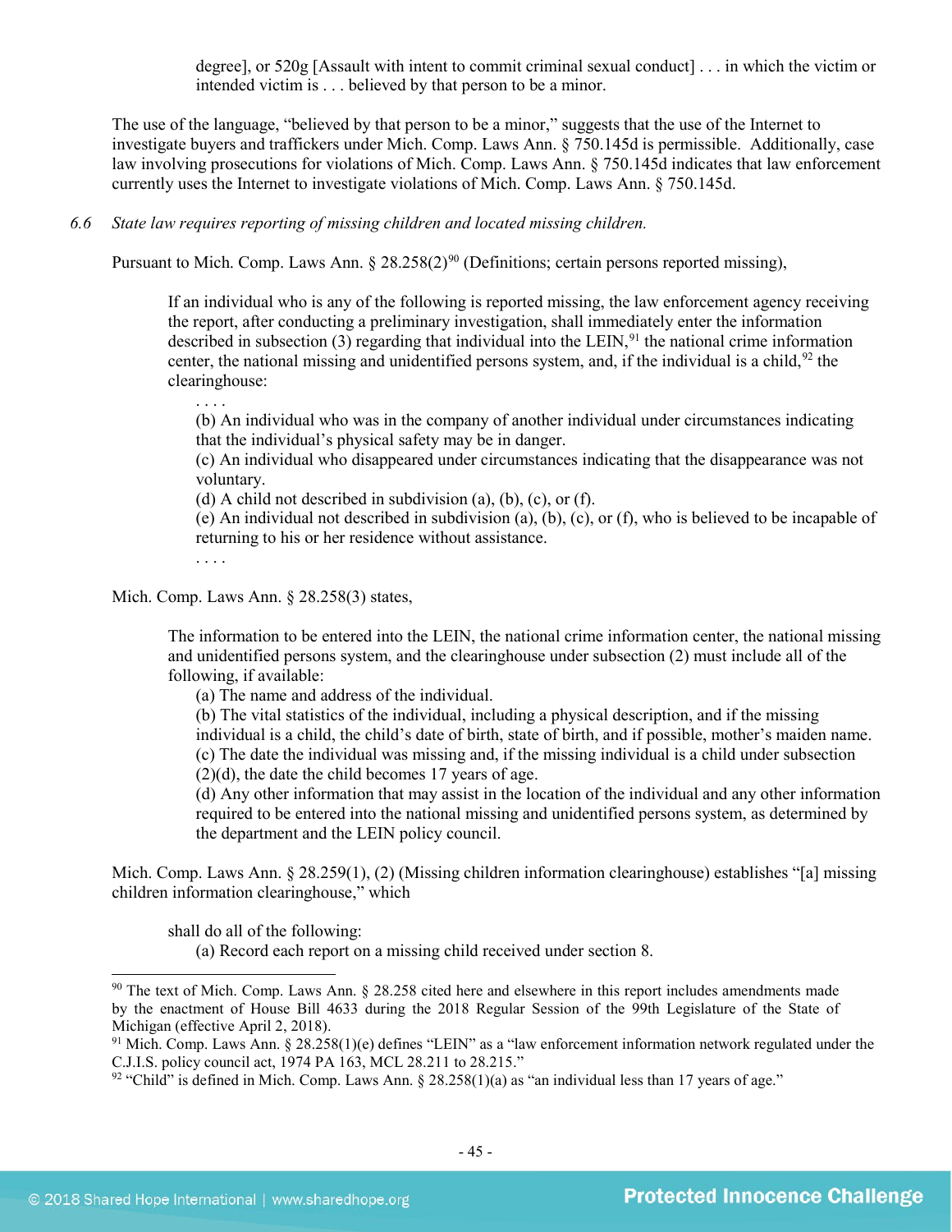> degree], or 520g [Assault with intent to commit criminal sexual conduct] . . . in which the victim or intended victim is . . . believed by that person to be a minor.

The use of the language, "believed by that person to be a minor," suggests that the use of the Internet to investigate buyers and traffickers under Mich. Comp. Laws Ann. § 750.145d is permissible. Additionally, case law involving prosecutions for violations of Mich. Comp. Laws Ann. § 750.145d indicates that law enforcement currently uses the Internet to investigate violations of Mich. Comp. Laws Ann. § 750.145d.

*6.6 State law requires reporting of missing children and located missing children.*

Pursuant to Mich. Comp. Laws Ann. § 28.258(2)[90] (Definitions; certain persons reported missing),

> If an individual who is any of the following is reported missing, the law enforcement agency receiving the report, after conducting a preliminary investigation, shall immediately enter the information described in subsection (3) regarding that individual into the LEIN,[91] the national crime information center, the national missing and unidentified persons system, and, if the individual is a child,[92] the clearinghouse:
>
> . . . .
>
> (b) An individual who was in the company of another individual under circumstances indicating that the individual's physical safety may be in danger.
>
> (c) An individual who disappeared under circumstances indicating that the disappearance was not voluntary.
>
> (d) A child not described in subdivision (a), (b), (c), or (f).
>
> (e) An individual not described in subdivision (a), (b), (c), or (f), who is believed to be incapable of returning to his or her residence without assistance.
>
> . . . .

Mich. Comp. Laws Ann. § 28.258(3) states,

> The information to be entered into the LEIN, the national crime information center, the national missing and unidentified persons system, and the clearinghouse under subsection (2) must include all of the following, if available:
>
> (a) The name and address of the individual.
>
> (b) The vital statistics of the individual, including a physical description, and if the missing individual is a child, the child's date of birth, state of birth, and if possible, mother's maiden name.
>
> (c) The date the individual was missing and, if the missing individual is a child under subsection (2)(d), the date the child becomes 17 years of age.
>
> (d) Any other information that may assist in the location of the individual and any other information required to be entered into the national missing and unidentified persons system, as determined by the department and the LEIN policy council.

Mich. Comp. Laws Ann. § 28.259(1), (2) (Missing children information clearinghouse) establishes "[a] missing children information clearinghouse," which

> shall do all of the following:
>
> (a) Record each report on a missing child received under section 8.

---

[90] The text of Mich. Comp. Laws Ann. § 28.258 cited here and elsewhere in this report includes amendments made by the enactment of House Bill 4633 during the 2018 Regular Session of the 99th Legislature of the State of Michigan (effective April 2, 2018).

[91] Mich. Comp. Laws Ann. § 28.258(1)(e) defines "LEIN" as a "law enforcement information network regulated under the C.J.I.S. policy council act, 1974 PA 163, MCL 28.211 to 28.215."

[92] "Child" is defined in Mich. Comp. Laws Ann. § 28.258(1)(a) as "an individual less than 17 years of age."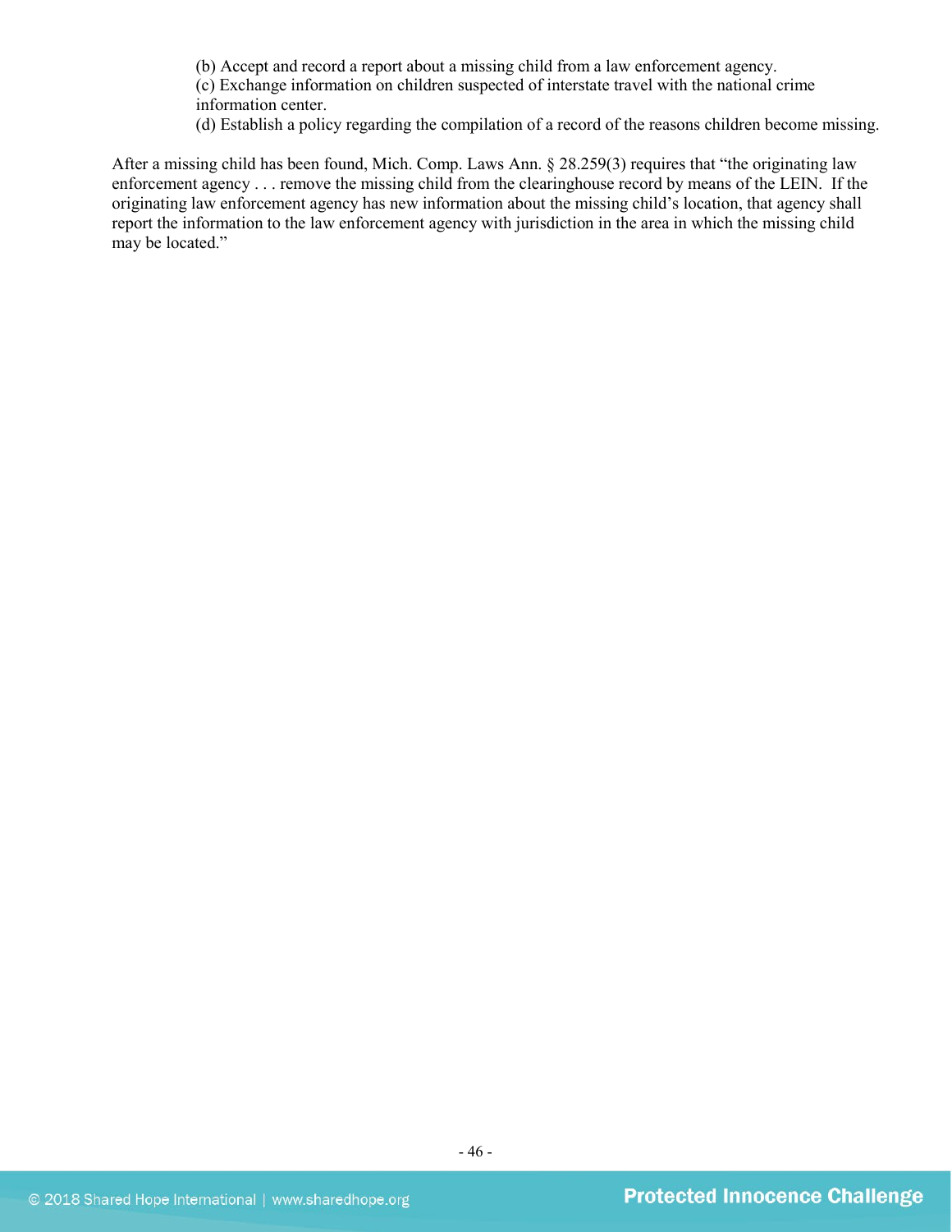(b) Accept and record a report about a missing child from a law enforcement agency.
(c) Exchange information on children suspected of interstate travel with the national crime information center.
(d) Establish a policy regarding the compilation of a record of the reasons children become missing.

After a missing child has been found, Mich. Comp. Laws Ann. § 28.259(3) requires that "the originating law enforcement agency . . . remove the missing child from the clearinghouse record by means of the LEIN. If the originating law enforcement agency has new information about the missing child's location, that agency shall report the information to the law enforcement agency with jurisdiction in the area in which the missing child may be located."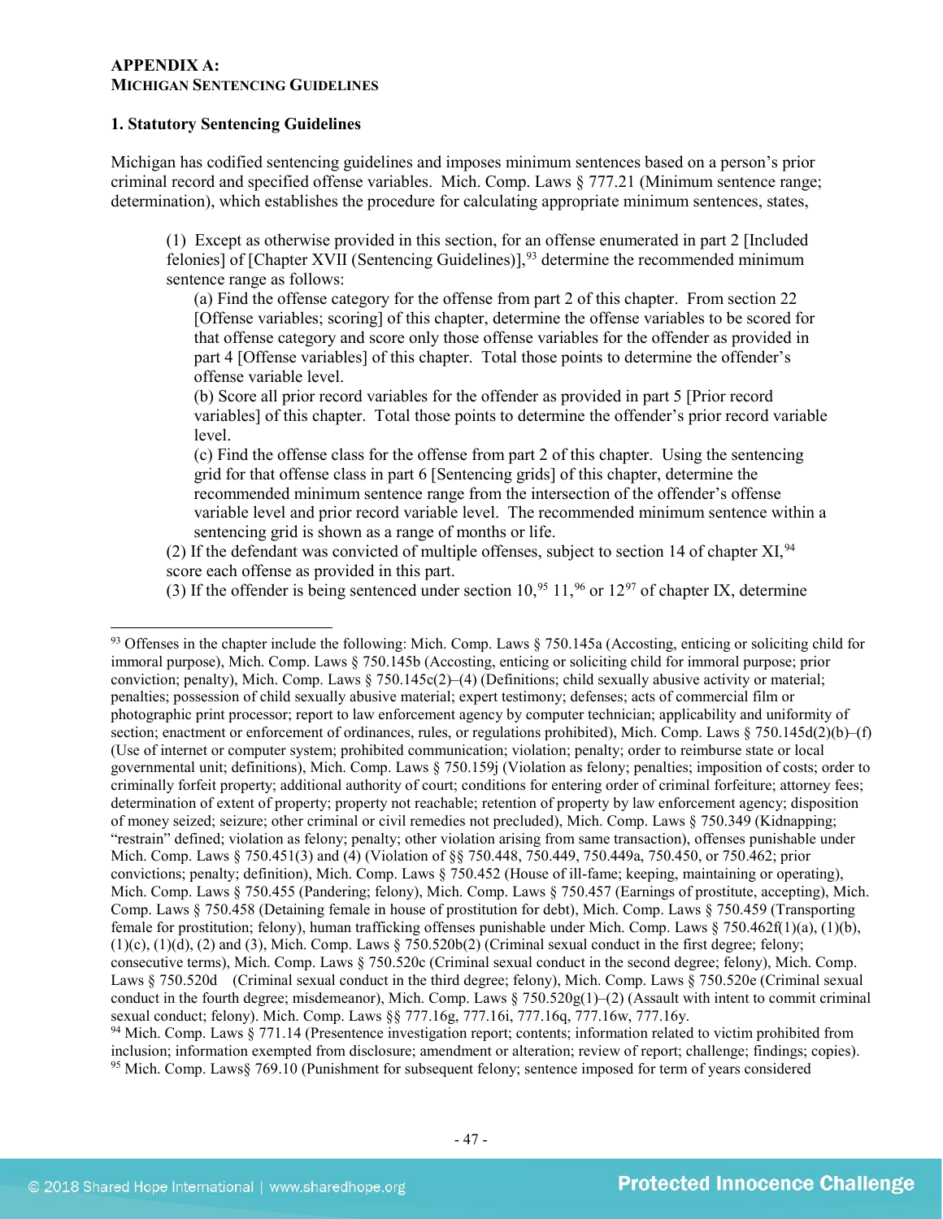## APPENDIX A:
### MICHIGAN SENTENCING GUIDELINES

**1. Statutory Sentencing Guidelines**

Michigan has codified sentencing guidelines and imposes minimum sentences based on a person's prior criminal record and specified offense variables. Mich. Comp. Laws § 777.21 (Minimum sentence range; determination), which establishes the procedure for calculating appropriate minimum sentences, states,

> (1) Except as otherwise provided in this section, for an offense enumerated in part 2 [Included felonies] of [Chapter XVII (Sentencing Guidelines)],[93] determine the recommended minimum sentence range as follows:
>
> (a) Find the offense category for the offense from part 2 of this chapter. From section 22 [Offense variables; scoring] of this chapter, determine the offense variables to be scored for that offense category and score only those offense variables for the offender as provided in part 4 [Offense variables] of this chapter. Total those points to determine the offender's offense variable level.
>
> (b) Score all prior record variables for the offender as provided in part 5 [Prior record variables] of this chapter. Total those points to determine the offender's prior record variable level.
>
> (c) Find the offense class for the offense from part 2 of this chapter. Using the sentencing grid for that offense class in part 6 [Sentencing grids] of this chapter, determine the recommended minimum sentence range from the intersection of the offender's offense variable level and prior record variable level. The recommended minimum sentence within a sentencing grid is shown as a range of months or life.
>
> (2) If the defendant was convicted of multiple offenses, subject to section 14 of chapter XI,[94] score each offense as provided in this part.
>
> (3) If the offender is being sentenced under section 10,[95] 11,[96] or 12[97] of chapter IX, determine

---

[93] Offenses in the chapter include the following: Mich. Comp. Laws § 750.145a (Accosting, enticing or soliciting child for immoral purpose), Mich. Comp. Laws § 750.145b (Accosting, enticing or soliciting child for immoral purpose; prior conviction; penalty), Mich. Comp. Laws § 750.145c(2)–(4) (Definitions; child sexually abusive activity or material; penalties; possession of child sexually abusive material; expert testimony; defenses; acts of commercial film or photographic print processor; report to law enforcement agency by computer technician; applicability and uniformity of section; enactment or enforcement of ordinances, rules, or regulations prohibited), Mich. Comp. Laws § 750.145d(2)(b)–(f) (Use of internet or computer system; prohibited communication; violation; penalty; order to reimburse state or local governmental unit; definitions), Mich. Comp. Laws § 750.159j (Violation as felony; penalties; imposition of costs; order to criminally forfeit property; additional authority of court; conditions for entering order of criminal forfeiture; attorney fees; determination of extent of property; property not reachable; retention of property by law enforcement agency; disposition of money seized; seizure; other criminal or civil remedies not precluded), Mich. Comp. Laws § 750.349 (Kidnapping; "restrain" defined; violation as felony; penalty; other violation arising from same transaction), offenses punishable under Mich. Comp. Laws § 750.451(3) and (4) (Violation of §§ 750.448, 750.449, 750.449a, 750.450, or 750.462; prior convictions; penalty; definition), Mich. Comp. Laws § 750.452 (House of ill-fame; keeping, maintaining or operating), Mich. Comp. Laws § 750.455 (Pandering; felony), Mich. Comp. Laws § 750.457 (Earnings of prostitute, accepting), Mich. Comp. Laws § 750.458 (Detaining female in house of prostitution for debt), Mich. Comp. Laws § 750.459 (Transporting female for prostitution; felony), human trafficking offenses punishable under Mich. Comp. Laws § 750.462f(1)(a), (1)(b), (1)(c), (1)(d), (2) and (3), Mich. Comp. Laws § 750.520b(2) (Criminal sexual conduct in the first degree; felony; consecutive terms), Mich. Comp. Laws § 750.520c (Criminal sexual conduct in the second degree; felony), Mich. Comp. Laws § 750.520d (Criminal sexual conduct in the third degree; felony), Mich. Comp. Laws § 750.520e (Criminal sexual conduct in the fourth degree; misdemeanor), Mich. Comp. Laws § 750.520g(1)–(2) (Assault with intent to commit criminal sexual conduct; felony). Mich. Comp. Laws §§ 777.16g, 777.16i, 777.16q, 777.16w, 777.16y.

[94] Mich. Comp. Laws § 771.14 (Presentence investigation report; contents; information related to victim prohibited from inclusion; information exempted from disclosure; amendment or alteration; review of report; challenge; findings; copies).

[95] Mich. Comp. Laws§ 769.10 (Punishment for subsequent felony; sentence imposed for term of years considered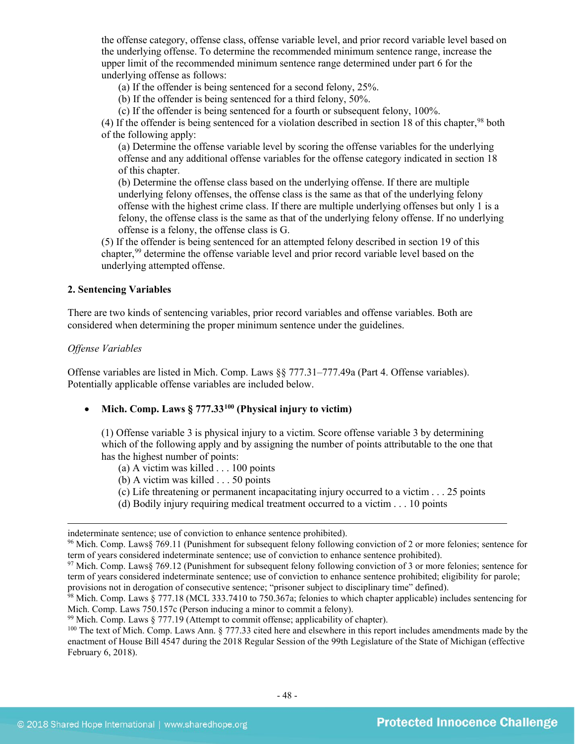the offense category, offense class, offense variable level, and prior record variable level based on the underlying offense. To determine the recommended minimum sentence range, increase the upper limit of the recommended minimum sentence range determined under part 6 for the underlying offense as follows:

(a) If the offender is being sentenced for a second felony, 25%.
(b) If the offender is being sentenced for a third felony, 50%.
(c) If the offender is being sentenced for a fourth or subsequent felony, 100%.

(4) If the offender is being sentenced for a violation described in section 18 of this chapter,[98] both of the following apply:

(a) Determine the offense variable level by scoring the offense variables for the underlying offense and any additional offense variables for the offense category indicated in section 18 of this chapter.
(b) Determine the offense class based on the underlying offense. If there are multiple underlying felony offenses, the offense class is the same as that of the underlying felony offense with the highest crime class. If there are multiple underlying offenses but only 1 is a felony, the offense class is the same as that of the underlying felony offense. If no underlying offense is a felony, the offense class is G.

(5) If the offender is being sentenced for an attempted felony described in section 19 of this chapter,[99] determine the offense variable level and prior record variable level based on the underlying attempted offense.

**2. Sentencing Variables**

There are two kinds of sentencing variables, prior record variables and offense variables. Both are considered when determining the proper minimum sentence under the guidelines.

*Offense Variables*

Offense variables are listed in Mich. Comp. Laws §§ 777.31–777.49a (Part 4. Offense variables). Potentially applicable offense variables are included below.

- **Mich. Comp. Laws § 777.33[100] (Physical injury to victim)**

  (1) Offense variable 3 is physical injury to a victim. Score offense variable 3 by determining which of the following apply and by assigning the number of points attributable to the one that has the highest number of points:

  (a) A victim was killed . . . 100 points
  (b) A victim was killed . . . 50 points
  (c) Life threatening or permanent incapacitating injury occurred to a victim . . . 25 points
  (d) Bodily injury requiring medical treatment occurred to a victim . . . 10 points

---

indeterminate sentence; use of conviction to enhance sentence prohibited).

[96] Mich. Comp. Laws§ 769.11 (Punishment for subsequent felony following conviction of 2 or more felonies; sentence for term of years considered indeterminate sentence; use of conviction to enhance sentence prohibited).

[97] Mich. Comp. Laws§ 769.12 (Punishment for subsequent felony following conviction of 3 or more felonies; sentence for term of years considered indeterminate sentence; use of conviction to enhance sentence prohibited; eligibility for parole; provisions not in derogation of consecutive sentence; "prisoner subject to disciplinary time" defined).

[98] Mich. Comp. Laws § 777.18 (MCL 333.7410 to 750.367a; felonies to which chapter applicable) includes sentencing for Mich. Comp. Laws 750.157c (Person inducing a minor to commit a felony).

[99] Mich. Comp. Laws § 777.19 (Attempt to commit offense; applicability of chapter).

[100] The text of Mich. Comp. Laws Ann. § 777.33 cited here and elsewhere in this report includes amendments made by the enactment of House Bill 4547 during the 2018 Regular Session of the 99th Legislature of the State of Michigan (effective February 6, 2018).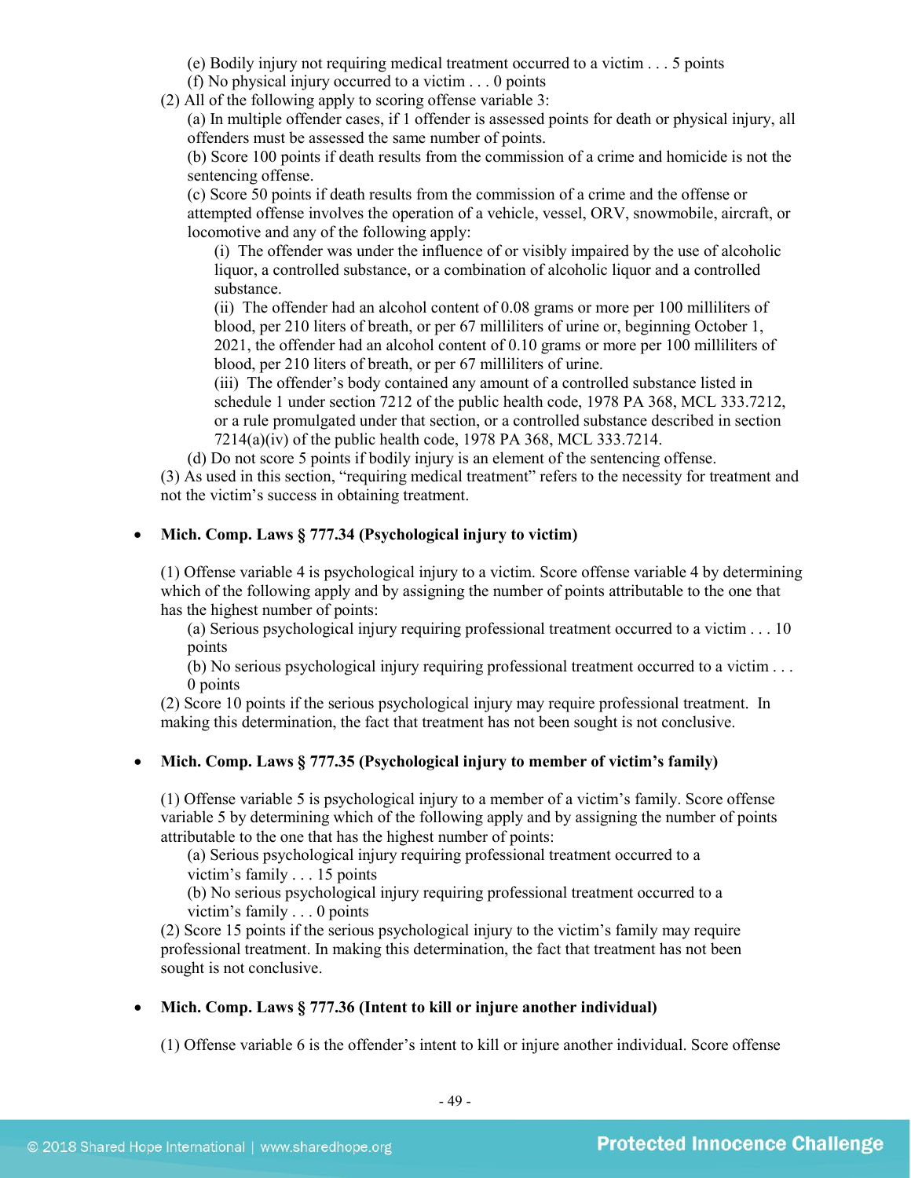(e) Bodily injury not requiring medical treatment occurred to a victim . . . 5 points
(f) No physical injury occurred to a victim . . . 0 points

(2) All of the following apply to scoring offense variable 3:

(a) In multiple offender cases, if 1 offender is assessed points for death or physical injury, all offenders must be assessed the same number of points.

(b) Score 100 points if death results from the commission of a crime and homicide is not the sentencing offense.

(c) Score 50 points if death results from the commission of a crime and the offense or attempted offense involves the operation of a vehicle, vessel, ORV, snowmobile, aircraft, or locomotive and any of the following apply:

(i) The offender was under the influence of or visibly impaired by the use of alcoholic liquor, a controlled substance, or a combination of alcoholic liquor and a controlled substance.

(ii) The offender had an alcohol content of 0.08 grams or more per 100 milliliters of blood, per 210 liters of breath, or per 67 milliliters of urine or, beginning October 1, 2021, the offender had an alcohol content of 0.10 grams or more per 100 milliliters of blood, per 210 liters of breath, or per 67 milliliters of urine.

(iii) The offender's body contained any amount of a controlled substance listed in schedule 1 under section 7212 of the public health code, 1978 PA 368, MCL 333.7212, or a rule promulgated under that section, or a controlled substance described in section 7214(a)(iv) of the public health code, 1978 PA 368, MCL 333.7214.

(d) Do not score 5 points if bodily injury is an element of the sentencing offense.

(3) As used in this section, "requiring medical treatment" refers to the necessity for treatment and not the victim's success in obtaining treatment.

- **Mich. Comp. Laws § 777.34 (Psychological injury to victim)**

(1) Offense variable 4 is psychological injury to a victim. Score offense variable 4 by determining which of the following apply and by assigning the number of points attributable to the one that has the highest number of points:

(a) Serious psychological injury requiring professional treatment occurred to a victim . . . 10 points

(b) No serious psychological injury requiring professional treatment occurred to a victim . . . 0 points

(2) Score 10 points if the serious psychological injury may require professional treatment. In making this determination, the fact that treatment has not been sought is not conclusive.

- **Mich. Comp. Laws § 777.35 (Psychological injury to member of victim's family)**

(1) Offense variable 5 is psychological injury to a member of a victim's family. Score offense variable 5 by determining which of the following apply and by assigning the number of points attributable to the one that has the highest number of points:

(a) Serious psychological injury requiring professional treatment occurred to a victim's family . . . 15 points

(b) No serious psychological injury requiring professional treatment occurred to a victim's family . . . 0 points

(2) Score 15 points if the serious psychological injury to the victim's family may require professional treatment. In making this determination, the fact that treatment has not been sought is not conclusive.

- **Mich. Comp. Laws § 777.36 (Intent to kill or injure another individual)**

(1) Offense variable 6 is the offender's intent to kill or injure another individual. Score offense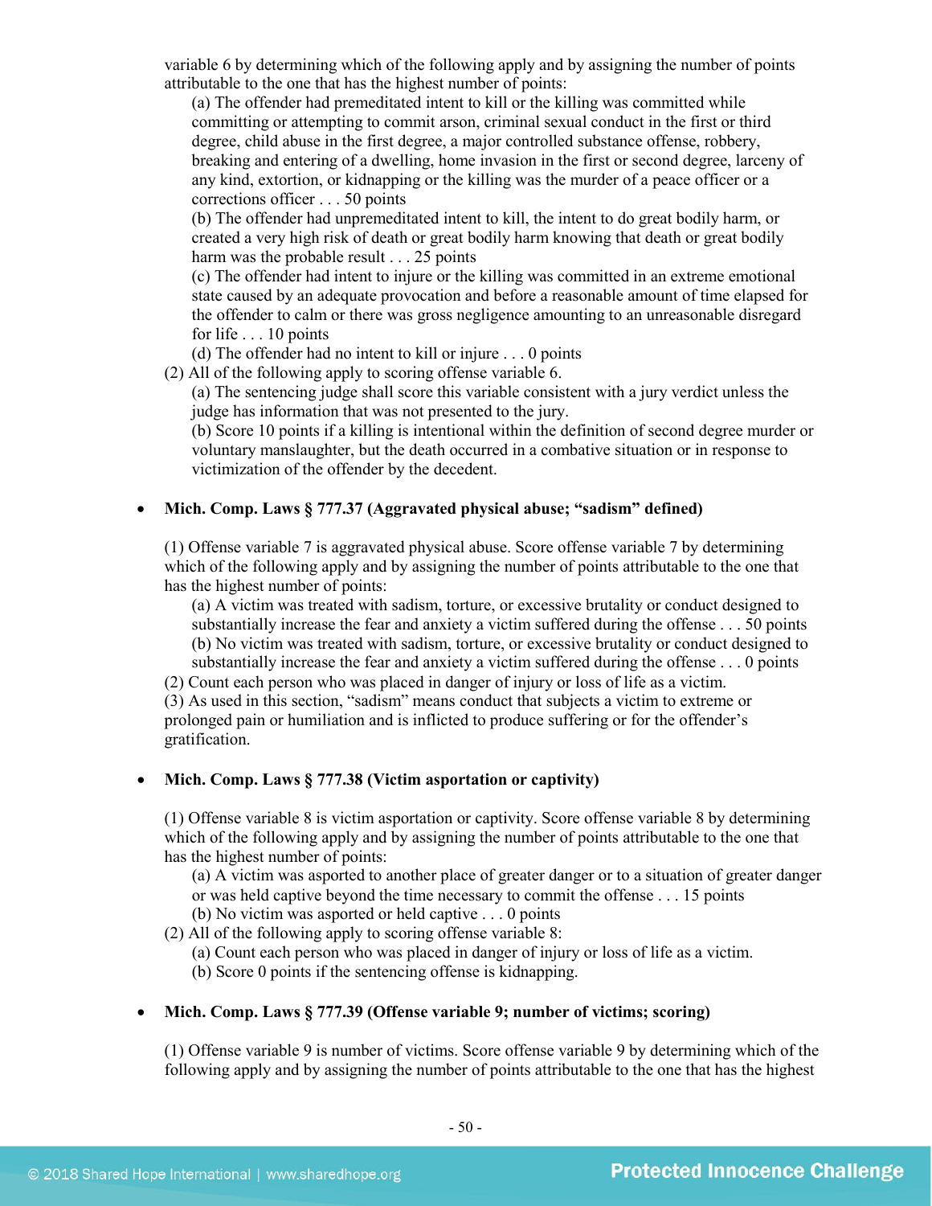variable 6 by determining which of the following apply and by assigning the number of points attributable to the one that has the highest number of points:

(a) The offender had premeditated intent to kill or the killing was committed while committing or attempting to commit arson, criminal sexual conduct in the first or third degree, child abuse in the first degree, a major controlled substance offense, robbery, breaking and entering of a dwelling, home invasion in the first or second degree, larceny of any kind, extortion, or kidnapping or the killing was the murder of a peace officer or a corrections officer . . . 50 points

(b) The offender had unpremeditated intent to kill, the intent to do great bodily harm, or created a very high risk of death or great bodily harm knowing that death or great bodily harm was the probable result . . . 25 points

(c) The offender had intent to injure or the killing was committed in an extreme emotional state caused by an adequate provocation and before a reasonable amount of time elapsed for the offender to calm or there was gross negligence amounting to an unreasonable disregard for life . . . 10 points

(d) The offender had no intent to kill or injure . . . 0 points

(2) All of the following apply to scoring offense variable 6.

(a) The sentencing judge shall score this variable consistent with a jury verdict unless the judge has information that was not presented to the jury.

(b) Score 10 points if a killing is intentional within the definition of second degree murder or voluntary manslaughter, but the death occurred in a combative situation or in response to victimization of the offender by the decedent.

- **Mich. Comp. Laws § 777.37 (Aggravated physical abuse; "sadism" defined)**

(1) Offense variable 7 is aggravated physical abuse. Score offense variable 7 by determining which of the following apply and by assigning the number of points attributable to the one that has the highest number of points:

(a) A victim was treated with sadism, torture, or excessive brutality or conduct designed to substantially increase the fear and anxiety a victim suffered during the offense . . . 50 points

(b) No victim was treated with sadism, torture, or excessive brutality or conduct designed to substantially increase the fear and anxiety a victim suffered during the offense . . . 0 points

(2) Count each person who was placed in danger of injury or loss of life as a victim.

(3) As used in this section, "sadism" means conduct that subjects a victim to extreme or prolonged pain or humiliation and is inflicted to produce suffering or for the offender's gratification.

- **Mich. Comp. Laws § 777.38 (Victim asportation or captivity)**

(1) Offense variable 8 is victim asportation or captivity. Score offense variable 8 by determining which of the following apply and by assigning the number of points attributable to the one that has the highest number of points:

(a) A victim was asported to another place of greater danger or to a situation of greater danger or was held captive beyond the time necessary to commit the offense . . . 15 points

(b) No victim was asported or held captive . . . 0 points

(2) All of the following apply to scoring offense variable 8:

(a) Count each person who was placed in danger of injury or loss of life as a victim.

(b) Score 0 points if the sentencing offense is kidnapping.

- **Mich. Comp. Laws § 777.39 (Offense variable 9; number of victims; scoring)**

(1) Offense variable 9 is number of victims. Score offense variable 9 by determining which of the following apply and by assigning the number of points attributable to the one that has the highest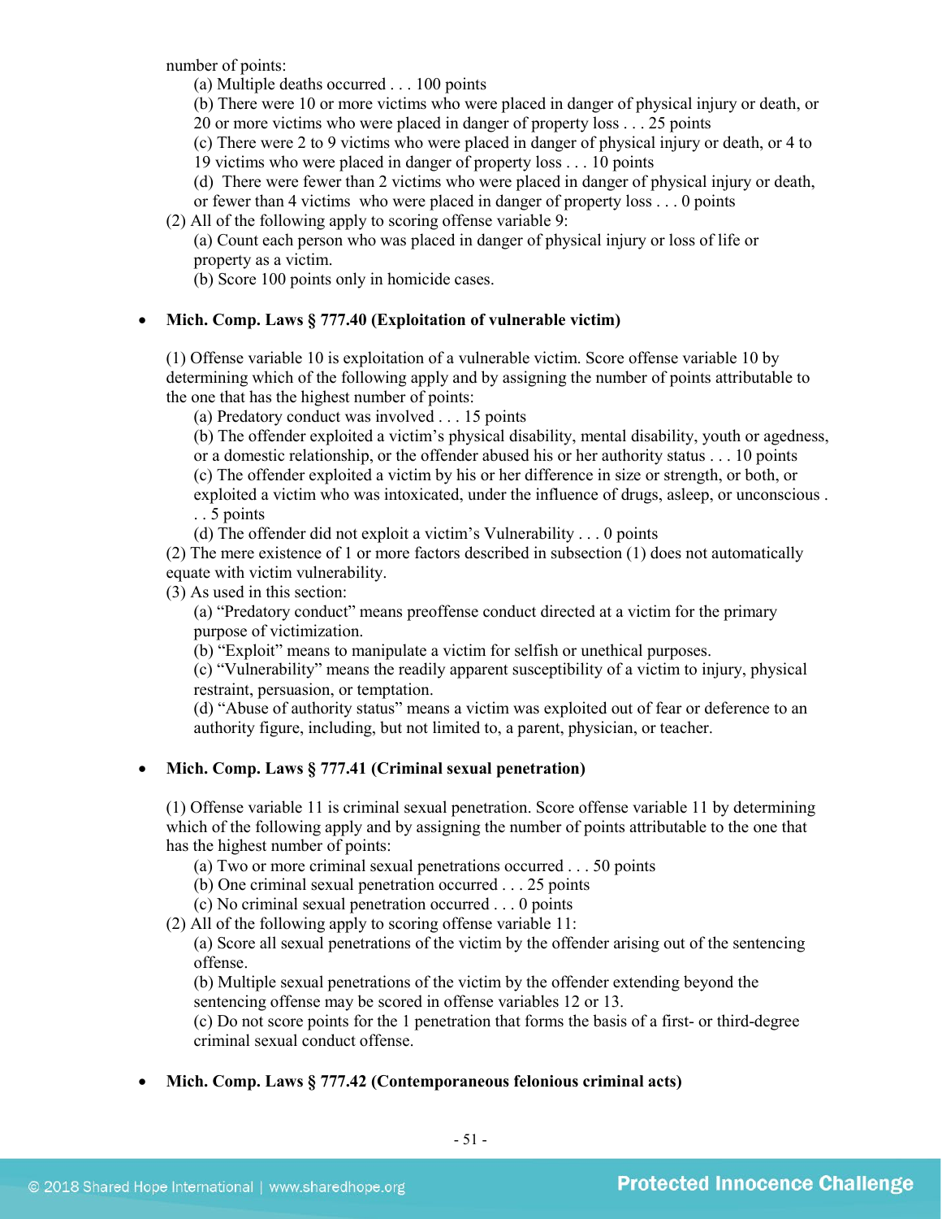number of points:

(a) Multiple deaths occurred . . . 100 points
(b) There were 10 or more victims who were placed in danger of physical injury or death, or 20 or more victims who were placed in danger of property loss . . . 25 points
(c) There were 2 to 9 victims who were placed in danger of physical injury or death, or 4 to 19 victims who were placed in danger of property loss . . . 10 points
(d) There were fewer than 2 victims who were placed in danger of physical injury or death, or fewer than 4 victims who were placed in danger of property loss . . . 0 points

(2) All of the following apply to scoring offense variable 9:

(a) Count each person who was placed in danger of physical injury or loss of life or property as a victim.
(b) Score 100 points only in homicide cases.

- **Mich. Comp. Laws § 777.40 (Exploitation of vulnerable victim)**

(1) Offense variable 10 is exploitation of a vulnerable victim. Score offense variable 10 by determining which of the following apply and by assigning the number of points attributable to the one that has the highest number of points:

(a) Predatory conduct was involved . . . 15 points
(b) The offender exploited a victim's physical disability, mental disability, youth or agedness, or a domestic relationship, or the offender abused his or her authority status . . . 10 points
(c) The offender exploited a victim by his or her difference in size or strength, or both, or exploited a victim who was intoxicated, under the influence of drugs, asleep, or unconscious . . . 5 points
(d) The offender did not exploit a victim's Vulnerability . . . 0 points

(2) The mere existence of 1 or more factors described in subsection (1) does not automatically equate with victim vulnerability.

(3) As used in this section:

(a) "Predatory conduct" means preoffense conduct directed at a victim for the primary purpose of victimization.
(b) "Exploit" means to manipulate a victim for selfish or unethical purposes.
(c) "Vulnerability" means the readily apparent susceptibility of a victim to injury, physical restraint, persuasion, or temptation.
(d) "Abuse of authority status" means a victim was exploited out of fear or deference to an authority figure, including, but not limited to, a parent, physician, or teacher.

- **Mich. Comp. Laws § 777.41 (Criminal sexual penetration)**

(1) Offense variable 11 is criminal sexual penetration. Score offense variable 11 by determining which of the following apply and by assigning the number of points attributable to the one that has the highest number of points:

(a) Two or more criminal sexual penetrations occurred . . . 50 points
(b) One criminal sexual penetration occurred . . . 25 points
(c) No criminal sexual penetration occurred . . . 0 points

(2) All of the following apply to scoring offense variable 11:

(a) Score all sexual penetrations of the victim by the offender arising out of the sentencing offense.
(b) Multiple sexual penetrations of the victim by the offender extending beyond the sentencing offense may be scored in offense variables 12 or 13.
(c) Do not score points for the 1 penetration that forms the basis of a first- or third-degree criminal sexual conduct offense.

- **Mich. Comp. Laws § 777.42 (Contemporaneous felonious criminal acts)**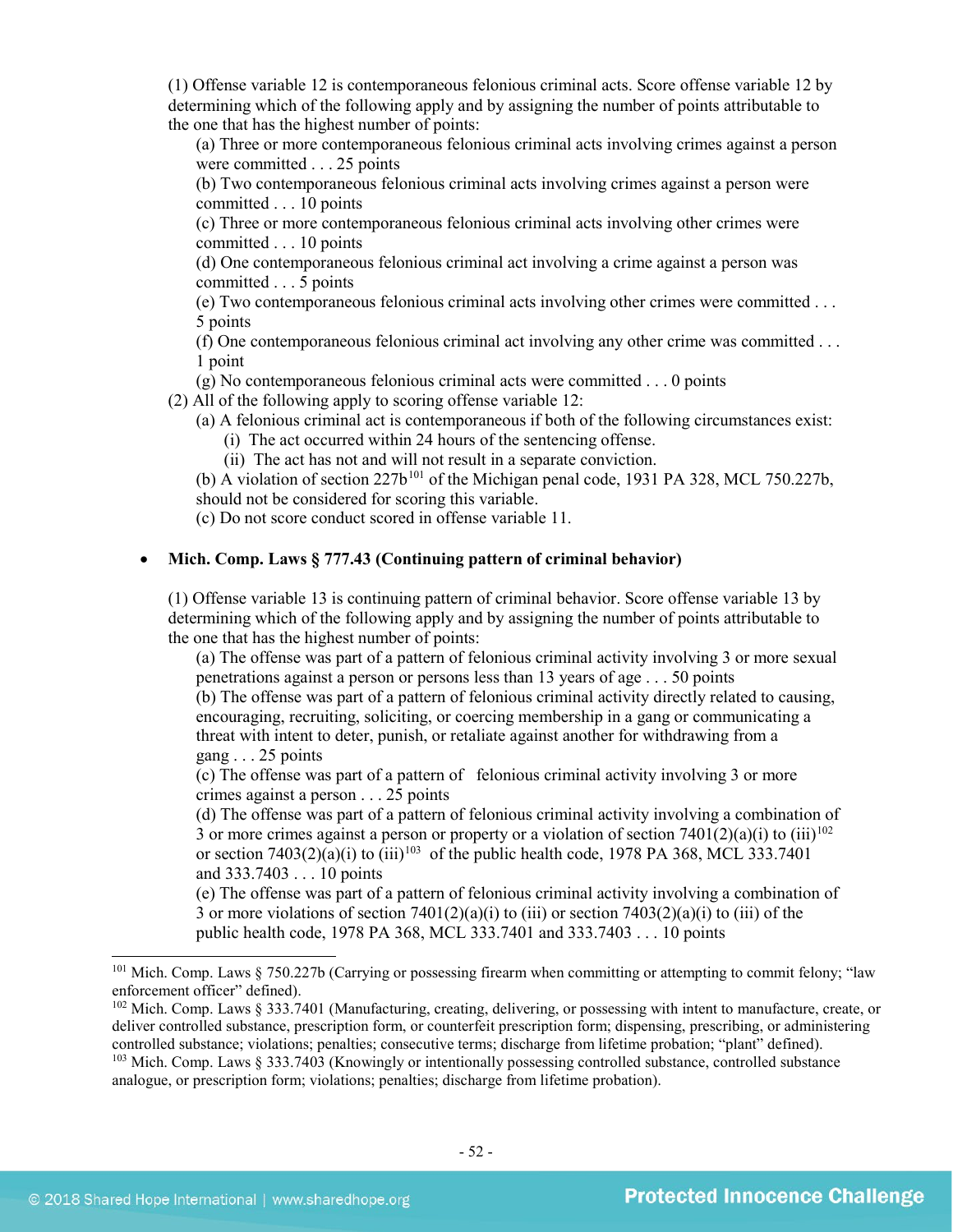(1) Offense variable 12 is contemporaneous felonious criminal acts. Score offense variable 12 by determining which of the following apply and by assigning the number of points attributable to the one that has the highest number of points:

(a) Three or more contemporaneous felonious criminal acts involving crimes against a person were committed . . . 25 points

(b) Two contemporaneous felonious criminal acts involving crimes against a person were committed . . . 10 points

(c) Three or more contemporaneous felonious criminal acts involving other crimes were committed . . . 10 points

(d) One contemporaneous felonious criminal act involving a crime against a person was committed . . . 5 points

(e) Two contemporaneous felonious criminal acts involving other crimes were committed . . . 5 points

(f) One contemporaneous felonious criminal act involving any other crime was committed . . . 1 point

(g) No contemporaneous felonious criminal acts were committed . . . 0 points

(2) All of the following apply to scoring offense variable 12:

(a) A felonious criminal act is contemporaneous if both of the following circumstances exist:

(i) The act occurred within 24 hours of the sentencing offense.

(ii) The act has not and will not result in a separate conviction.

(b) A violation of section 227b[101] of the Michigan penal code, 1931 PA 328, MCL 750.227b, should not be considered for scoring this variable.

(c) Do not score conduct scored in offense variable 11.

- **Mich. Comp. Laws § 777.43 (Continuing pattern of criminal behavior)**

(1) Offense variable 13 is continuing pattern of criminal behavior. Score offense variable 13 by determining which of the following apply and by assigning the number of points attributable to the one that has the highest number of points:

(a) The offense was part of a pattern of felonious criminal activity involving 3 or more sexual penetrations against a person or persons less than 13 years of age . . . 50 points

(b) The offense was part of a pattern of felonious criminal activity directly related to causing, encouraging, recruiting, soliciting, or coercing membership in a gang or communicating a threat with intent to deter, punish, or retaliate against another for withdrawing from a gang . . . 25 points

(c) The offense was part of a pattern of felonious criminal activity involving 3 or more crimes against a person . . . 25 points

(d) The offense was part of a pattern of felonious criminal activity involving a combination of 3 or more crimes against a person or property or a violation of section 7401(2)(a)(i) to (iii)[102] or section 7403(2)(a)(i) to (iii)[103] of the public health code, 1978 PA 368, MCL 333.7401 and 333.7403 . . . 10 points

(e) The offense was part of a pattern of felonious criminal activity involving a combination of 3 or more violations of section 7401(2)(a)(i) to (iii) or section 7403(2)(a)(i) to (iii) of the public health code, 1978 PA 368, MCL 333.7401 and 333.7403 . . . 10 points

---

[101] Mich. Comp. Laws § 750.227b (Carrying or possessing firearm when committing or attempting to commit felony; "law enforcement officer" defined).

[102] Mich. Comp. Laws § 333.7401 (Manufacturing, creating, delivering, or possessing with intent to manufacture, create, or deliver controlled substance, prescription form, or counterfeit prescription form; dispensing, prescribing, or administering controlled substance; violations; penalties; consecutive terms; discharge from lifetime probation; "plant" defined).

[103] Mich. Comp. Laws § 333.7403 (Knowingly or intentionally possessing controlled substance, controlled substance analogue, or prescription form; violations; penalties; discharge from lifetime probation).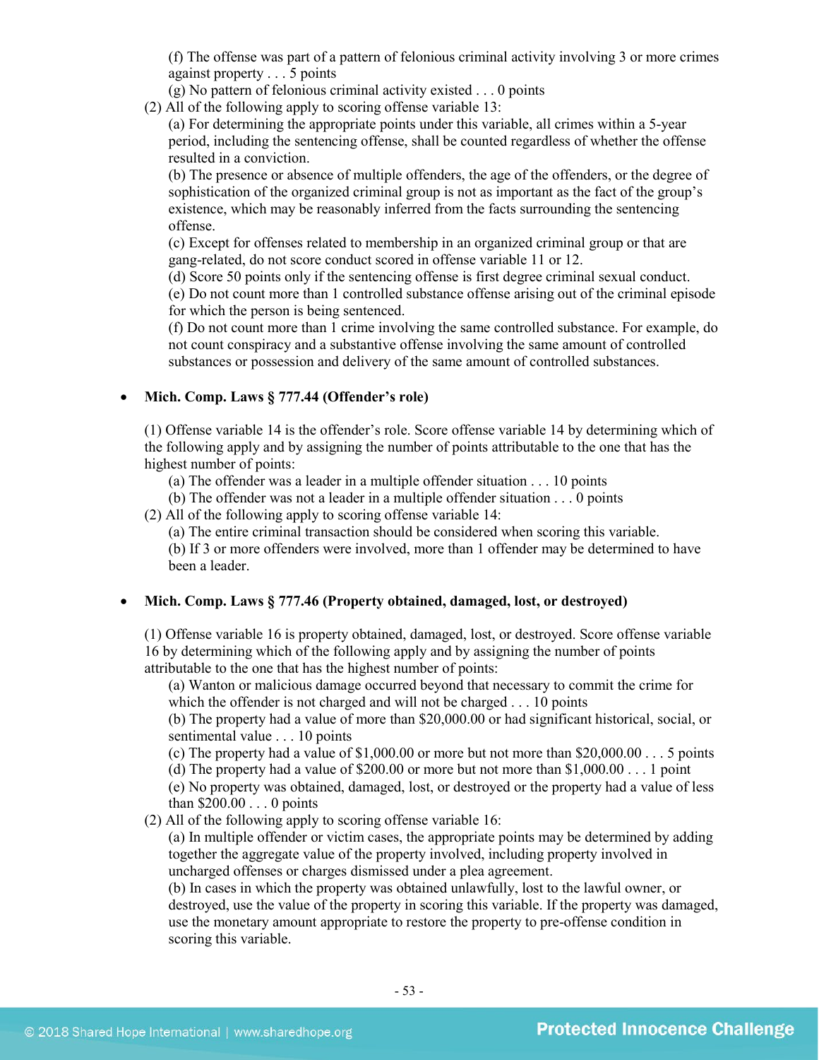(f) The offense was part of a pattern of felonious criminal activity involving 3 or more crimes against property . . . 5 points

(g) No pattern of felonious criminal activity existed . . . 0 points

(2) All of the following apply to scoring offense variable 13:

(a) For determining the appropriate points under this variable, all crimes within a 5-year period, including the sentencing offense, shall be counted regardless of whether the offense resulted in a conviction.

(b) The presence or absence of multiple offenders, the age of the offenders, or the degree of sophistication of the organized criminal group is not as important as the fact of the group's existence, which may be reasonably inferred from the facts surrounding the sentencing offense.

(c) Except for offenses related to membership in an organized criminal group or that are gang-related, do not score conduct scored in offense variable 11 or 12.

(d) Score 50 points only if the sentencing offense is first degree criminal sexual conduct.

(e) Do not count more than 1 controlled substance offense arising out of the criminal episode for which the person is being sentenced.

(f) Do not count more than 1 crime involving the same controlled substance. For example, do not count conspiracy and a substantive offense involving the same amount of controlled substances or possession and delivery of the same amount of controlled substances.

- **Mich. Comp. Laws § 777.44 (Offender's role)**

(1) Offense variable 14 is the offender's role. Score offense variable 14 by determining which of the following apply and by assigning the number of points attributable to the one that has the highest number of points:

(a) The offender was a leader in a multiple offender situation . . . 10 points

(b) The offender was not a leader in a multiple offender situation . . . 0 points

(2) All of the following apply to scoring offense variable 14:

(a) The entire criminal transaction should be considered when scoring this variable.

(b) If 3 or more offenders were involved, more than 1 offender may be determined to have been a leader.

- **Mich. Comp. Laws § 777.46 (Property obtained, damaged, lost, or destroyed)**

(1) Offense variable 16 is property obtained, damaged, lost, or destroyed. Score offense variable 16 by determining which of the following apply and by assigning the number of points attributable to the one that has the highest number of points:

(a) Wanton or malicious damage occurred beyond that necessary to commit the crime for which the offender is not charged and will not be charged . . . 10 points

(b) The property had a value of more than $20,000.00 or had significant historical, social, or sentimental value . . . 10 points

(c) The property had a value of $1,000.00 or more but not more than $20,000.00 . . . 5 points

(d) The property had a value of $200.00 or more but not more than $1,000.00 . . . 1 point

(e) No property was obtained, damaged, lost, or destroyed or the property had a value of less than $200.00 . . . 0 points

(2) All of the following apply to scoring offense variable 16:

(a) In multiple offender or victim cases, the appropriate points may be determined by adding together the aggregate value of the property involved, including property involved in uncharged offenses or charges dismissed under a plea agreement.

(b) In cases in which the property was obtained unlawfully, lost to the lawful owner, or destroyed, use the value of the property in scoring this variable. If the property was damaged, use the monetary amount appropriate to restore the property to pre-offense condition in scoring this variable.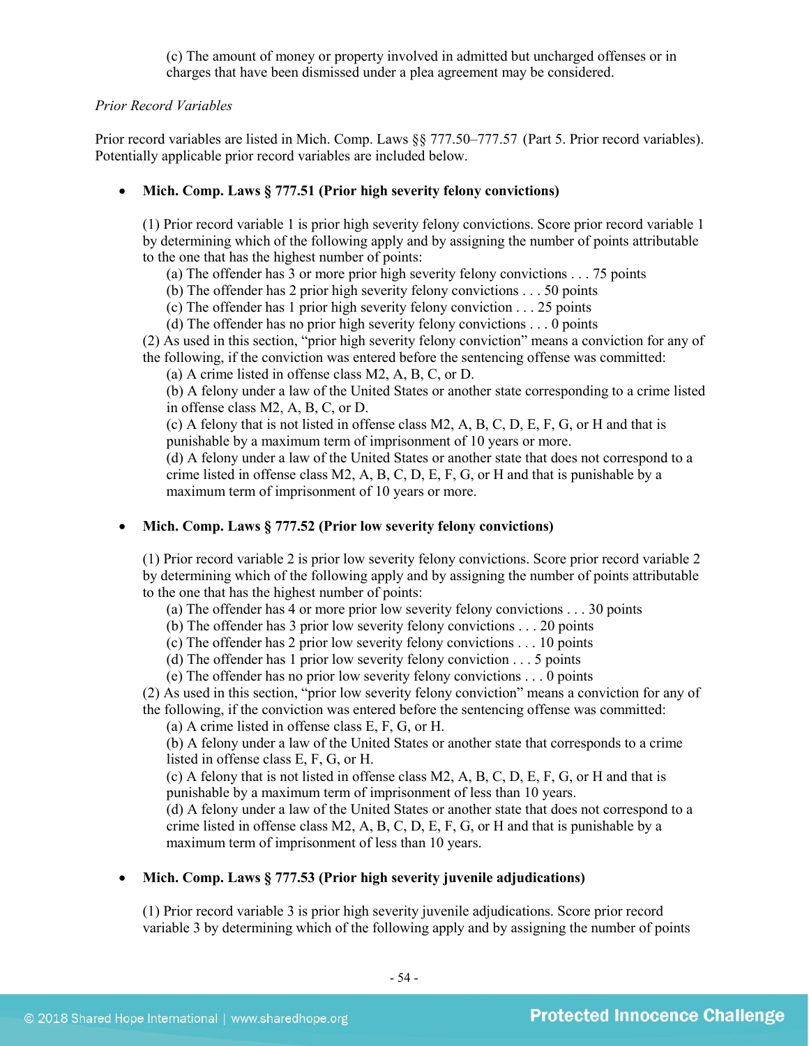(c) The amount of money or property involved in admitted but uncharged offenses or in charges that have been dismissed under a plea agreement may be considered.

*Prior Record Variables*

Prior record variables are listed in Mich. Comp. Laws §§ 777.50–777.57 (Part 5. Prior record variables). Potentially applicable prior record variables are included below.

- **Mich. Comp. Laws § 777.51 (Prior high severity felony convictions)**

  (1) Prior record variable 1 is prior high severity felony convictions. Score prior record variable 1 by determining which of the following apply and by assigning the number of points attributable to the one that has the highest number of points:
  
  (a) The offender has 3 or more prior high severity felony convictions . . . 75 points
  
  (b) The offender has 2 prior high severity felony convictions . . . 50 points
  
  (c) The offender has 1 prior high severity felony conviction . . . 25 points
  
  (d) The offender has no prior high severity felony convictions . . . 0 points
  
  (2) As used in this section, "prior high severity felony conviction" means a conviction for any of the following, if the conviction was entered before the sentencing offense was committed:
  
  (a) A crime listed in offense class M2, A, B, C, or D.
  
  (b) A felony under a law of the United States or another state corresponding to a crime listed in offense class M2, A, B, C, or D.
  
  (c) A felony that is not listed in offense class M2, A, B, C, D, E, F, G, or H and that is punishable by a maximum term of imprisonment of 10 years or more.
  
  (d) A felony under a law of the United States or another state that does not correspond to a crime listed in offense class M2, A, B, C, D, E, F, G, or H and that is punishable by a maximum term of imprisonment of 10 years or more.

- **Mich. Comp. Laws § 777.52 (Prior low severity felony convictions)**

  (1) Prior record variable 2 is prior low severity felony convictions. Score prior record variable 2 by determining which of the following apply and by assigning the number of points attributable to the one that has the highest number of points:
  
  (a) The offender has 4 or more prior low severity felony convictions . . . 30 points
  
  (b) The offender has 3 prior low severity felony convictions . . . 20 points
  
  (c) The offender has 2 prior low severity felony convictions . . . 10 points
  
  (d) The offender has 1 prior low severity felony conviction . . . 5 points
  
  (e) The offender has no prior low severity felony convictions . . . 0 points
  
  (2) As used in this section, "prior low severity felony conviction" means a conviction for any of the following, if the conviction was entered before the sentencing offense was committed:
  
  (a) A crime listed in offense class E, F, G, or H.
  
  (b) A felony under a law of the United States or another state that corresponds to a crime listed in offense class E, F, G, or H.
  
  (c) A felony that is not listed in offense class M2, A, B, C, D, E, F, G, or H and that is punishable by a maximum term of imprisonment of less than 10 years.
  
  (d) A felony under a law of the United States or another state that does not correspond to a crime listed in offense class M2, A, B, C, D, E, F, G, or H and that is punishable by a maximum term of imprisonment of less than 10 years.

- **Mich. Comp. Laws § 777.53 (Prior high severity juvenile adjudications)**

  (1) Prior record variable 3 is prior high severity juvenile adjudications. Score prior record variable 3 by determining which of the following apply and by assigning the number of points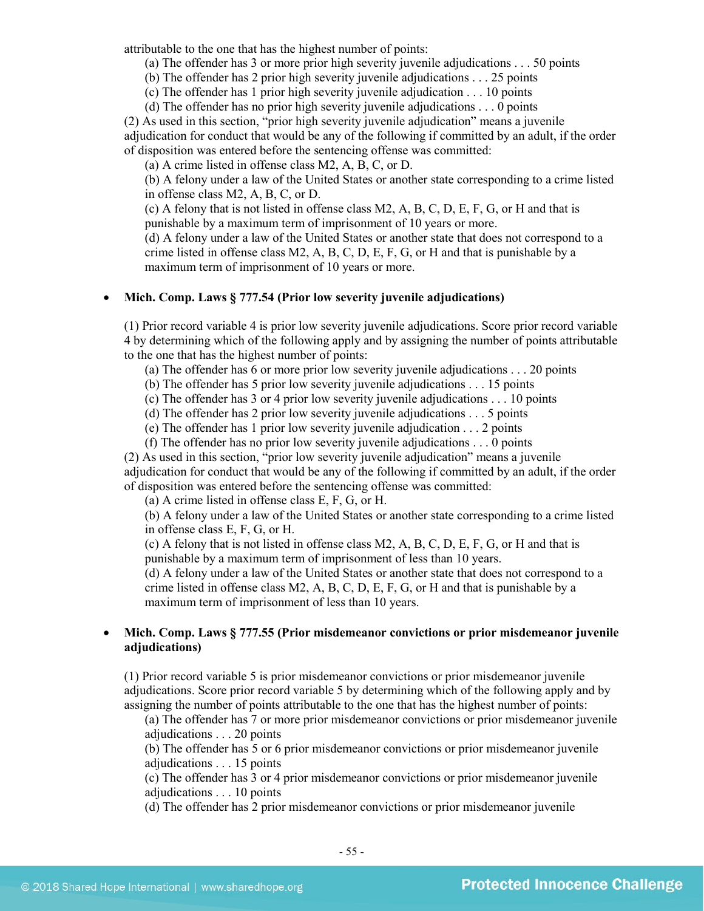attributable to the one that has the highest number of points:

(a) The offender has 3 or more prior high severity juvenile adjudications . . . 50 points
(b) The offender has 2 prior high severity juvenile adjudications . . . 25 points
(c) The offender has 1 prior high severity juvenile adjudication . . . 10 points
(d) The offender has no prior high severity juvenile adjudications . . . 0 points

(2) As used in this section, "prior high severity juvenile adjudication" means a juvenile adjudication for conduct that would be any of the following if committed by an adult, if the order of disposition was entered before the sentencing offense was committed:

(a) A crime listed in offense class M2, A, B, C, or D.
(b) A felony under a law of the United States or another state corresponding to a crime listed in offense class M2, A, B, C, or D.
(c) A felony that is not listed in offense class M2, A, B, C, D, E, F, G, or H and that is punishable by a maximum term of imprisonment of 10 years or more.
(d) A felony under a law of the United States or another state that does not correspond to a crime listed in offense class M2, A, B, C, D, E, F, G, or H and that is punishable by a maximum term of imprisonment of 10 years or more.

- **Mich. Comp. Laws § 777.54 (Prior low severity juvenile adjudications)**

(1) Prior record variable 4 is prior low severity juvenile adjudications. Score prior record variable 4 by determining which of the following apply and by assigning the number of points attributable to the one that has the highest number of points:

(a) The offender has 6 or more prior low severity juvenile adjudications . . . 20 points
(b) The offender has 5 prior low severity juvenile adjudications . . . 15 points
(c) The offender has 3 or 4 prior low severity juvenile adjudications . . . 10 points
(d) The offender has 2 prior low severity juvenile adjudications . . . 5 points
(e) The offender has 1 prior low severity juvenile adjudication . . . 2 points
(f) The offender has no prior low severity juvenile adjudications . . . 0 points

(2) As used in this section, "prior low severity juvenile adjudication" means a juvenile adjudication for conduct that would be any of the following if committed by an adult, if the order of disposition was entered before the sentencing offense was committed:

(a) A crime listed in offense class E, F, G, or H.
(b) A felony under a law of the United States or another state corresponding to a crime listed in offense class E, F, G, or H.
(c) A felony that is not listed in offense class M2, A, B, C, D, E, F, G, or H and that is punishable by a maximum term of imprisonment of less than 10 years.
(d) A felony under a law of the United States or another state that does not correspond to a crime listed in offense class M2, A, B, C, D, E, F, G, or H and that is punishable by a maximum term of imprisonment of less than 10 years.

- **Mich. Comp. Laws § 777.55 (Prior misdemeanor convictions or prior misdemeanor juvenile adjudications)**

(1) Prior record variable 5 is prior misdemeanor convictions or prior misdemeanor juvenile adjudications. Score prior record variable 5 by determining which of the following apply and by assigning the number of points attributable to the one that has the highest number of points:

(a) The offender has 7 or more prior misdemeanor convictions or prior misdemeanor juvenile adjudications . . . 20 points
(b) The offender has 5 or 6 prior misdemeanor convictions or prior misdemeanor juvenile adjudications . . . 15 points
(c) The offender has 3 or 4 prior misdemeanor convictions or prior misdemeanor juvenile adjudications . . . 10 points
(d) The offender has 2 prior misdemeanor convictions or prior misdemeanor juvenile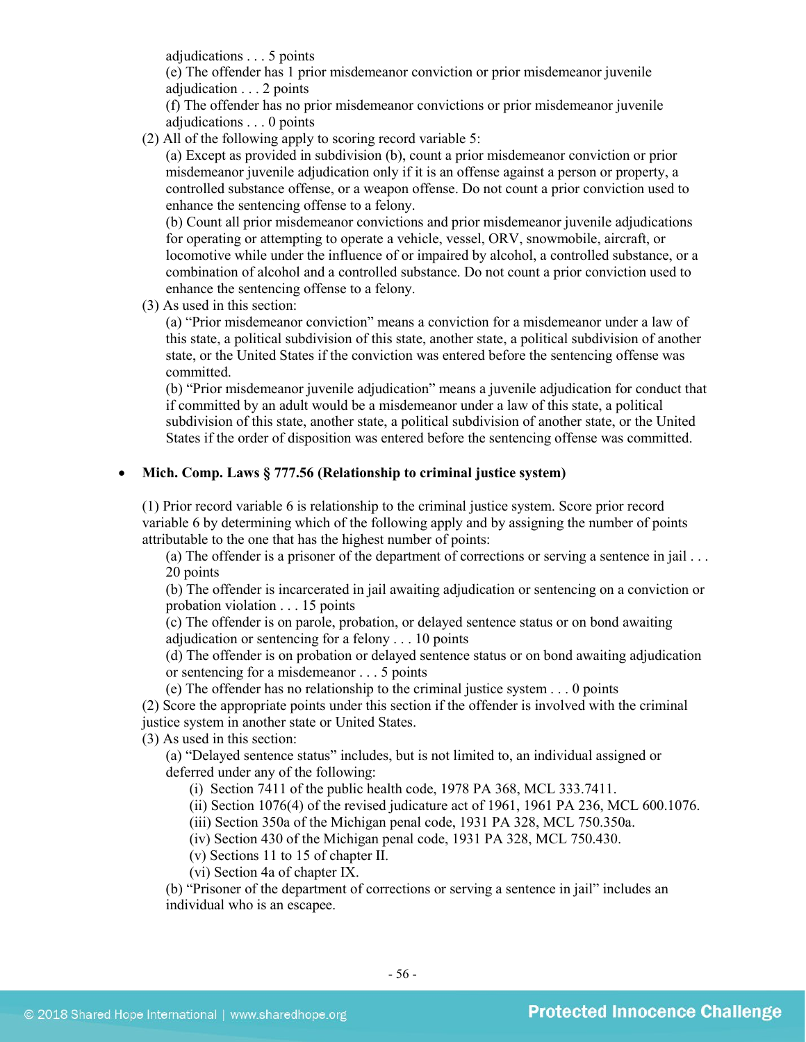adjudications . . . 5 points

(e) The offender has 1 prior misdemeanor conviction or prior misdemeanor juvenile adjudication . . . 2 points

(f) The offender has no prior misdemeanor convictions or prior misdemeanor juvenile adjudications . . . 0 points

(2) All of the following apply to scoring record variable 5:

(a) Except as provided in subdivision (b), count a prior misdemeanor conviction or prior misdemeanor juvenile adjudication only if it is an offense against a person or property, a controlled substance offense, or a weapon offense. Do not count a prior conviction used to enhance the sentencing offense to a felony.

(b) Count all prior misdemeanor convictions and prior misdemeanor juvenile adjudications for operating or attempting to operate a vehicle, vessel, ORV, snowmobile, aircraft, or locomotive while under the influence of or impaired by alcohol, a controlled substance, or a combination of alcohol and a controlled substance. Do not count a prior conviction used to enhance the sentencing offense to a felony.

(3) As used in this section:

(a) "Prior misdemeanor conviction" means a conviction for a misdemeanor under a law of this state, a political subdivision of this state, another state, a political subdivision of another state, or the United States if the conviction was entered before the sentencing offense was committed.

(b) "Prior misdemeanor juvenile adjudication" means a juvenile adjudication for conduct that if committed by an adult would be a misdemeanor under a law of this state, a political subdivision of this state, another state, a political subdivision of another state, or the United States if the order of disposition was entered before the sentencing offense was committed.

- **Mich. Comp. Laws § 777.56 (Relationship to criminal justice system)**

(1) Prior record variable 6 is relationship to the criminal justice system. Score prior record variable 6 by determining which of the following apply and by assigning the number of points attributable to the one that has the highest number of points:

(a) The offender is a prisoner of the department of corrections or serving a sentence in jail . . . 20 points

(b) The offender is incarcerated in jail awaiting adjudication or sentencing on a conviction or probation violation . . . 15 points

(c) The offender is on parole, probation, or delayed sentence status or on bond awaiting adjudication or sentencing for a felony . . . 10 points

(d) The offender is on probation or delayed sentence status or on bond awaiting adjudication or sentencing for a misdemeanor . . . 5 points

(e) The offender has no relationship to the criminal justice system . . . 0 points

(2) Score the appropriate points under this section if the offender is involved with the criminal justice system in another state or United States.

(3) As used in this section:

(a) "Delayed sentence status" includes, but is not limited to, an individual assigned or deferred under any of the following:

(i) Section 7411 of the public health code, 1978 PA 368, MCL 333.7411.

(ii) Section 1076(4) of the revised judicature act of 1961, 1961 PA 236, MCL 600.1076.

(iii) Section 350a of the Michigan penal code, 1931 PA 328, MCL 750.350a.

(iv) Section 430 of the Michigan penal code, 1931 PA 328, MCL 750.430.

(v) Sections 11 to 15 of chapter II.

(vi) Section 4a of chapter IX.

(b) "Prisoner of the department of corrections or serving a sentence in jail" includes an individual who is an escapee.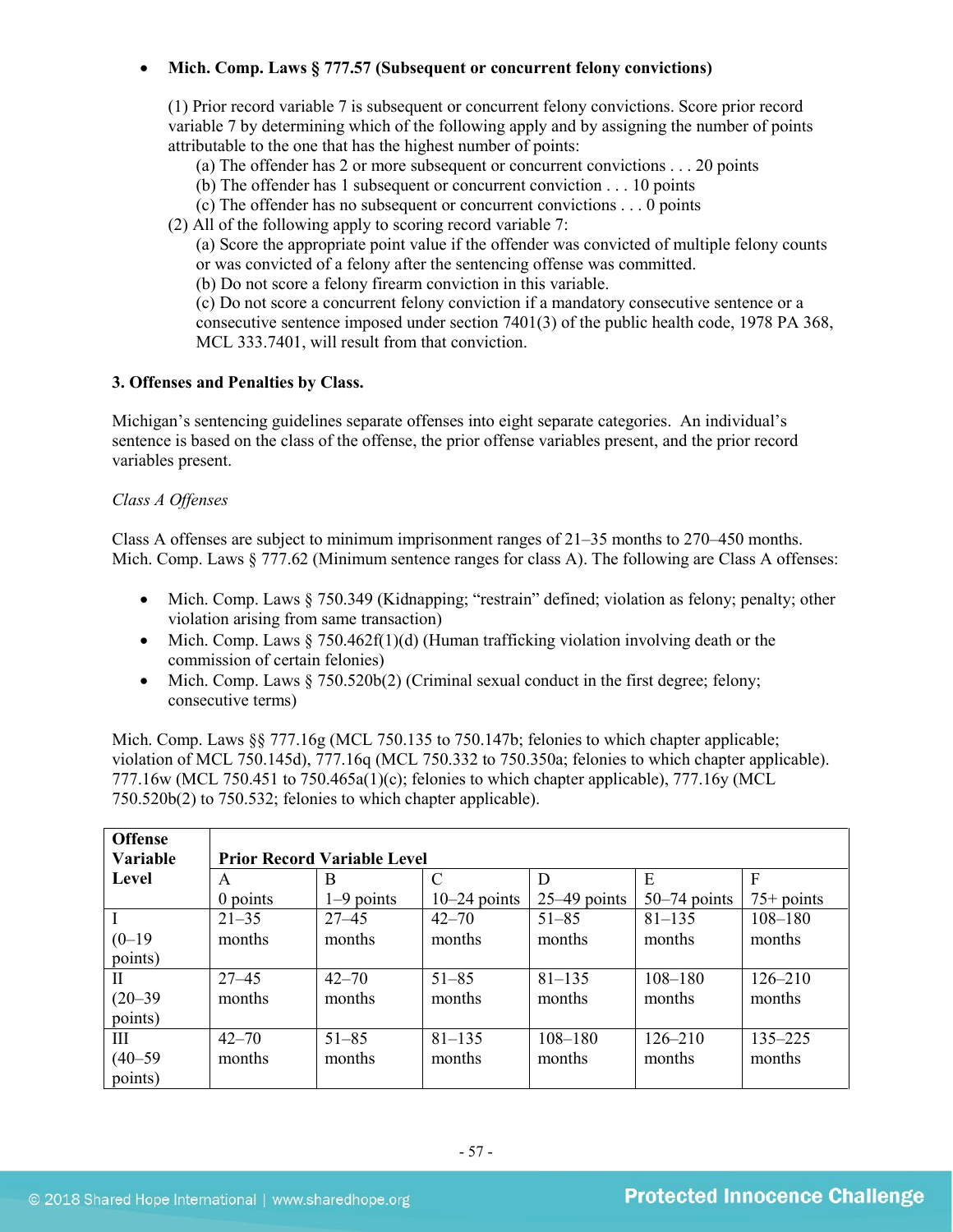- **Mich. Comp. Laws § 777.57 (Subsequent or concurrent felony convictions)**

  (1) Prior record variable 7 is subsequent or concurrent felony convictions. Score prior record variable 7 by determining which of the following apply and by assigning the number of points attributable to the one that has the highest number of points:

  (a) The offender has 2 or more subsequent or concurrent convictions . . . 20 points
  (b) The offender has 1 subsequent or concurrent conviction . . . 10 points
  (c) The offender has no subsequent or concurrent convictions . . . 0 points

  (2) All of the following apply to scoring record variable 7:

  (a) Score the appropriate point value if the offender was convicted of multiple felony counts or was convicted of a felony after the sentencing offense was committed.
  (b) Do not score a felony firearm conviction in this variable.
  (c) Do not score a concurrent felony conviction if a mandatory consecutive sentence or a consecutive sentence imposed under section 7401(3) of the public health code, 1978 PA 368, MCL 333.7401, will result from that conviction.

**3. Offenses and Penalties by Class.**

Michigan's sentencing guidelines separate offenses into eight separate categories. An individual's sentence is based on the class of the offense, the prior offense variables present, and the prior record variables present.

*Class A Offenses*

Class A offenses are subject to minimum imprisonment ranges of 21–35 months to 270–450 months. Mich. Comp. Laws § 777.62 (Minimum sentence ranges for class A). The following are Class A offenses:

- Mich. Comp. Laws § 750.349 (Kidnapping; "restrain" defined; violation as felony; penalty; other violation arising from same transaction)
- Mich. Comp. Laws § 750.462f(1)(d) (Human trafficking violation involving death or the commission of certain felonies)
- Mich. Comp. Laws § 750.520b(2) (Criminal sexual conduct in the first degree; felony; consecutive terms)

Mich. Comp. Laws §§ 777.16g (MCL 750.135 to 750.147b; felonies to which chapter applicable; violation of MCL 750.145d), 777.16q (MCL 750.332 to 750.350a; felonies to which chapter applicable). 777.16w (MCL 750.451 to 750.465a(1)(c); felonies to which chapter applicable), 777.16y (MCL 750.520b(2) to 750.532; felonies to which chapter applicable).

| Offense Variable Level | Prior Record Variable Level | | | | | |
|---|---|---|---|---|---|---|
| | A<br>0 points | B<br>1–9 points | C<br>10–24 points | D<br>25–49 points | E<br>50–74 points | F<br>75+ points |
| I<br>(0–19 points) | 21–35 months | 27–45 months | 42–70 months | 51–85 months | 81–135 months | 108–180 months |
| II<br>(20–39 points) | 27–45 months | 42–70 months | 51–85 months | 81–135 months | 108–180 months | 126–210 months |
| III<br>(40–59 points) | 42–70 months | 51–85 months | 81–135 months | 108–180 months | 126–210 months | 135–225 months |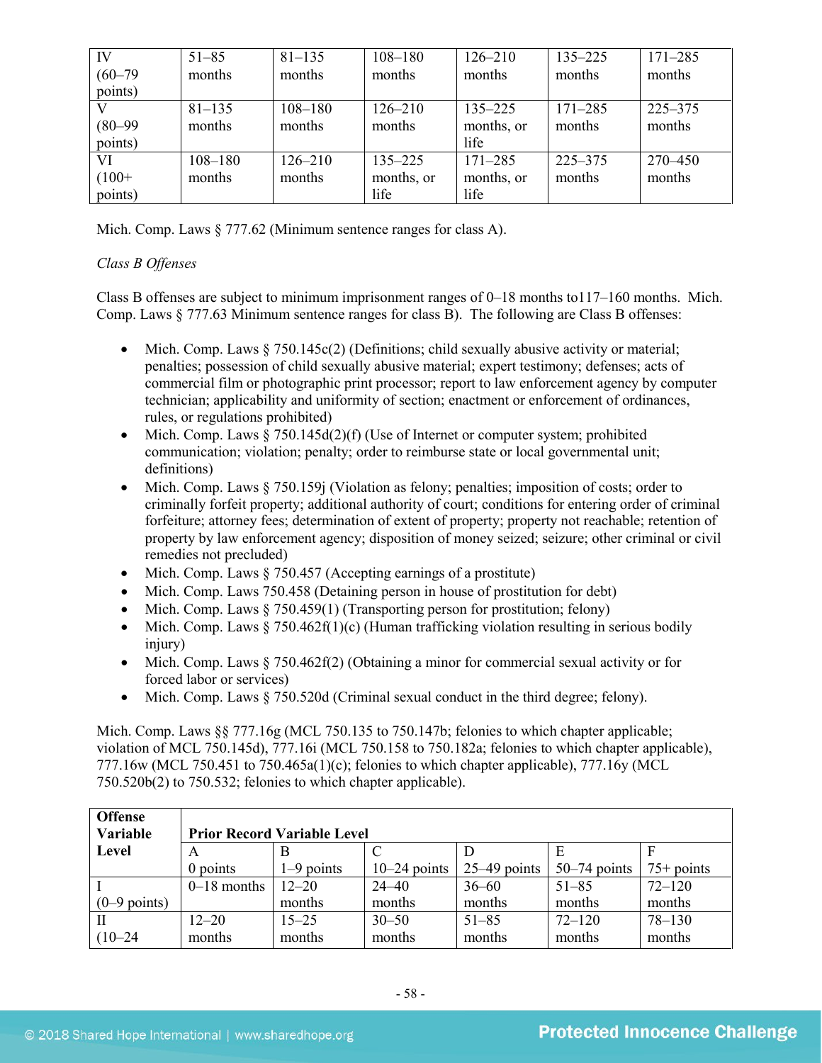| IV (60–79 points) | 51–85 months | 81–135 months | 108–180 months | 126–210 months | 135–225 months | 171–285 months |
|---|---|---|---|---|---|---|
| V (80–99 points) | 81–135 months | 108–180 months | 126–210 months | 135–225 months, or life | 171–285 months | 225–375 months |
| VI (100+ points) | 108–180 months | 126–210 months | 135–225 months, or life | 171–285 months, or life | 225–375 months | 270–450 months |

Mich. Comp. Laws § 777.62 (Minimum sentence ranges for class A).

*Class B Offenses*

Class B offenses are subject to minimum imprisonment ranges of 0–18 months to117–160 months. Mich. Comp. Laws § 777.63 Minimum sentence ranges for class B). The following are Class B offenses:

- Mich. Comp. Laws § 750.145c(2) (Definitions; child sexually abusive activity or material; penalties; possession of child sexually abusive material; expert testimony; defenses; acts of commercial film or photographic print processor; report to law enforcement agency by computer technician; applicability and uniformity of section; enactment or enforcement of ordinances, rules, or regulations prohibited)
- Mich. Comp. Laws § 750.145d(2)(f) (Use of Internet or computer system; prohibited communication; violation; penalty; order to reimburse state or local governmental unit; definitions)
- Mich. Comp. Laws § 750.159j (Violation as felony; penalties; imposition of costs; order to criminally forfeit property; additional authority of court; conditions for entering order of criminal forfeiture; attorney fees; determination of extent of property; property not reachable; retention of property by law enforcement agency; disposition of money seized; seizure; other criminal or civil remedies not precluded)
- Mich. Comp. Laws § 750.457 (Accepting earnings of a prostitute)
- Mich. Comp. Laws 750.458 (Detaining person in house of prostitution for debt)
- Mich. Comp. Laws § 750.459(1) (Transporting person for prostitution; felony)
- Mich. Comp. Laws § 750.462f(1)(c) (Human trafficking violation resulting in serious bodily injury)
- Mich. Comp. Laws § 750.462f(2) (Obtaining a minor for commercial sexual activity or for forced labor or services)
- Mich. Comp. Laws § 750.520d (Criminal sexual conduct in the third degree; felony).

Mich. Comp. Laws §§ 777.16g (MCL 750.135 to 750.147b; felonies to which chapter applicable; violation of MCL 750.145d), 777.16i (MCL 750.158 to 750.182a; felonies to which chapter applicable), 777.16w (MCL 750.451 to 750.465a(1)(c); felonies to which chapter applicable), 777.16y (MCL 750.520b(2) to 750.532; felonies to which chapter applicable).

| Offense Variable Level | Prior Record Variable Level | | | | | |
|---|---|---|---|---|---|---|
| | A 0 points | B 1–9 points | C 10–24 points | D 25–49 points | E 50–74 points | F 75+ points |
| I (0–9 points) | 0–18 months | 12–20 months | 24–40 months | 36–60 months | 51–85 months | 72–120 months |
| II (10–24 | 12–20 months | 15–25 months | 30–50 months | 51–85 months | 72–120 months | 78–130 months |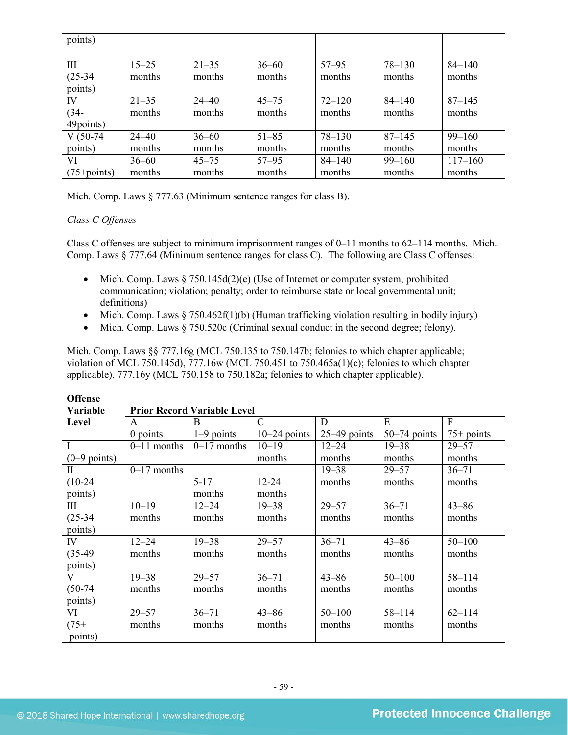| points) | | | | | | |
|---|---|---|---|---|---|---|
| III (25-34 points) | 15–25 months | 21–35 months | 36–60 months | 57–95 months | 78–130 months | 84–140 months |
| IV (34-49points) | 21–35 months | 24–40 months | 45–75 months | 72–120 months | 84–140 months | 87–145 months |
| V (50-74 points) | 24–40 months | 36–60 months | 51–85 months | 78–130 months | 87–145 months | 99–160 months |
| VI (75+points) | 36–60 months | 45–75 months | 57–95 months | 84–140 months | 99–160 months | 117–160 months |

Mich. Comp. Laws § 777.63 (Minimum sentence ranges for class B).

*Class C Offenses*

Class C offenses are subject to minimum imprisonment ranges of 0–11 months to 62–114 months. Mich. Comp. Laws § 777.64 (Minimum sentence ranges for class C). The following are Class C offenses:

- Mich. Comp. Laws § 750.145d(2)(e) (Use of Internet or computer system; prohibited communication; violation; penalty; order to reimburse state or local governmental unit; definitions)
- Mich. Comp. Laws § 750.462f(1)(b) (Human trafficking violation resulting in bodily injury)
- Mich. Comp. Laws § 750.520c (Criminal sexual conduct in the second degree; felony).

Mich. Comp. Laws §§ 777.16g (MCL 750.135 to 750.147b; felonies to which chapter applicable; violation of MCL 750.145d), 777.16w (MCL 750.451 to 750.465a(1)(c); felonies to which chapter applicable), 777.16y (MCL 750.158 to 750.182a; felonies to which chapter applicable).

| **Offense Variable Level** | **Prior Record Variable Level** | | | | | |
|---|---|---|---|---|---|---|
| | A 0 points | B 1–9 points | C 10–24 points | D 25–49 points | E 50–74 points | F 75+ points |
| I (0–9 points) | 0–11 months | 0–17 months | 10–19 months | 12–24 months | 19–38 months | 29–57 months |
| II (10-24 points) | 0–17 months | 5-17 months | 12-24 months | 19–38 months | 29–57 months | 36–71 months |
| III (25-34 points) | 10–19 months | 12–24 months | 19–38 months | 29–57 months | 36–71 months | 43–86 months |
| IV (35-49 points) | 12–24 months | 19–38 months | 29–57 months | 36–71 months | 43–86 months | 50–100 months |
| V (50-74 points) | 19–38 months | 29–57 months | 36–71 months | 43–86 months | 50–100 months | 58–114 months |
| VI (75+ points) | 29–57 months | 36–71 months | 43–86 months | 50–100 months | 58–114 months | 62–114 months |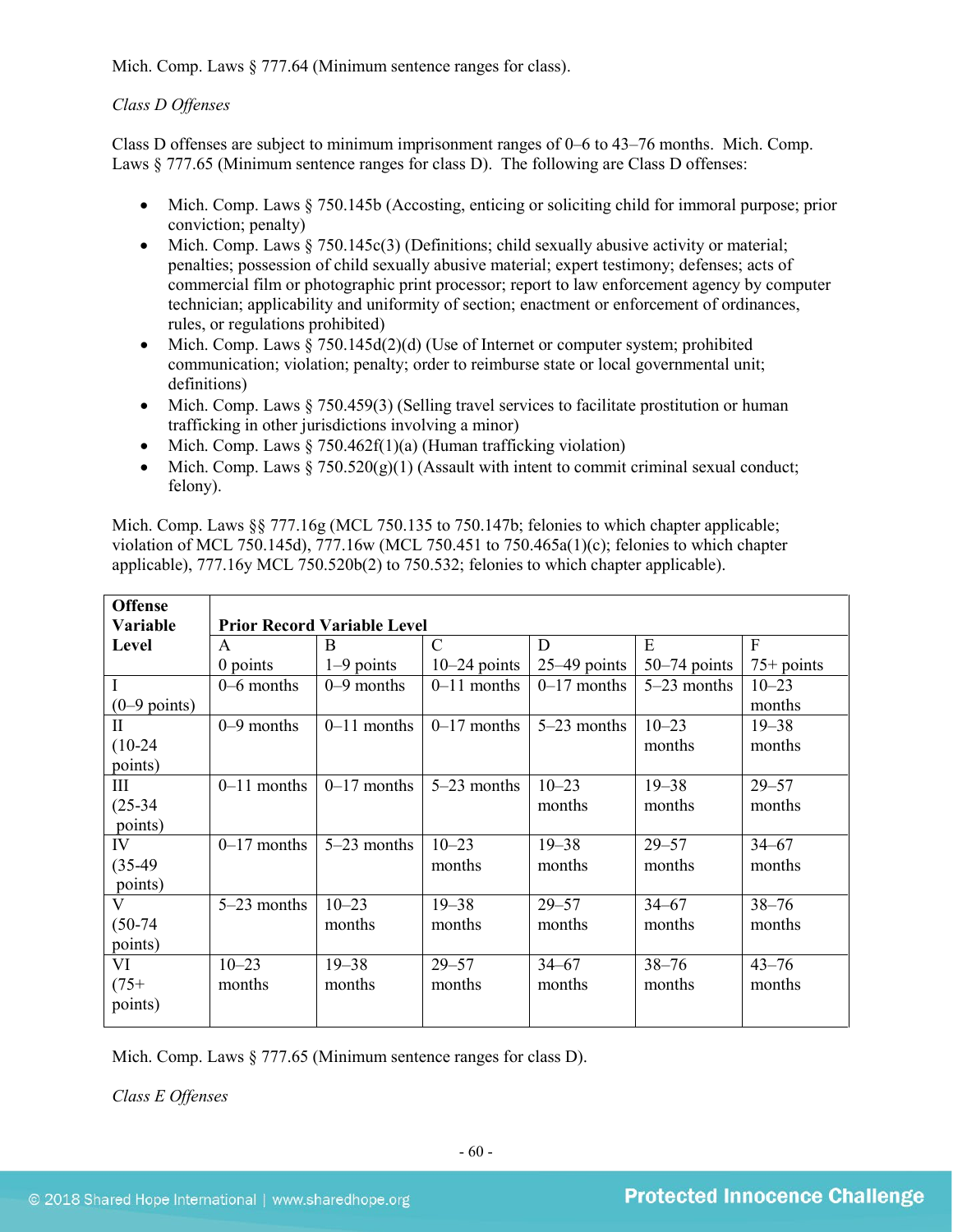Mich. Comp. Laws § 777.64 (Minimum sentence ranges for class).

*Class D Offenses*

Class D offenses are subject to minimum imprisonment ranges of 0–6 to 43–76 months. Mich. Comp. Laws § 777.65 (Minimum sentence ranges for class D). The following are Class D offenses:

- Mich. Comp. Laws § 750.145b (Accosting, enticing or soliciting child for immoral purpose; prior conviction; penalty)
- Mich. Comp. Laws § 750.145c(3) (Definitions; child sexually abusive activity or material; penalties; possession of child sexually abusive material; expert testimony; defenses; acts of commercial film or photographic print processor; report to law enforcement agency by computer technician; applicability and uniformity of section; enactment or enforcement of ordinances, rules, or regulations prohibited)
- Mich. Comp. Laws § 750.145d(2)(d) (Use of Internet or computer system; prohibited communication; violation; penalty; order to reimburse state or local governmental unit; definitions)
- Mich. Comp. Laws § 750.459(3) (Selling travel services to facilitate prostitution or human trafficking in other jurisdictions involving a minor)
- Mich. Comp. Laws § 750.462f(1)(a) (Human trafficking violation)
- Mich. Comp. Laws § 750.520(g)(1) (Assault with intent to commit criminal sexual conduct; felony).

Mich. Comp. Laws §§ 777.16g (MCL 750.135 to 750.147b; felonies to which chapter applicable; violation of MCL 750.145d), 777.16w (MCL 750.451 to 750.465a(1)(c); felonies to which chapter applicable), 777.16y MCL 750.520b(2) to 750.532; felonies to which chapter applicable).

| Offense Variable Level | Prior Record Variable Level | | | | | |
|---|---|---|---|---|---|---|
| | A 0 points | B 1–9 points | C 10–24 points | D 25–49 points | E 50–74 points | F 75+ points |
| I (0–9 points) | 0–6 months | 0–9 months | 0–11 months | 0–17 months | 5–23 months | 10–23 months |
| II (10-24 points) | 0–9 months | 0–11 months | 0–17 months | 5–23 months | 10–23 months | 19–38 months |
| III (25-34 points) | 0–11 months | 0–17 months | 5–23 months | 10–23 months | 19–38 months | 29–57 months |
| IV (35-49 points) | 0–17 months | 5–23 months | 10–23 months | 19–38 months | 29–57 months | 34–67 months |
| V (50-74 points) | 5–23 months | 10–23 months | 19–38 months | 29–57 months | 34–67 months | 38–76 months |
| VI (75+ points) | 10–23 months | 19–38 months | 29–57 months | 34–67 months | 38–76 months | 43–76 months |

Mich. Comp. Laws § 777.65 (Minimum sentence ranges for class D).

*Class E Offenses*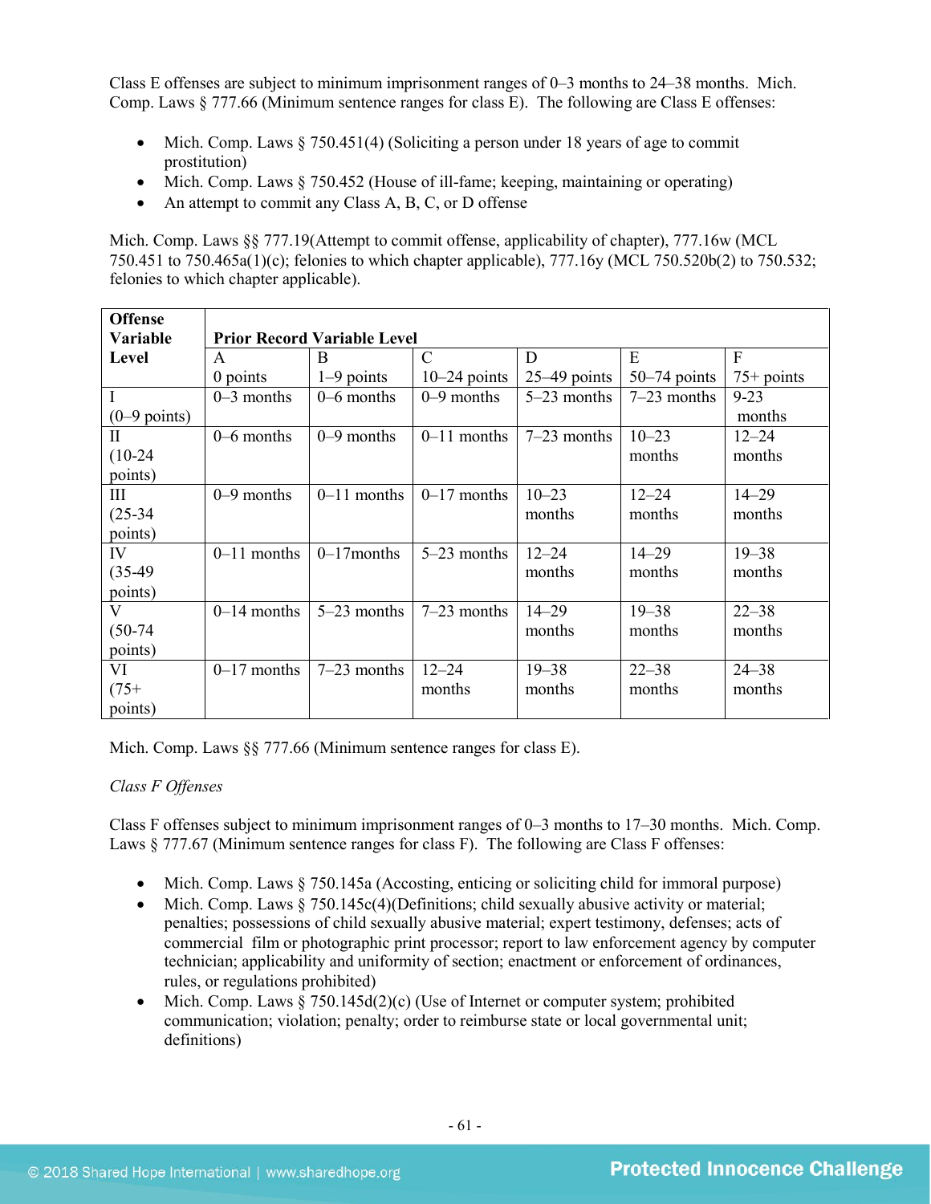Class E offenses are subject to minimum imprisonment ranges of 0–3 months to 24–38 months. Mich. Comp. Laws § 777.66 (Minimum sentence ranges for class E). The following are Class E offenses:

- Mich. Comp. Laws § 750.451(4) (Soliciting a person under 18 years of age to commit prostitution)
- Mich. Comp. Laws § 750.452 (House of ill-fame; keeping, maintaining or operating)
- An attempt to commit any Class A, B, C, or D offense

Mich. Comp. Laws §§ 777.19(Attempt to commit offense, applicability of chapter), 777.16w (MCL 750.451 to 750.465a(1)(c); felonies to which chapter applicable), 777.16y (MCL 750.520b(2) to 750.532; felonies to which chapter applicable).

| Offense Variable Level | Prior Record Variable Level | | | | | |
|---|---|---|---|---|---|---|
| | A 0 points | B 1–9 points | C 10–24 points | D 25–49 points | E 50–74 points | F 75+ points |
| I (0–9 points) | 0–3 months | 0–6 months | 0–9 months | 5–23 months | 7–23 months | 9-23 months |
| II (10-24 points) | 0–6 months | 0–9 months | 0–11 months | 7–23 months | 10–23 months | 12–24 months |
| III (25-34 points) | 0–9 months | 0–11 months | 0–17 months | 10–23 months | 12–24 months | 14–29 months |
| IV (35-49 points) | 0–11 months | 0–17months | 5–23 months | 12–24 months | 14–29 months | 19–38 months |
| V (50-74 points) | 0–14 months | 5–23 months | 7–23 months | 14–29 months | 19–38 months | 22–38 months |
| VI (75+ points) | 0–17 months | 7–23 months | 12–24 months | 19–38 months | 22–38 months | 24–38 months |

Mich. Comp. Laws §§ 777.66 (Minimum sentence ranges for class E).

*Class F Offenses*

Class F offenses subject to minimum imprisonment ranges of 0–3 months to 17–30 months. Mich. Comp. Laws § 777.67 (Minimum sentence ranges for class F). The following are Class F offenses:

- Mich. Comp. Laws § 750.145a (Accosting, enticing or soliciting child for immoral purpose)
- Mich. Comp. Laws § 750.145c(4)(Definitions; child sexually abusive activity or material; penalties; possessions of child sexually abusive material; expert testimony, defenses; acts of commercial film or photographic print processor; report to law enforcement agency by computer technician; applicability and uniformity of section; enactment or enforcement of ordinances, rules, or regulations prohibited)
- Mich. Comp. Laws § 750.145d(2)(c) (Use of Internet or computer system; prohibited communication; violation; penalty; order to reimburse state or local governmental unit; definitions)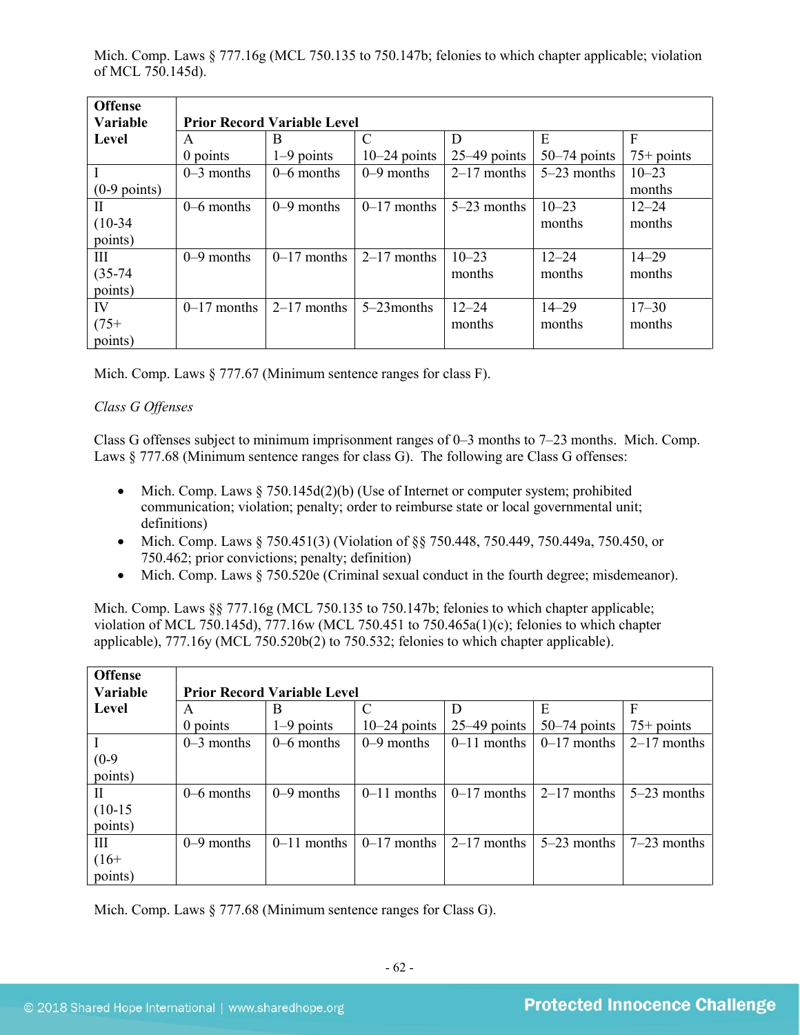Mich. Comp. Laws § 777.16g (MCL 750.135 to 750.147b; felonies to which chapter applicable; violation of MCL 750.145d).

| Offense Variable Level | Prior Record Variable Level | | | | | |
|---|---|---|---|---|---|---|
| | A<br>0 points | B<br>1–9 points | C<br>10–24 points | D<br>25–49 points | E<br>50–74 points | F<br>75+ points |
| I<br>(0-9 points) | 0–3 months | 0–6 months | 0–9 months | 2–17 months | 5–23 months | 10–23 months |
| II<br>(10-34 points) | 0–6 months | 0–9 months | 0–17 months | 5–23 months | 10–23 months | 12–24 months |
| III<br>(35-74 points) | 0–9 months | 0–17 months | 2–17 months | 10–23 months | 12–24 months | 14–29 months |
| IV<br>(75+ points) | 0–17 months | 2–17 months | 5–23months | 12–24 months | 14–29 months | 17–30 months |

Mich. Comp. Laws § 777.67 (Minimum sentence ranges for class F).

*Class G Offenses*

Class G offenses subject to minimum imprisonment ranges of 0–3 months to 7–23 months. Mich. Comp. Laws § 777.68 (Minimum sentence ranges for class G). The following are Class G offenses:

- Mich. Comp. Laws § 750.145d(2)(b) (Use of Internet or computer system; prohibited communication; violation; penalty; order to reimburse state or local governmental unit; definitions)
- Mich. Comp. Laws § 750.451(3) (Violation of §§ 750.448, 750.449, 750.449a, 750.450, or 750.462; prior convictions; penalty; definition)
- Mich. Comp. Laws § 750.520e (Criminal sexual conduct in the fourth degree; misdemeanor).

Mich. Comp. Laws §§ 777.16g (MCL 750.135 to 750.147b; felonies to which chapter applicable; violation of MCL 750.145d), 777.16w (MCL 750.451 to 750.465a(1)(c); felonies to which chapter applicable), 777.16y (MCL 750.520b(2) to 750.532; felonies to which chapter applicable).

| Offense Variable Level | Prior Record Variable Level | | | | | |
|---|---|---|---|---|---|---|
| | A<br>0 points | B<br>1–9 points | C<br>10–24 points | D<br>25–49 points | E<br>50–74 points | F<br>75+ points |
| I<br>(0-9 points) | 0–3 months | 0–6 months | 0–9 months | 0–11 months | 0–17 months | 2–17 months |
| II<br>(10-15 points) | 0–6 months | 0–9 months | 0–11 months | 0–17 months | 2–17 months | 5–23 months |
| III<br>(16+ points) | 0–9 months | 0–11 months | 0–17 months | 2–17 months | 5–23 months | 7–23 months |

Mich. Comp. Laws § 777.68 (Minimum sentence ranges for Class G).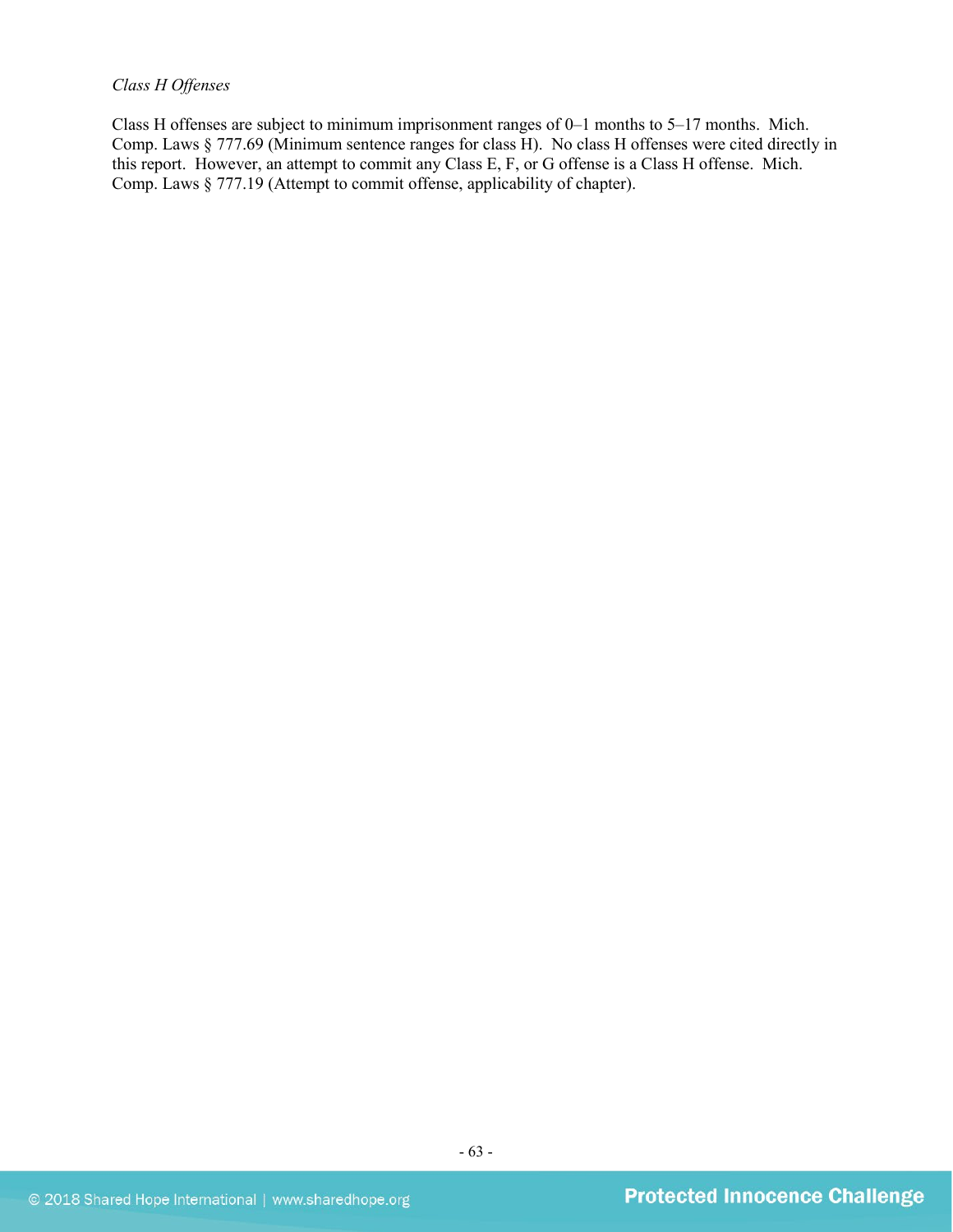*Class H Offenses*

Class H offenses are subject to minimum imprisonment ranges of 0–1 months to 5–17 months. Mich. Comp. Laws § 777.69 (Minimum sentence ranges for class H). No class H offenses were cited directly in this report. However, an attempt to commit any Class E, F, or G offense is a Class H offense. Mich. Comp. Laws § 777.19 (Attempt to commit offense, applicability of chapter).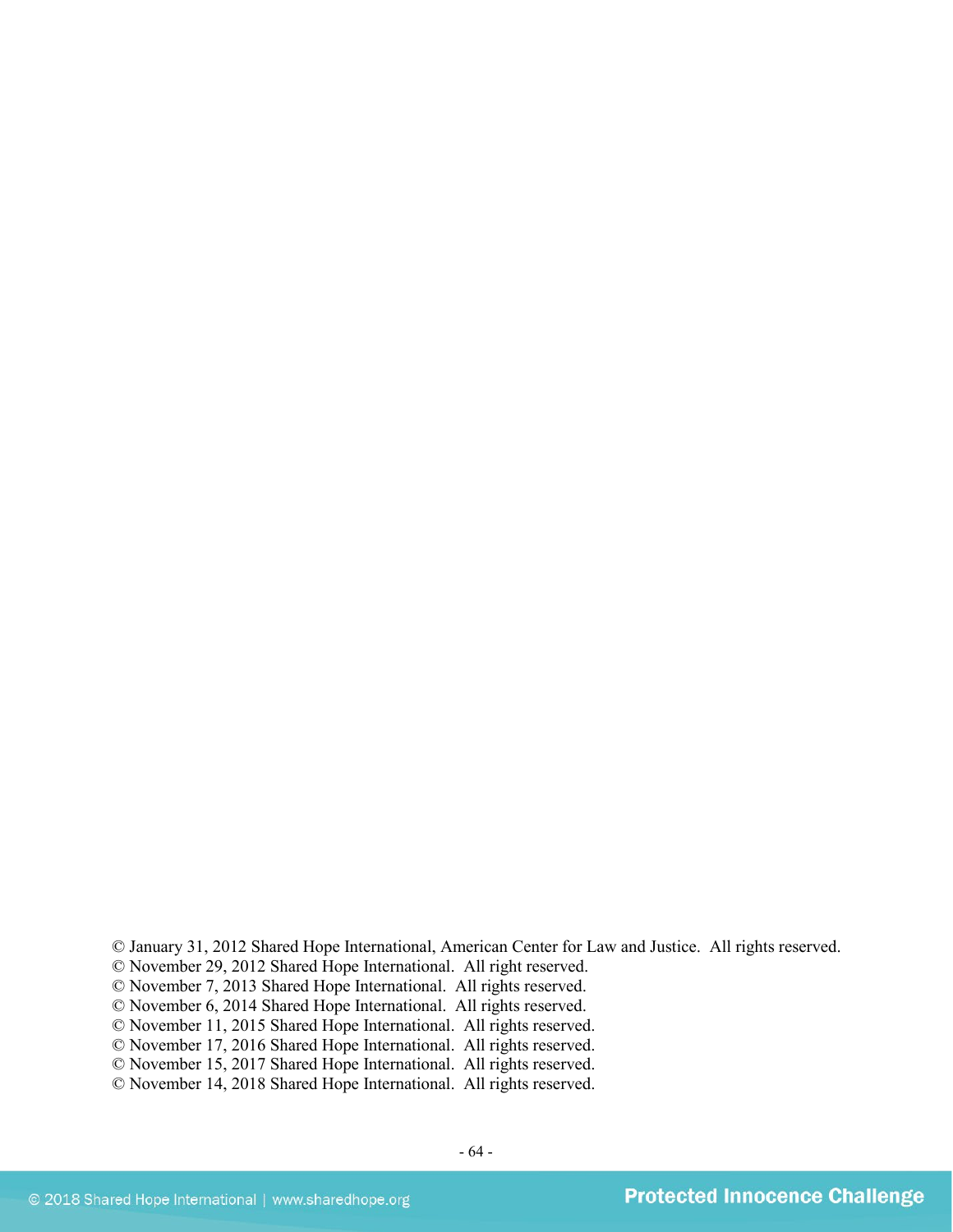© January 31, 2012 Shared Hope International, American Center for Law and Justice. All rights reserved.
© November 29, 2012 Shared Hope International. All right reserved.
© November 7, 2013 Shared Hope International. All rights reserved.
© November 6, 2014 Shared Hope International. All rights reserved.
© November 11, 2015 Shared Hope International. All rights reserved.
© November 17, 2016 Shared Hope International. All rights reserved.
© November 15, 2017 Shared Hope International. All rights reserved.
© November 14, 2018 Shared Hope International. All rights reserved.